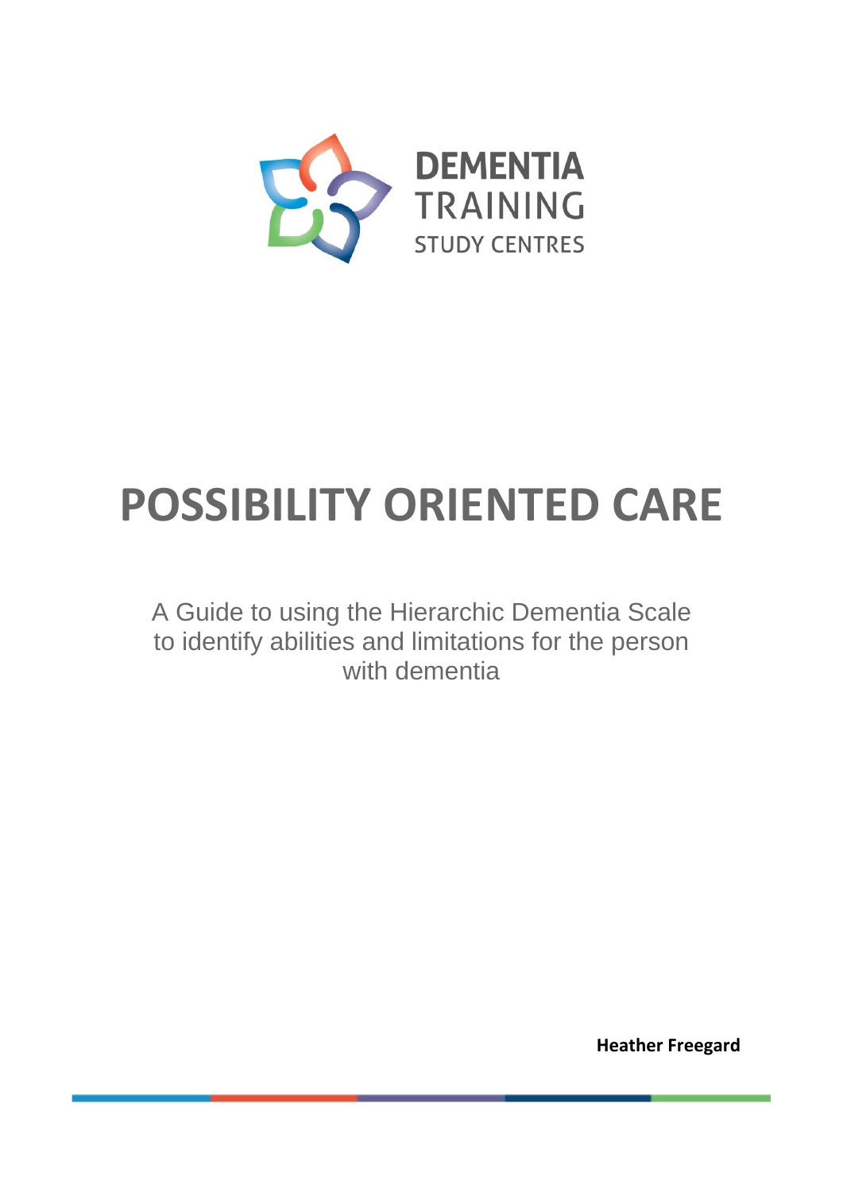DEMENTIA TRAINING STUDY CENTRES

# POSSIBILITY ORIENTED CARE

A Guide to using the Hierarchic Dementia Scale to identify abilities and limitations for the person with dementia

**Heather Freegard**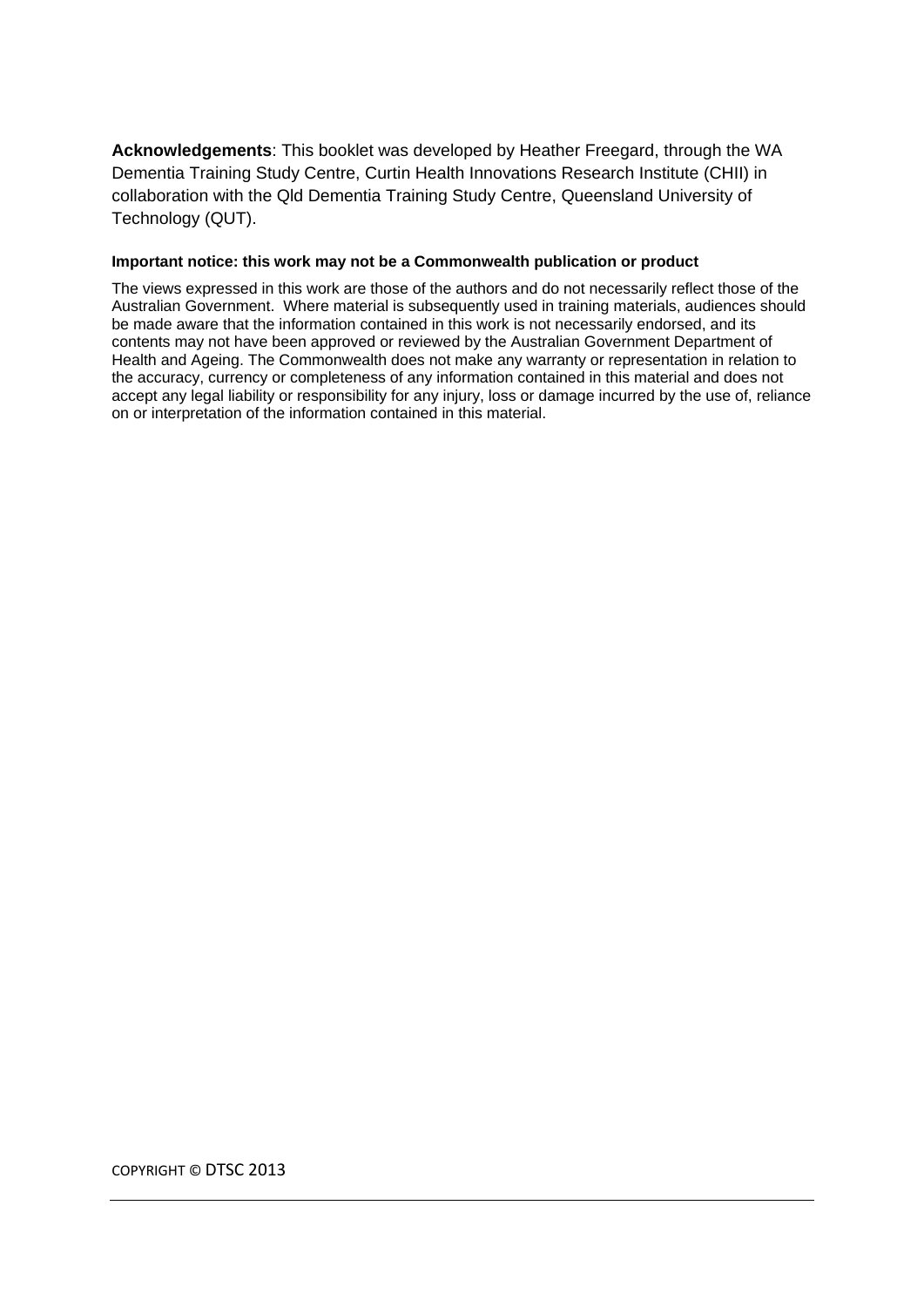**Acknowledgements**: This booklet was developed by Heather Freegard, through the WA Dementia Training Study Centre, Curtin Health Innovations Research Institute (CHII) in collaboration with the Qld Dementia Training Study Centre, Queensland University of Technology (QUT).

**Important notice: this work may not be a Commonwealth publication or product**

The views expressed in this work are those of the authors and do not necessarily reflect those of the Australian Government. Where material is subsequently used in training materials, audiences should be made aware that the information contained in this work is not necessarily endorsed, and its contents may not have been approved or reviewed by the Australian Government Department of Health and Ageing. The Commonwealth does not make any warranty or representation in relation to the accuracy, currency or completeness of any information contained in this material and does not accept any legal liability or responsibility for any injury, loss or damage incurred by the use of, reliance on or interpretation of the information contained in this material.

COPYRIGHT © DTSC 2013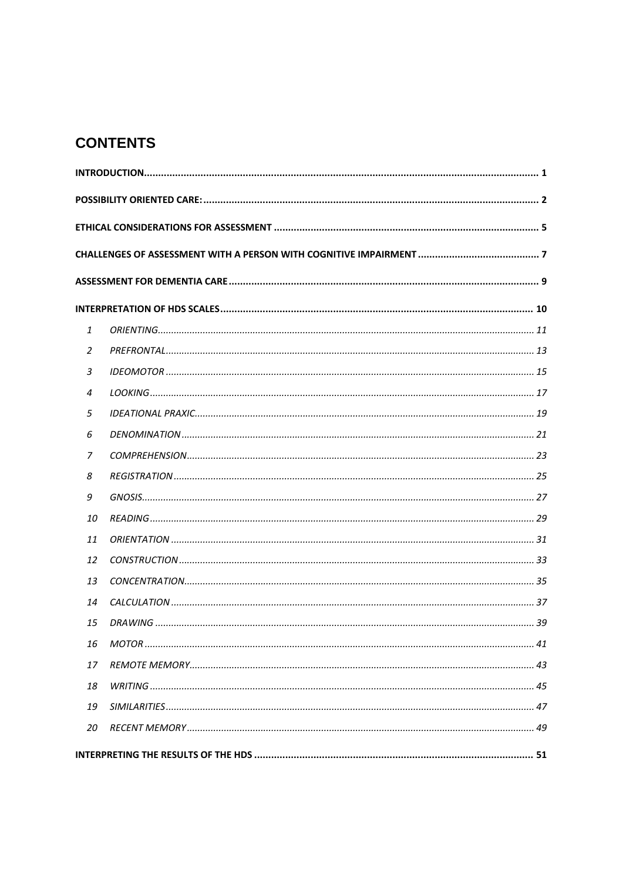## CONTENTS

**INTRODUCTION** .......... **1**

**POSSIBILITY ORIENTED CARE:** .......... **2**

**ETHICAL CONSIDERATIONS FOR ASSESSMENT** .......... **5**

**CHALLENGES OF ASSESSMENT WITH A PERSON WITH COGNITIVE IMPAIRMENT** .......... **7**

**ASSESSMENT FOR DEMENTIA CARE** .......... **9**

**INTERPRETATION OF HDS SCALES** .......... **10**

*1 ORIENTING* .......... *11*

*2 PREFRONTAL* .......... *13*

*3 IDEOMOTOR* .......... *15*

*4 LOOKING* .......... *17*

*5 IDEATIONAL PRAXIC* .......... *19*

*6 DENOMINATION* .......... *21*

*7 COMPREHENSION* .......... *23*

*8 REGISTRATION* .......... *25*

*9 GNOSIS* .......... *27*

*10 READING* .......... *29*

*11 ORIENTATION* .......... *31*

*12 CONSTRUCTION* .......... *33*

*13 CONCENTRATION* .......... *35*

*14 CALCULATION* .......... *37*

*15 DRAWING* .......... *39*

*16 MOTOR* .......... *41*

*17 REMOTE MEMORY* .......... *43*

*18 WRITING* .......... *45*

*19 SIMILARITIES* .......... *47*

*20 RECENT MEMORY* .......... *49*

**INTERPRETING THE RESULTS OF THE HDS** .......... **51**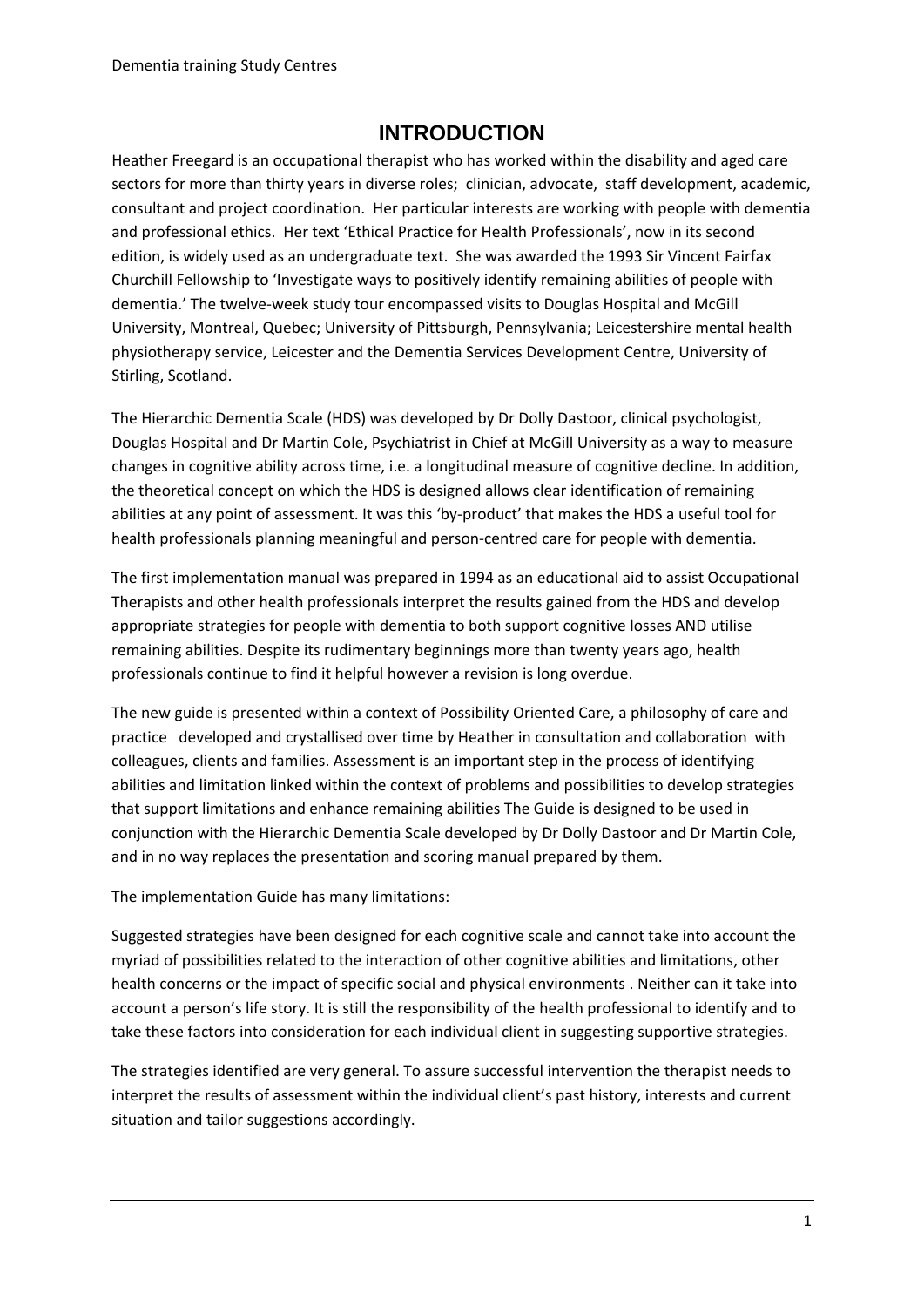# INTRODUCTION

Heather Freegard is an occupational therapist who has worked within the disability and aged care sectors for more than thirty years in diverse roles; clinician, advocate, staff development, academic, consultant and project coordination. Her particular interests are working with people with dementia and professional ethics. Her text 'Ethical Practice for Health Professionals', now in its second edition, is widely used as an undergraduate text. She was awarded the 1993 Sir Vincent Fairfax Churchill Fellowship to 'Investigate ways to positively identify remaining abilities of people with dementia.' The twelve-week study tour encompassed visits to Douglas Hospital and McGill University, Montreal, Quebec; University of Pittsburgh, Pennsylvania; Leicestershire mental health physiotherapy service, Leicester and the Dementia Services Development Centre, University of Stirling, Scotland.

The Hierarchic Dementia Scale (HDS) was developed by Dr Dolly Dastoor, clinical psychologist, Douglas Hospital and Dr Martin Cole, Psychiatrist in Chief at McGill University as a way to measure changes in cognitive ability across time, i.e. a longitudinal measure of cognitive decline. In addition, the theoretical concept on which the HDS is designed allows clear identification of remaining abilities at any point of assessment. It was this 'by-product' that makes the HDS a useful tool for health professionals planning meaningful and person-centred care for people with dementia.

The first implementation manual was prepared in 1994 as an educational aid to assist Occupational Therapists and other health professionals interpret the results gained from the HDS and develop appropriate strategies for people with dementia to both support cognitive losses AND utilise remaining abilities. Despite its rudimentary beginnings more than twenty years ago, health professionals continue to find it helpful however a revision is long overdue.

The new guide is presented within a context of Possibility Oriented Care, a philosophy of care and practice developed and crystallised over time by Heather in consultation and collaboration with colleagues, clients and families. Assessment is an important step in the process of identifying abilities and limitation linked within the context of problems and possibilities to develop strategies that support limitations and enhance remaining abilities The Guide is designed to be used in conjunction with the Hierarchic Dementia Scale developed by Dr Dolly Dastoor and Dr Martin Cole, and in no way replaces the presentation and scoring manual prepared by them.

The implementation Guide has many limitations:

Suggested strategies have been designed for each cognitive scale and cannot take into account the myriad of possibilities related to the interaction of other cognitive abilities and limitations, other health concerns or the impact of specific social and physical environments . Neither can it take into account a person's life story. It is still the responsibility of the health professional to identify and to take these factors into consideration for each individual client in suggesting supportive strategies.

The strategies identified are very general. To assure successful intervention the therapist needs to interpret the results of assessment within the individual client's past history, interests and current situation and tailor suggestions accordingly.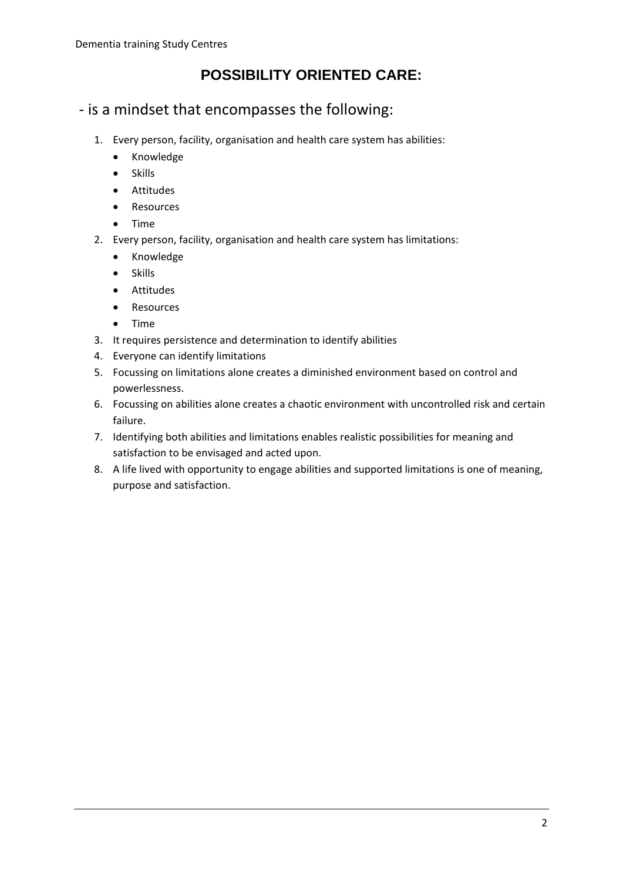# POSSIBILITY ORIENTED CARE:

## - is a mindset that encompasses the following:

1. Every person, facility, organisation and health care system has abilities:
   - Knowledge
   - Skills
   - Attitudes
   - Resources
   - Time
2. Every person, facility, organisation and health care system has limitations:
   - Knowledge
   - Skills
   - Attitudes
   - Resources
   - Time
3. It requires persistence and determination to identify abilities
4. Everyone can identify limitations
5. Focussing on limitations alone creates a diminished environment based on control and powerlessness.
6. Focussing on abilities alone creates a chaotic environment with uncontrolled risk and certain failure.
7. Identifying both abilities and limitations enables realistic possibilities for meaning and satisfaction to be envisaged and acted upon.
8. A life lived with opportunity to engage abilities and supported limitations is one of meaning, purpose and satisfaction.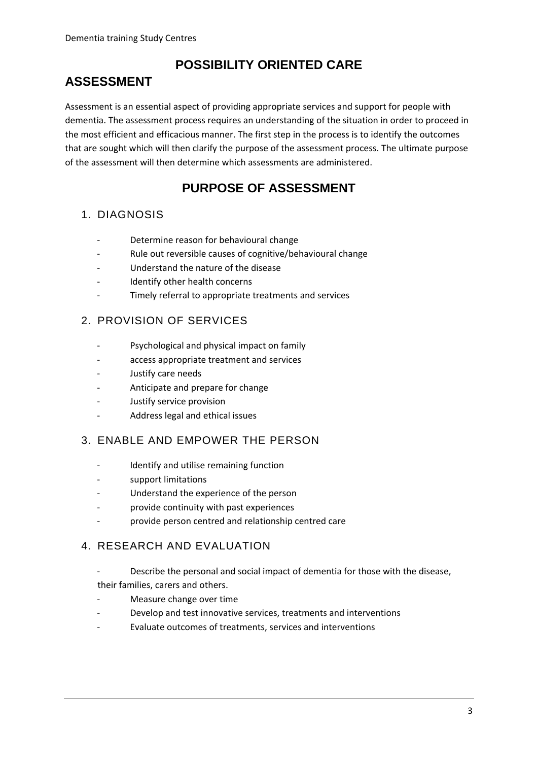# POSSIBILITY ORIENTED CARE

## ASSESSMENT

Assessment is an essential aspect of providing appropriate services and support for people with dementia. The assessment process requires an understanding of the situation in order to proceed in the most efficient and efficacious manner. The first step in the process is to identify the outcomes that are sought which will then clarify the purpose of the assessment process. The ultimate purpose of the assessment will then determine which assessments are administered.

## PURPOSE OF ASSESSMENT

### 1. DIAGNOSIS

- Determine reason for behavioural change
- Rule out reversible causes of cognitive/behavioural change
- Understand the nature of the disease
- Identify other health concerns
- Timely referral to appropriate treatments and services

### 2. PROVISION OF SERVICES

- Psychological and physical impact on family
- access appropriate treatment and services
- Justify care needs
- Anticipate and prepare for change
- Justify service provision
- Address legal and ethical issues

### 3. ENABLE AND EMPOWER THE PERSON

- Identify and utilise remaining function
- support limitations
- Understand the experience of the person
- provide continuity with past experiences
- provide person centred and relationship centred care

### 4. RESEARCH AND EVALUATION

- Describe the personal and social impact of dementia for those with the disease, their families, carers and others.
- Measure change over time
- Develop and test innovative services, treatments and interventions
- Evaluate outcomes of treatments, services and interventions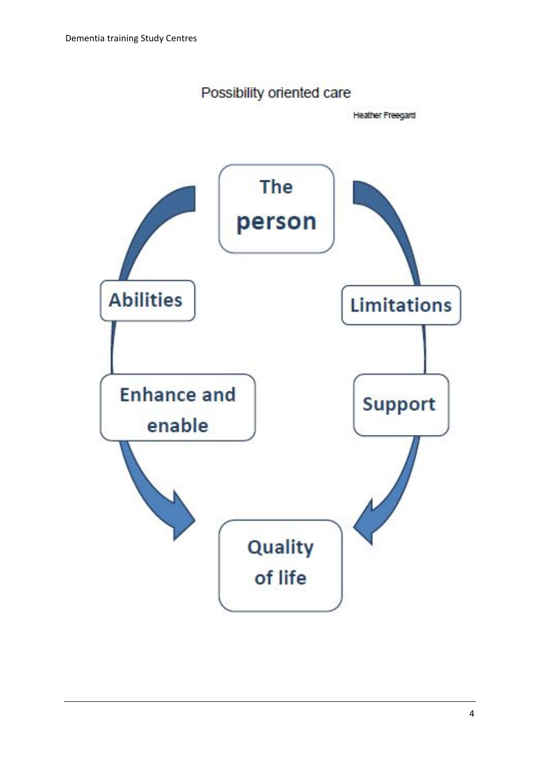Possibility oriented care

Heather Freegard

The person

Abilities

Limitations

Enhance and enable

Support

Quality of life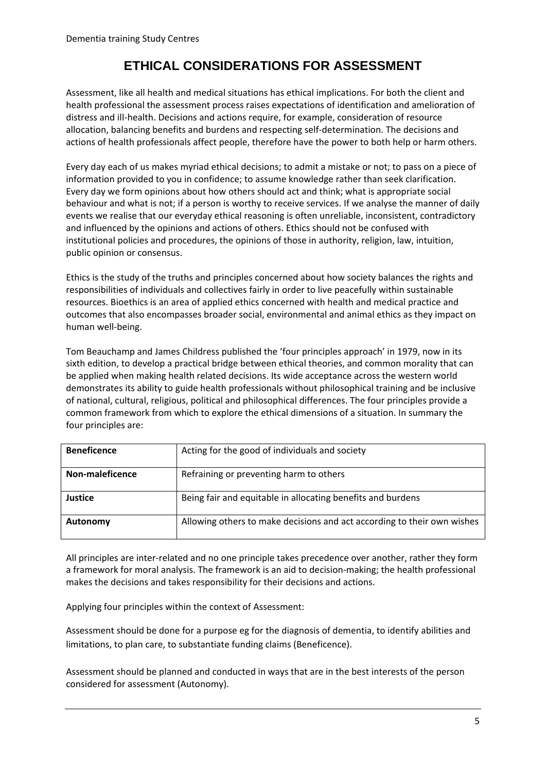# ETHICAL CONSIDERATIONS FOR ASSESSMENT

Assessment, like all health and medical situations has ethical implications. For both the client and health professional the assessment process raises expectations of identification and amelioration of distress and ill-health. Decisions and actions require, for example, consideration of resource allocation, balancing benefits and burdens and respecting self-determination. The decisions and actions of health professionals affect people, therefore have the power to both help or harm others.

Every day each of us makes myriad ethical decisions; to admit a mistake or not; to pass on a piece of information provided to you in confidence; to assume knowledge rather than seek clarification. Every day we form opinions about how others should act and think; what is appropriate social behaviour and what is not; if a person is worthy to receive services. If we analyse the manner of daily events we realise that our everyday ethical reasoning is often unreliable, inconsistent, contradictory and influenced by the opinions and actions of others. Ethics should not be confused with institutional policies and procedures, the opinions of those in authority, religion, law, intuition, public opinion or consensus.

Ethics is the study of the truths and principles concerned about how society balances the rights and responsibilities of individuals and collectives fairly in order to live peacefully within sustainable resources. Bioethics is an area of applied ethics concerned with health and medical practice and outcomes that also encompasses broader social, environmental and animal ethics as they impact on human well-being.

Tom Beauchamp and James Childress published the 'four principles approach' in 1979, now in its sixth edition, to develop a practical bridge between ethical theories, and common morality that can be applied when making health related decisions. Its wide acceptance across the western world demonstrates its ability to guide health professionals without philosophical training and be inclusive of national, cultural, religious, political and philosophical differences. The four principles provide a common framework from which to explore the ethical dimensions of a situation. In summary the four principles are:

| | |
|---|---|
| **Beneficence** | Acting for the good of individuals and society |
| **Non-maleficence** | Refraining or preventing harm to others |
| **Justice** | Being fair and equitable in allocating benefits and burdens |
| **Autonomy** | Allowing others to make decisions and act according to their own wishes |

All principles are inter-related and no one principle takes precedence over another, rather they form a framework for moral analysis. The framework is an aid to decision-making; the health professional makes the decisions and takes responsibility for their decisions and actions.

Applying four principles within the context of Assessment:

Assessment should be done for a purpose eg for the diagnosis of dementia, to identify abilities and limitations, to plan care, to substantiate funding claims (Beneficence).

Assessment should be planned and conducted in ways that are in the best interests of the person considered for assessment (Autonomy).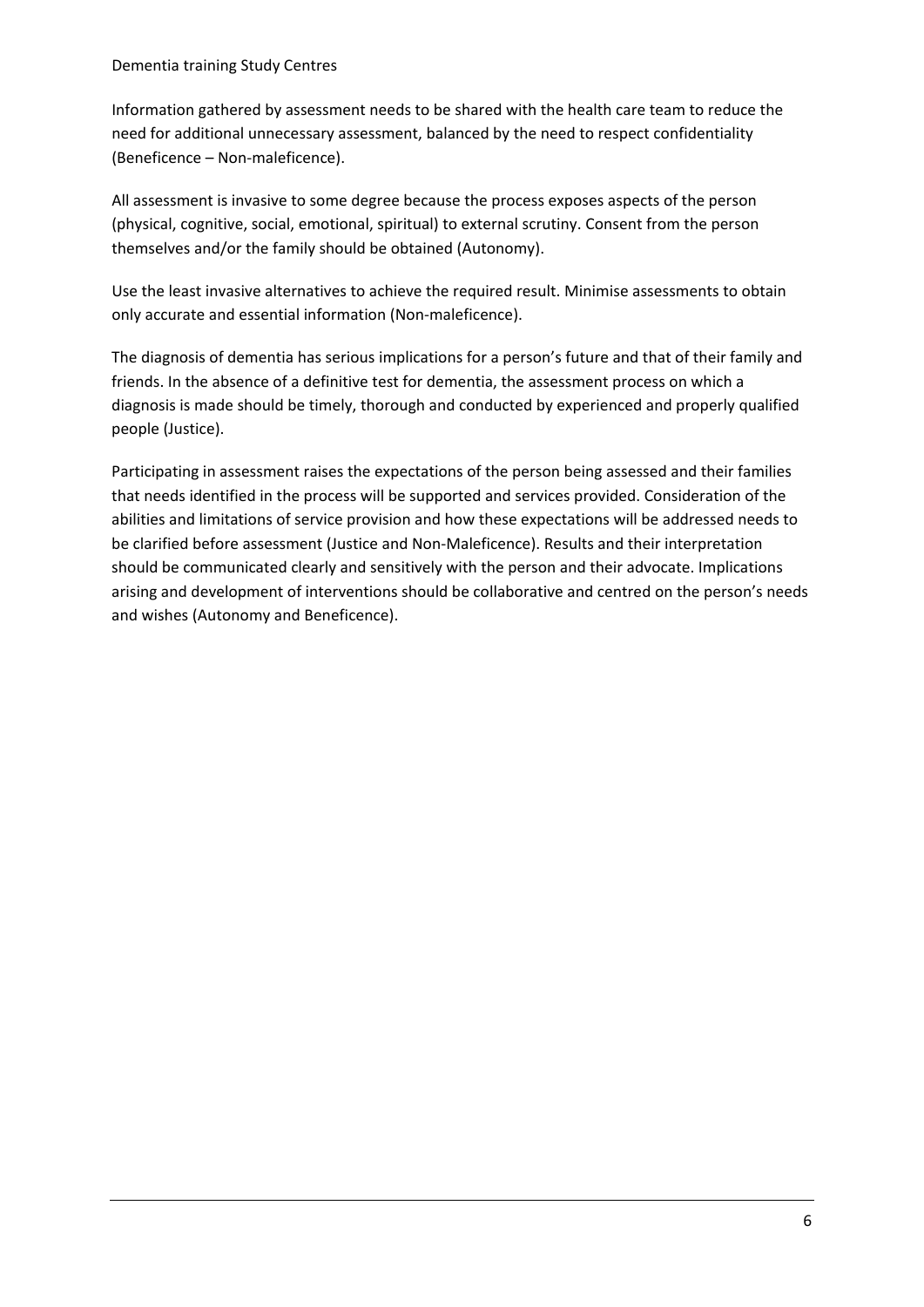Information gathered by assessment needs to be shared with the health care team to reduce the need for additional unnecessary assessment, balanced by the need to respect confidentiality (Beneficence – Non-maleficence).

All assessment is invasive to some degree because the process exposes aspects of the person (physical, cognitive, social, emotional, spiritual) to external scrutiny. Consent from the person themselves and/or the family should be obtained (Autonomy).

Use the least invasive alternatives to achieve the required result. Minimise assessments to obtain only accurate and essential information (Non-maleficence).

The diagnosis of dementia has serious implications for a person's future and that of their family and friends. In the absence of a definitive test for dementia, the assessment process on which a diagnosis is made should be timely, thorough and conducted by experienced and properly qualified people (Justice).

Participating in assessment raises the expectations of the person being assessed and their families that needs identified in the process will be supported and services provided. Consideration of the abilities and limitations of service provision and how these expectations will be addressed needs to be clarified before assessment (Justice and Non-Maleficence). Results and their interpretation should be communicated clearly and sensitively with the person and their advocate. Implications arising and development of interventions should be collaborative and centred on the person's needs and wishes (Autonomy and Beneficence).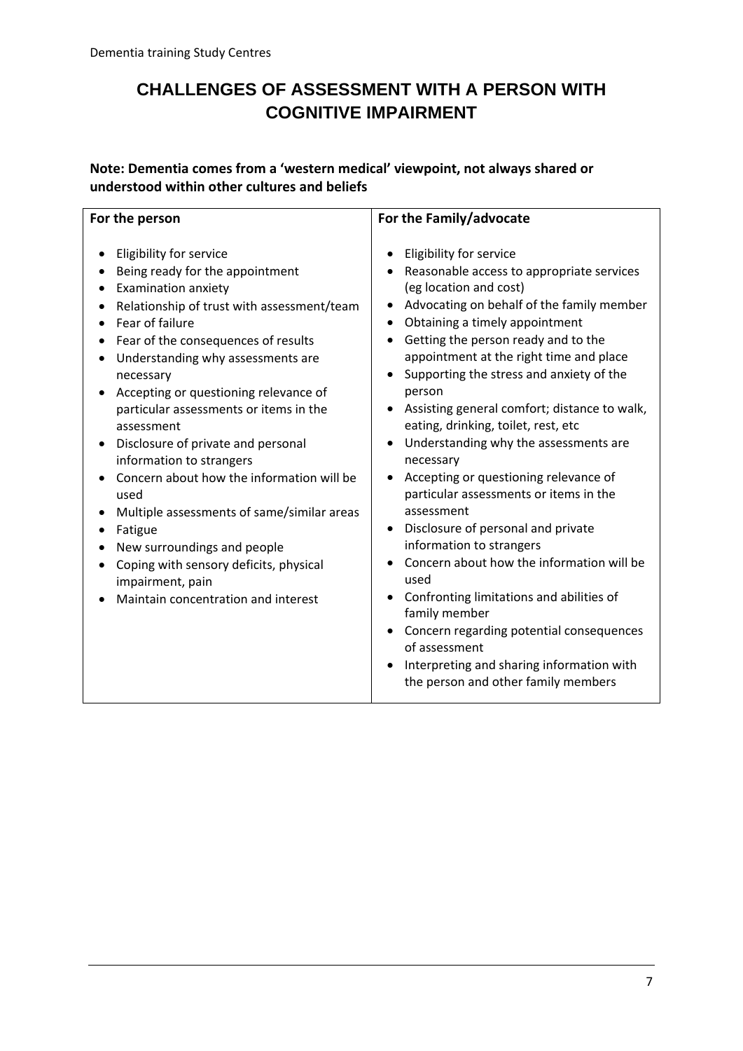# CHALLENGES OF ASSESSMENT WITH A PERSON WITH COGNITIVE IMPAIRMENT

**Note: Dementia comes from a 'western medical' viewpoint, not always shared or understood within other cultures and beliefs**

| For the person | For the Family/advocate |
|---|---|
| • Eligibility for service<br>• Being ready for the appointment<br>• Examination anxiety<br>• Relationship of trust with assessment/team<br>• Fear of failure<br>• Fear of the consequences of results<br>• Understanding why assessments are necessary<br>• Accepting or questioning relevance of particular assessments or items in the assessment<br>• Disclosure of private and personal information to strangers<br>• Concern about how the information will be used<br>• Multiple assessments of same/similar areas<br>• Fatigue<br>• New surroundings and people<br>• Coping with sensory deficits, physical impairment, pain<br>• Maintain concentration and interest | • Eligibility for service<br>• Reasonable access to appropriate services (eg location and cost)<br>• Advocating on behalf of the family member<br>• Obtaining a timely appointment<br>• Getting the person ready and to the appointment at the right time and place<br>• Supporting the stress and anxiety of the person<br>• Assisting general comfort; distance to walk, eating, drinking, toilet, rest, etc<br>• Understanding why the assessments are necessary<br>• Accepting or questioning relevance of particular assessments or items in the assessment<br>• Disclosure of personal and private information to strangers<br>• Concern about how the information will be used<br>• Confronting limitations and abilities of family member<br>• Concern regarding potential consequences of assessment<br>• Interpreting and sharing information with the person and other family members |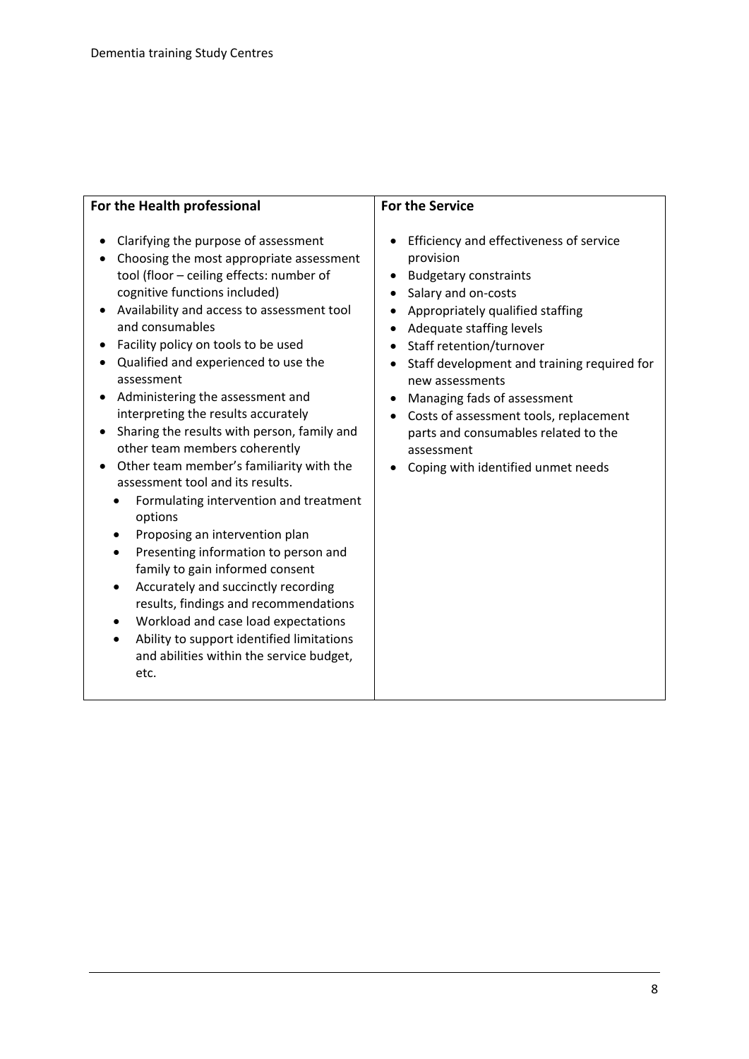| For the Health professional | For the Service |
|---|---|
| • Clarifying the purpose of assessment<br>• Choosing the most appropriate assessment tool (floor – ceiling effects: number of cognitive functions included)<br>• Availability and access to assessment tool and consumables<br>• Facility policy on tools to be used<br>• Qualified and experienced to use the assessment<br>• Administering the assessment and interpreting the results accurately<br>• Sharing the results with person, family and other team members coherently<br>• Other team member's familiarity with the assessment tool and its results.<br>&nbsp;&nbsp;• Formulating intervention and treatment options<br>&nbsp;&nbsp;• Proposing an intervention plan<br>&nbsp;&nbsp;• Presenting information to person and family to gain informed consent<br>&nbsp;&nbsp;• Accurately and succinctly recording results, findings and recommendations<br>&nbsp;&nbsp;• Workload and case load expectations<br>&nbsp;&nbsp;• Ability to support identified limitations and abilities within the service budget, etc. | • Efficiency and effectiveness of service provision<br>• Budgetary constraints<br>• Salary and on-costs<br>• Appropriately qualified staffing<br>• Adequate staffing levels<br>• Staff retention/turnover<br>• Staff development and training required for new assessments<br>• Managing fads of assessment<br>• Costs of assessment tools, replacement parts and consumables related to the assessment<br>• Coping with identified unmet needs |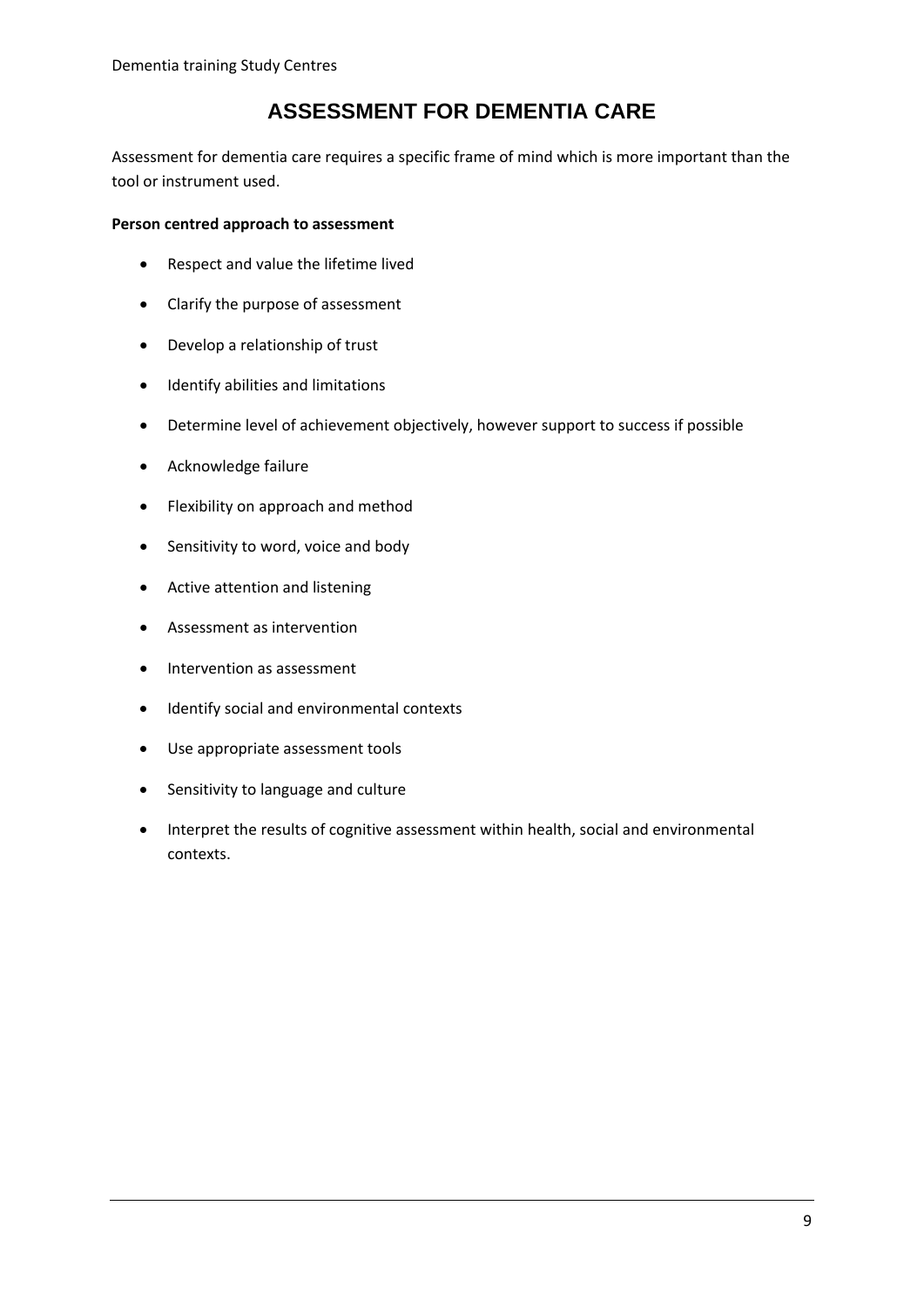# ASSESSMENT FOR DEMENTIA CARE

Assessment for dementia care requires a specific frame of mind which is more important than the tool or instrument used.

**Person centred approach to assessment**

- Respect and value the lifetime lived
- Clarify the purpose of assessment
- Develop a relationship of trust
- Identify abilities and limitations
- Determine level of achievement objectively, however support to success if possible
- Acknowledge failure
- Flexibility on approach and method
- Sensitivity to word, voice and body
- Active attention and listening
- Assessment as intervention
- Intervention as assessment
- Identify social and environmental contexts
- Use appropriate assessment tools
- Sensitivity to language and culture
- Interpret the results of cognitive assessment within health, social and environmental contexts.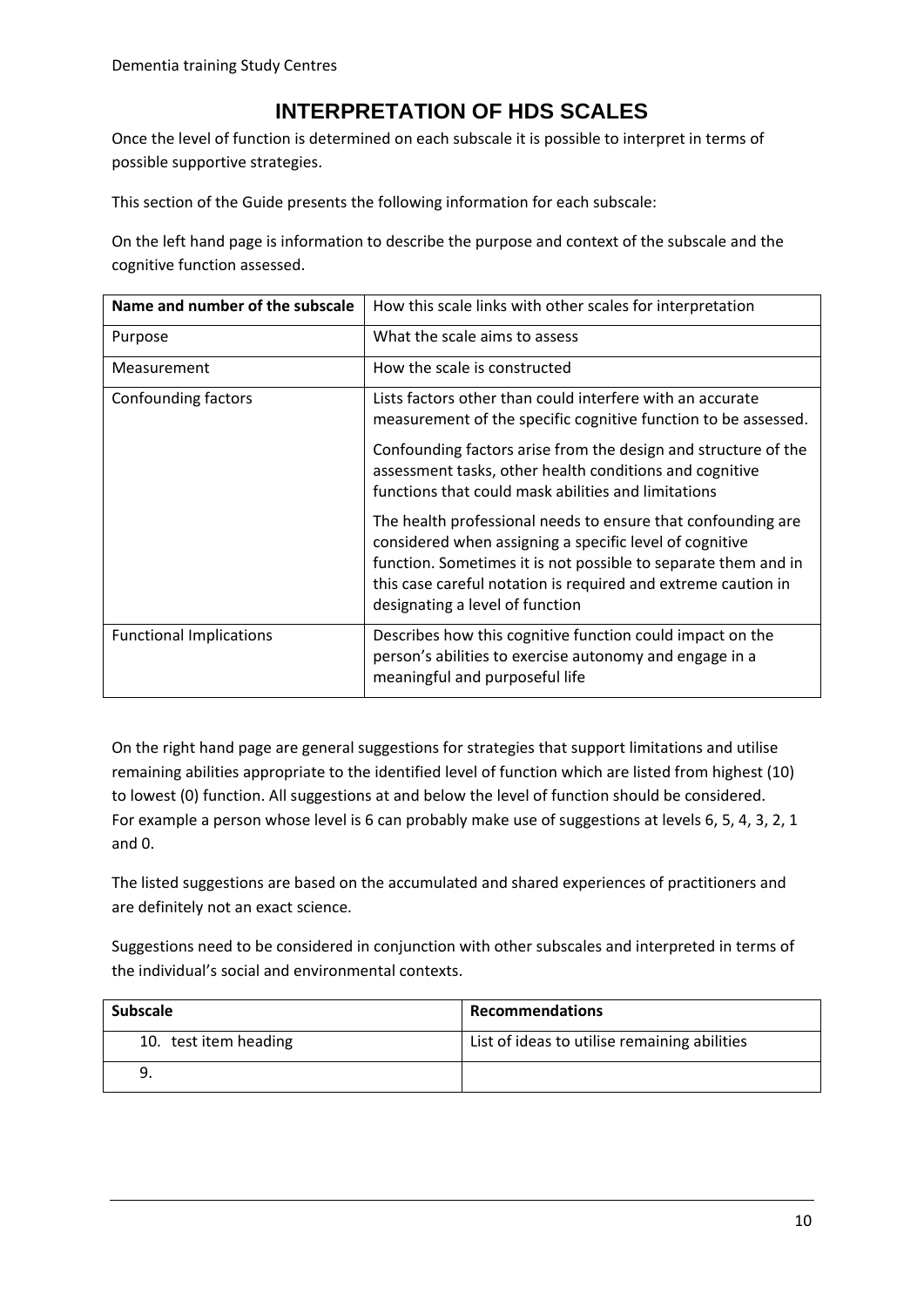# INTERPRETATION OF HDS SCALES

Once the level of function is determined on each subscale it is possible to interpret in terms of possible supportive strategies.

This section of the Guide presents the following information for each subscale:

On the left hand page is information to describe the purpose and context of the subscale and the cognitive function assessed.

| **Name and number of the subscale** | How this scale links with other scales for interpretation |
|---|---|
| Purpose | What the scale aims to assess |
| Measurement | How the scale is constructed |
| Confounding factors | Lists factors other than could interfere with an accurate measurement of the specific cognitive function to be assessed.<br><br>Confounding factors arise from the design and structure of the assessment tasks, other health conditions and cognitive functions that could mask abilities and limitations<br><br>The health professional needs to ensure that confounding are considered when assigning a specific level of cognitive function. Sometimes it is not possible to separate them and in this case careful notation is required and extreme caution in designating a level of function |
| Functional Implications | Describes how this cognitive function could impact on the person's abilities to exercise autonomy and engage in a meaningful and purposeful life |

On the right hand page are general suggestions for strategies that support limitations and utilise remaining abilities appropriate to the identified level of function which are listed from highest (10) to lowest (0) function. All suggestions at and below the level of function should be considered. For example a person whose level is 6 can probably make use of suggestions at levels 6, 5, 4, 3, 2, 1 and 0.

The listed suggestions are based on the accumulated and shared experiences of practitioners and are definitely not an exact science.

Suggestions need to be considered in conjunction with other subscales and interpreted in terms of the individual's social and environmental contexts.

| **Subscale** | **Recommendations** |
|---|---|
| 10. test item heading | List of ideas to utilise remaining abilities |
| 9. | |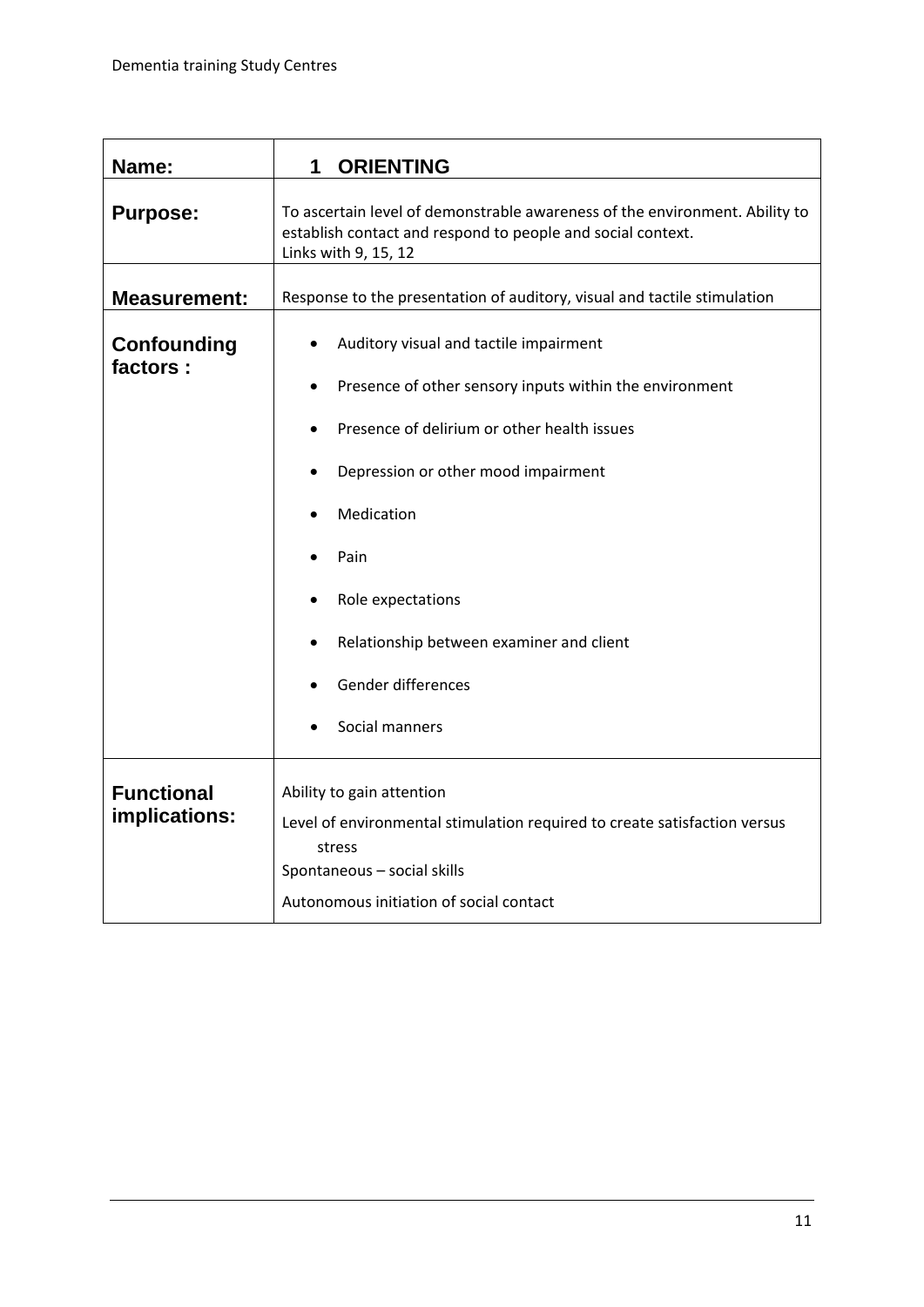| Name: | 1 ORIENTING |
|---|---|
| **Purpose:** | To ascertain level of demonstrable awareness of the environment. Ability to establish contact and respond to people and social context.<br>Links with 9, 15, 12 |
| **Measurement:** | Response to the presentation of auditory, visual and tactile stimulation |
| **Confounding factors :** | • Auditory visual and tactile impairment<br>• Presence of other sensory inputs within the environment<br>• Presence of delirium or other health issues<br>• Depression or other mood impairment<br>• Medication<br>• Pain<br>• Role expectations<br>• Relationship between examiner and client<br>• Gender differences<br>• Social manners |
| **Functional implications:** | Ability to gain attention<br>Level of environmental stimulation required to create satisfaction versus stress<br>Spontaneous – social skills<br>Autonomous initiation of social contact |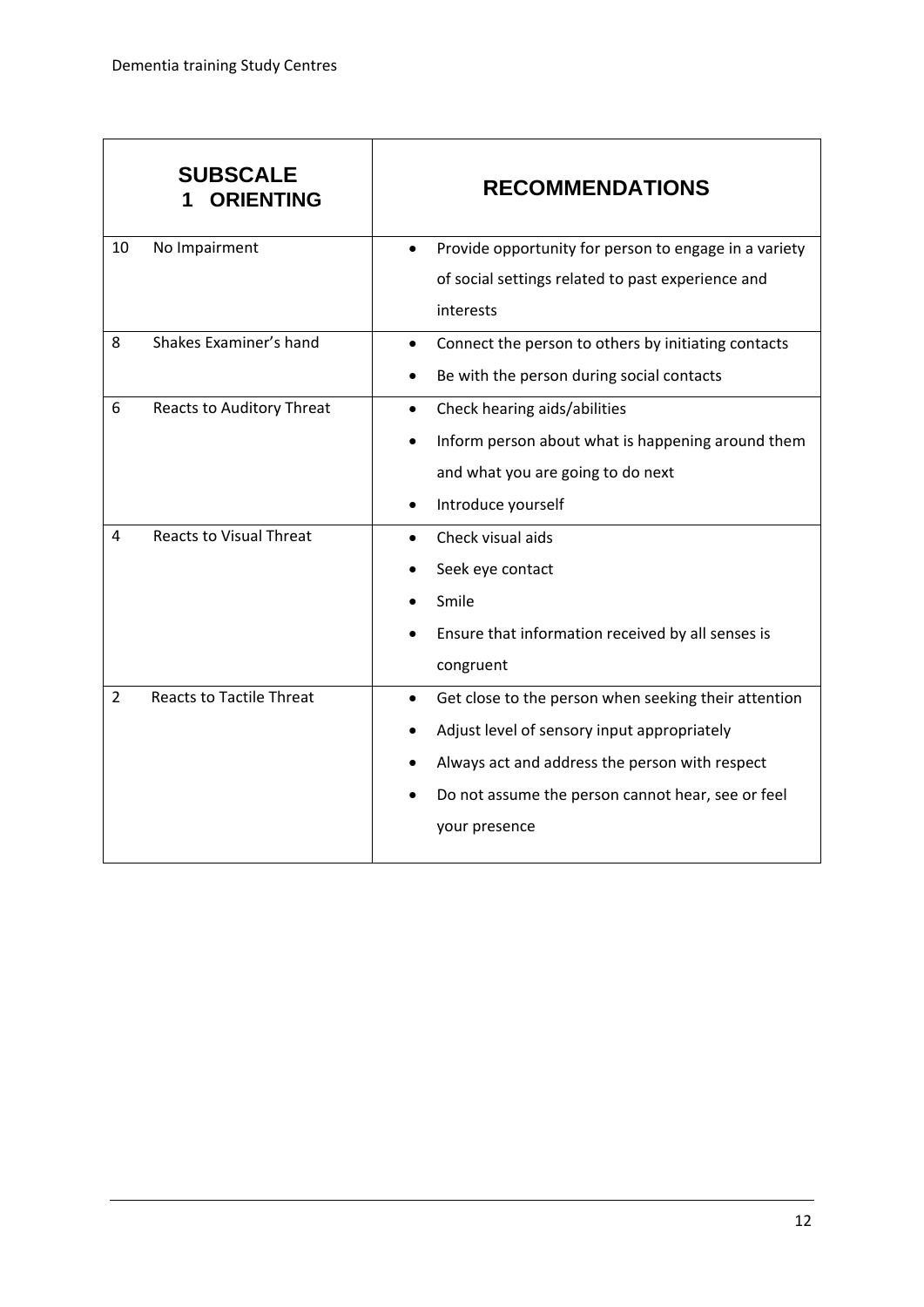| SUBSCALE 1 ORIENTING | RECOMMENDATIONS |
| --- | --- |
| 10 No Impairment | • Provide opportunity for person to engage in a variety of social settings related to past experience and interests |
| 8 Shakes Examiner's hand | • Connect the person to others by initiating contacts<br>• Be with the person during social contacts |
| 6 Reacts to Auditory Threat | • Check hearing aids/abilities<br>• Inform person about what is happening around them and what you are going to do next<br>• Introduce yourself |
| 4 Reacts to Visual Threat | • Check visual aids<br>• Seek eye contact<br>• Smile<br>• Ensure that information received by all senses is congruent |
| 2 Reacts to Tactile Threat | • Get close to the person when seeking their attention<br>• Adjust level of sensory input appropriately<br>• Always act and address the person with respect<br>• Do not assume the person cannot hear, see or feel your presence |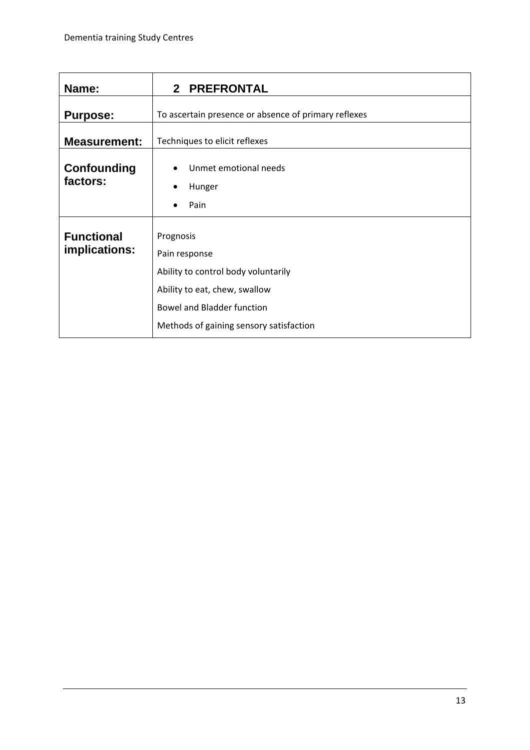| Name: | 2 PREFRONTAL |
|---|---|
| **Purpose:** | To ascertain presence or absence of primary reflexes |
| **Measurement:** | Techniques to elicit reflexes |
| **Confounding factors:** | • Unmet emotional needs<br>• Hunger<br>• Pain |
| **Functional implications:** | Prognosis<br>Pain response<br>Ability to control body voluntarily<br>Ability to eat, chew, swallow<br>Bowel and Bladder function<br>Methods of gaining sensory satisfaction |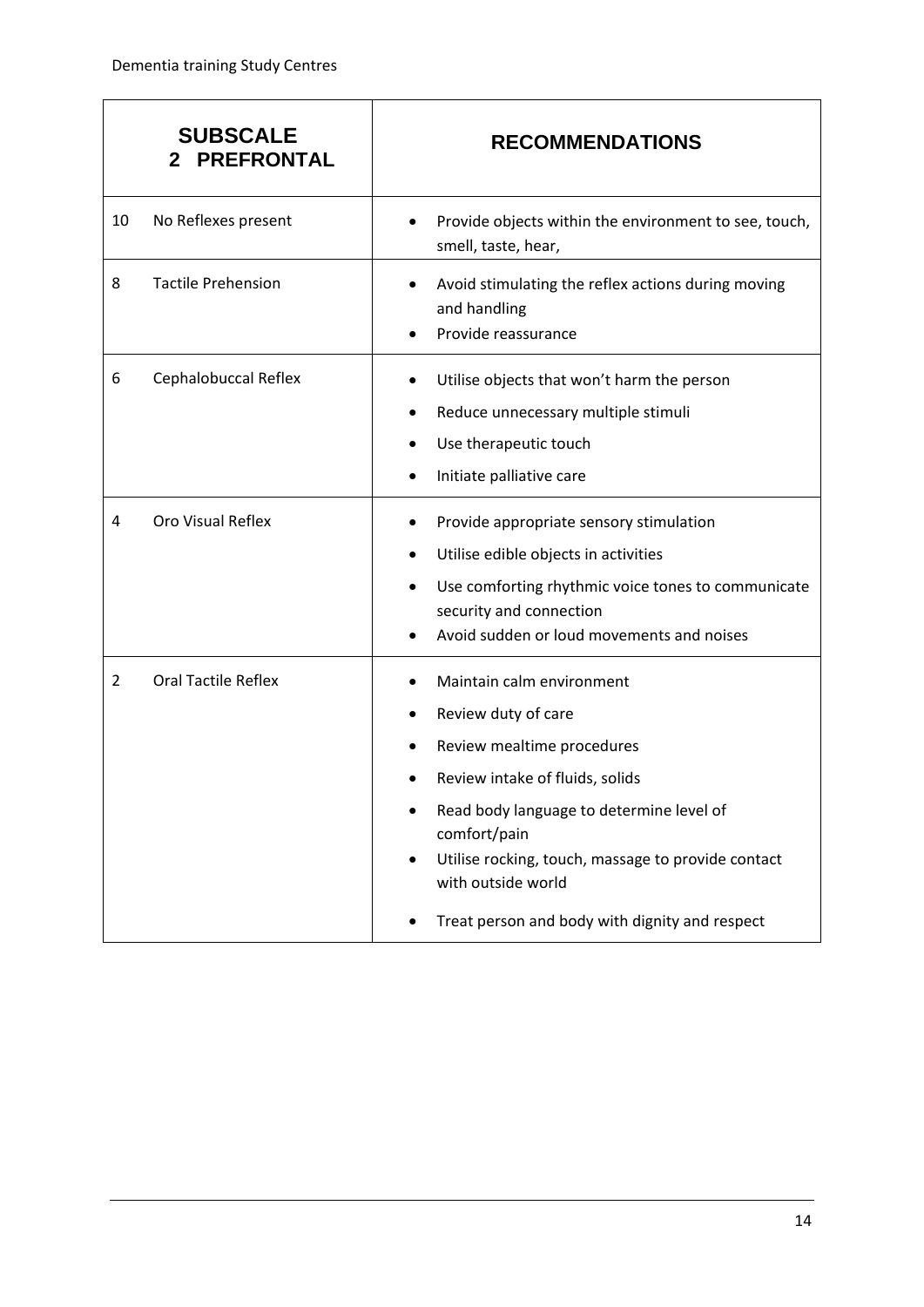| SUBSCALE 2 PREFRONTAL | | RECOMMENDATIONS |
|---|---|---|
| 10 | No Reflexes present | • Provide objects within the environment to see, touch, smell, taste, hear, |
| 8 | Tactile Prehension | • Avoid stimulating the reflex actions during moving and handling<br>• Provide reassurance |
| 6 | Cephalobuccal Reflex | • Utilise objects that won't harm the person<br>• Reduce unnecessary multiple stimuli<br>• Use therapeutic touch<br>• Initiate palliative care |
| 4 | Oro Visual Reflex | • Provide appropriate sensory stimulation<br>• Utilise edible objects in activities<br>• Use comforting rhythmic voice tones to communicate security and connection<br>• Avoid sudden or loud movements and noises |
| 2 | Oral Tactile Reflex | • Maintain calm environment<br>• Review duty of care<br>• Review mealtime procedures<br>• Review intake of fluids, solids<br>• Read body language to determine level of comfort/pain<br>• Utilise rocking, touch, massage to provide contact with outside world<br>• Treat person and body with dignity and respect |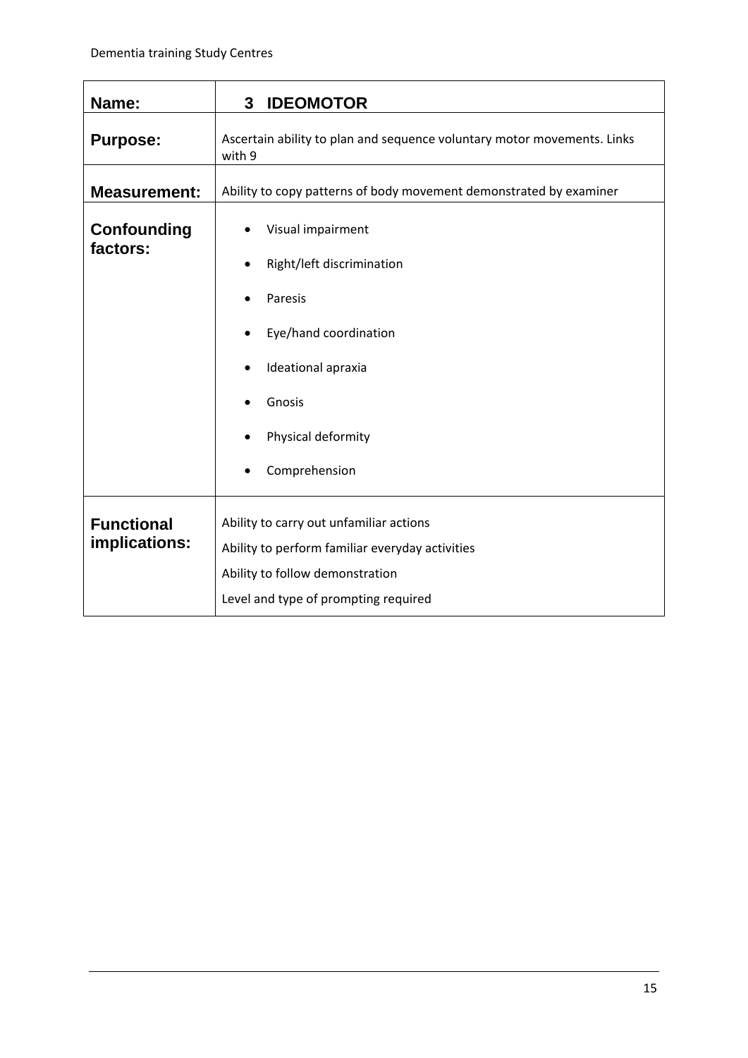| **Name:** | **3 IDEOMOTOR** |
|---|---|
| **Purpose:** | Ascertain ability to plan and sequence voluntary motor movements. Links with 9 |
| **Measurement:** | Ability to copy patterns of body movement demonstrated by examiner |
| **Confounding factors:** | • Visual impairment<br>• Right/left discrimination<br>• Paresis<br>• Eye/hand coordination<br>• Ideational apraxia<br>• Gnosis<br>• Physical deformity<br>• Comprehension |
| **Functional implications:** | Ability to carry out unfamiliar actions<br>Ability to perform familiar everyday activities<br>Ability to follow demonstration<br>Level and type of prompting required |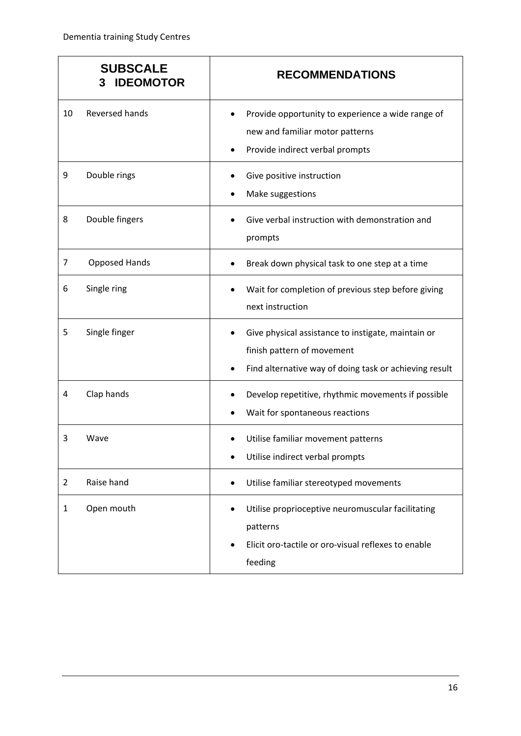| SUBSCALE 3 IDEOMOTOR | | RECOMMENDATIONS |
|---|---|---|
| 10 | Reversed hands | • Provide opportunity to experience a wide range of new and familiar motor patterns<br>• Provide indirect verbal prompts |
| 9 | Double rings | • Give positive instruction<br>• Make suggestions |
| 8 | Double fingers | • Give verbal instruction with demonstration and prompts |
| 7 | Opposed Hands | • Break down physical task to one step at a time |
| 6 | Single ring | • Wait for completion of previous step before giving next instruction |
| 5 | Single finger | • Give physical assistance to instigate, maintain or finish pattern of movement<br>• Find alternative way of doing task or achieving result |
| 4 | Clap hands | • Develop repetitive, rhythmic movements if possible<br>• Wait for spontaneous reactions |
| 3 | Wave | • Utilise familiar movement patterns<br>• Utilise indirect verbal prompts |
| 2 | Raise hand | • Utilise familiar stereotyped movements |
| 1 | Open mouth | • Utilise proprioceptive neuromuscular facilitating patterns<br>• Elicit oro-tactile or oro-visual reflexes to enable feeding |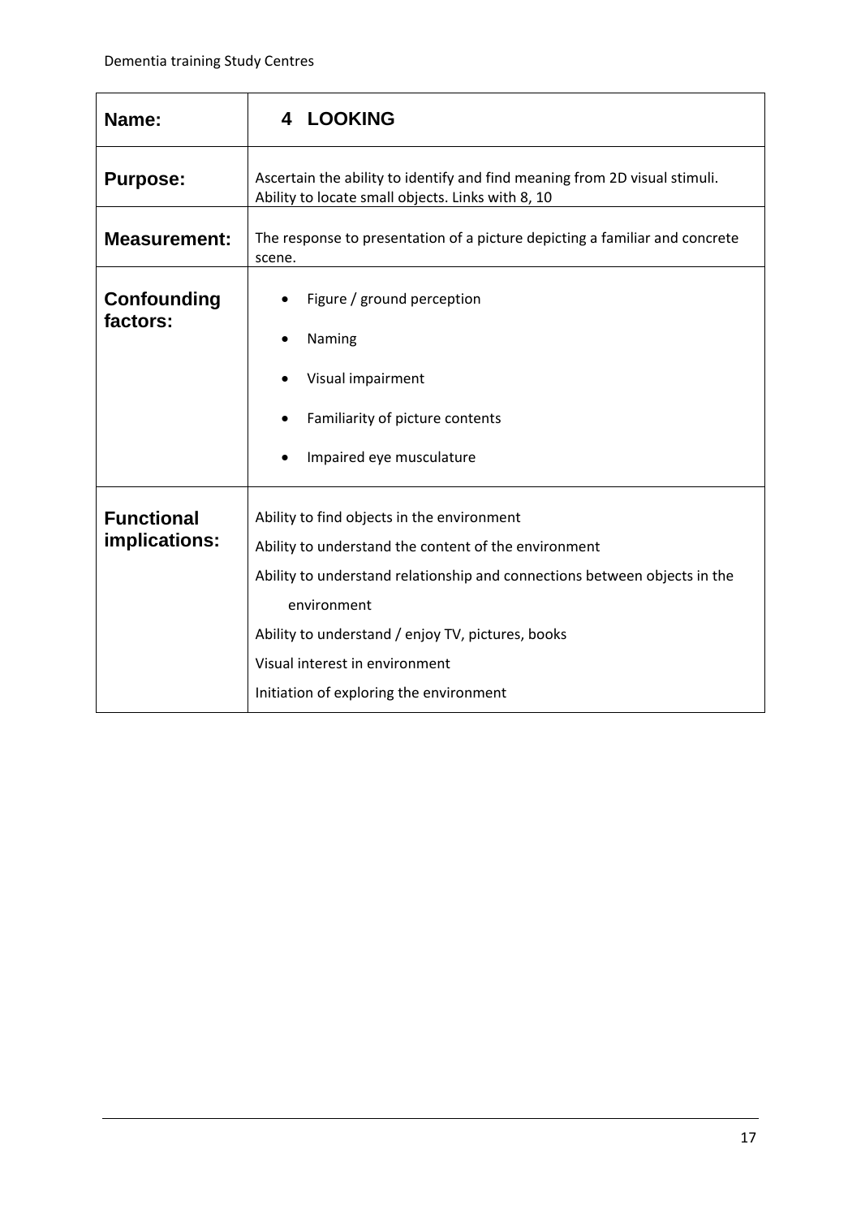| Name: | 4 LOOKING |
| --- | --- |
| **Purpose:** | Ascertain the ability to identify and find meaning from 2D visual stimuli. Ability to locate small objects. Links with 8, 10 |
| **Measurement:** | The response to presentation of a picture depicting a familiar and concrete scene. |
| **Confounding factors:** | • Figure / ground perception<br>• Naming<br>• Visual impairment<br>• Familiarity of picture contents<br>• Impaired eye musculature |
| **Functional implications:** | Ability to find objects in the environment<br>Ability to understand the content of the environment<br>Ability to understand relationship and connections between objects in the environment<br>Ability to understand / enjoy TV, pictures, books<br>Visual interest in environment<br>Initiation of exploring the environment |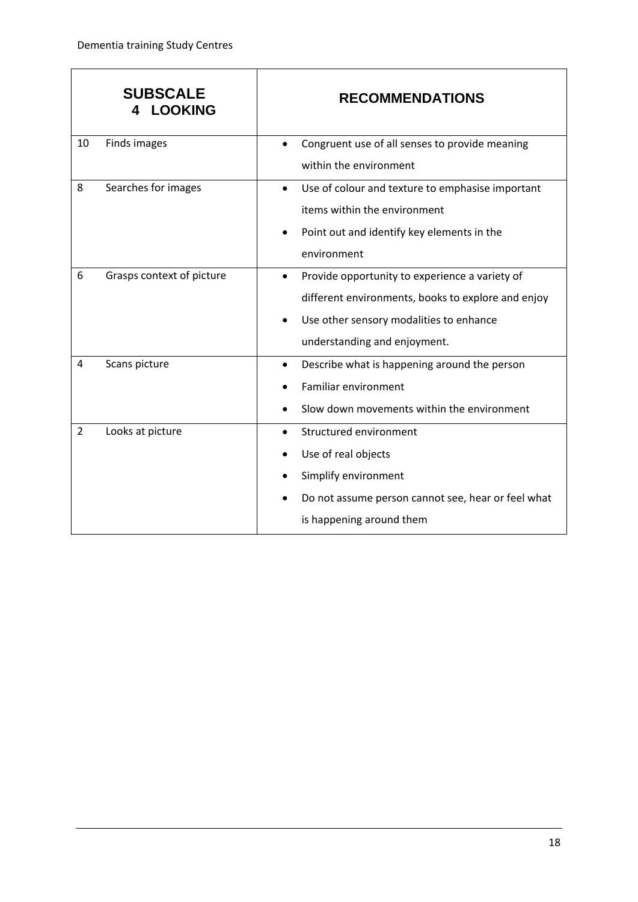| SUBSCALE 4 LOOKING | | RECOMMENDATIONS |
|---|---|---|
| 10 | Finds images | • Congruent use of all senses to provide meaning within the environment |
| 8 | Searches for images | • Use of colour and texture to emphasise important items within the environment<br>• Point out and identify key elements in the environment |
| 6 | Grasps context of picture | • Provide opportunity to experience a variety of different environments, books to explore and enjoy<br>• Use other sensory modalities to enhance understanding and enjoyment. |
| 4 | Scans picture | • Describe what is happening around the person<br>• Familiar environment<br>• Slow down movements within the environment |
| 2 | Looks at picture | • Structured environment<br>• Use of real objects<br>• Simplify environment<br>• Do not assume person cannot see, hear or feel what is happening around them |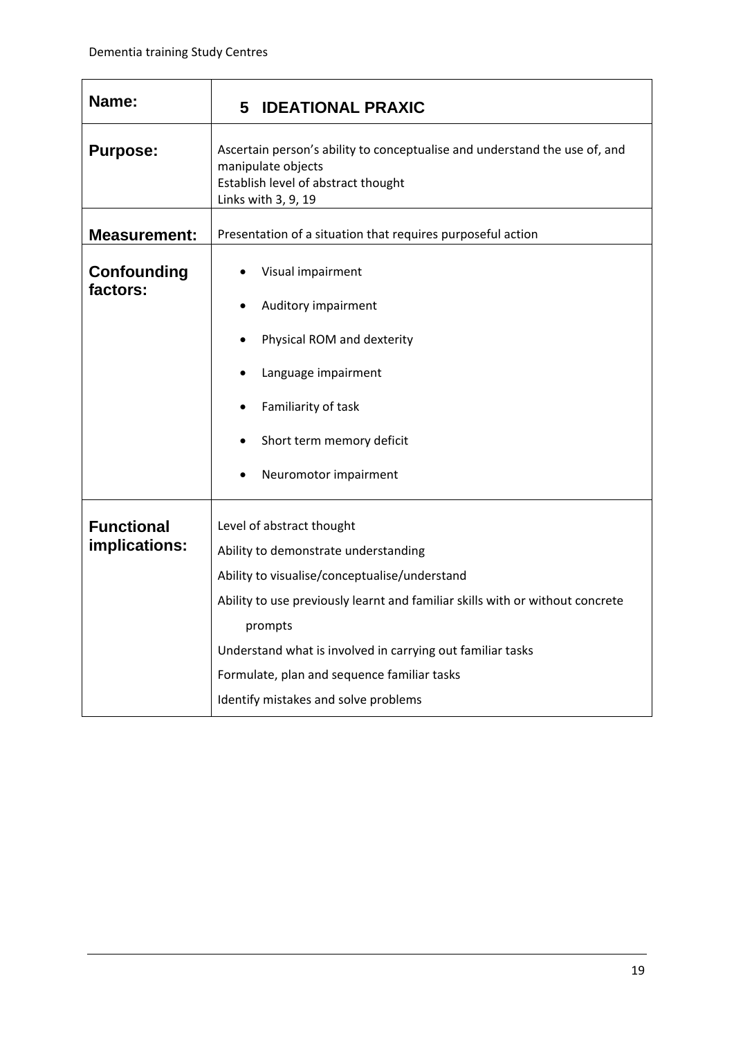| **Name:** | **5 IDEATIONAL PRAXIC** |
|---|---|
| **Purpose:** | Ascertain person's ability to conceptualise and understand the use of, and manipulate objects<br>Establish level of abstract thought<br>Links with 3, 9, 19 |
| **Measurement:** | Presentation of a situation that requires purposeful action |
| **Confounding factors:** | • Visual impairment<br>• Auditory impairment<br>• Physical ROM and dexterity<br>• Language impairment<br>• Familiarity of task<br>• Short term memory deficit<br>• Neuromotor impairment |
| **Functional implications:** | Level of abstract thought<br>Ability to demonstrate understanding<br>Ability to visualise/conceptualise/understand<br>Ability to use previously learnt and familiar skills with or without concrete prompts<br>Understand what is involved in carrying out familiar tasks<br>Formulate, plan and sequence familiar tasks<br>Identify mistakes and solve problems |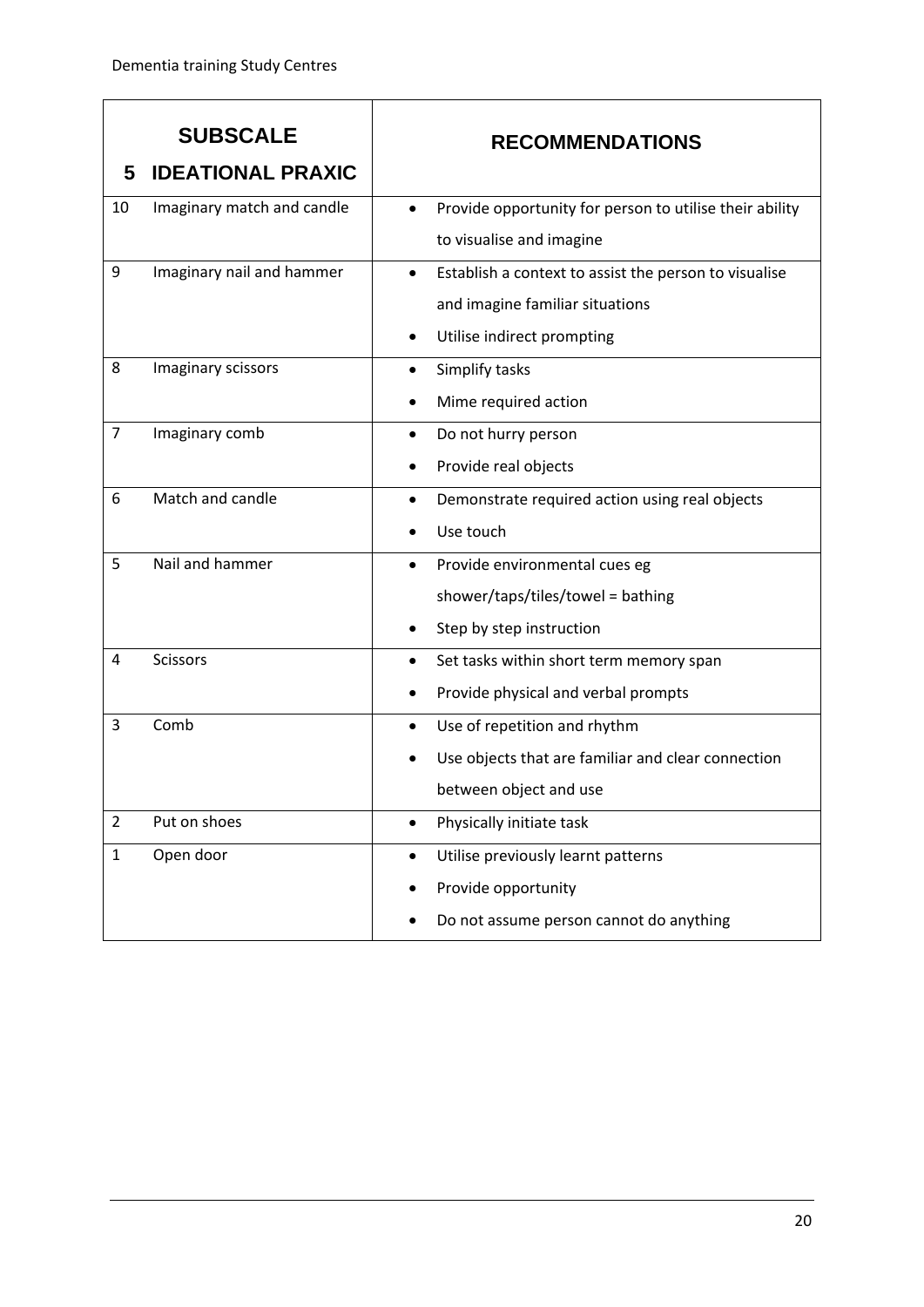| | SUBSCALE<br>5 IDEATIONAL PRAXIC | RECOMMENDATIONS |
|---|---|---|
| 10 | Imaginary match and candle | • Provide opportunity for person to utilise their ability to visualise and imagine |
| 9 | Imaginary nail and hammer | • Establish a context to assist the person to visualise and imagine familiar situations<br>• Utilise indirect prompting |
| 8 | Imaginary scissors | • Simplify tasks<br>• Mime required action |
| 7 | Imaginary comb | • Do not hurry person<br>• Provide real objects |
| 6 | Match and candle | • Demonstrate required action using real objects<br>• Use touch |
| 5 | Nail and hammer | • Provide environmental cues eg shower/taps/tiles/towel = bathing<br>• Step by step instruction |
| 4 | Scissors | • Set tasks within short term memory span<br>• Provide physical and verbal prompts |
| 3 | Comb | • Use of repetition and rhythm<br>• Use objects that are familiar and clear connection between object and use |
| 2 | Put on shoes | • Physically initiate task |
| 1 | Open door | • Utilise previously learnt patterns<br>• Provide opportunity<br>• Do not assume person cannot do anything |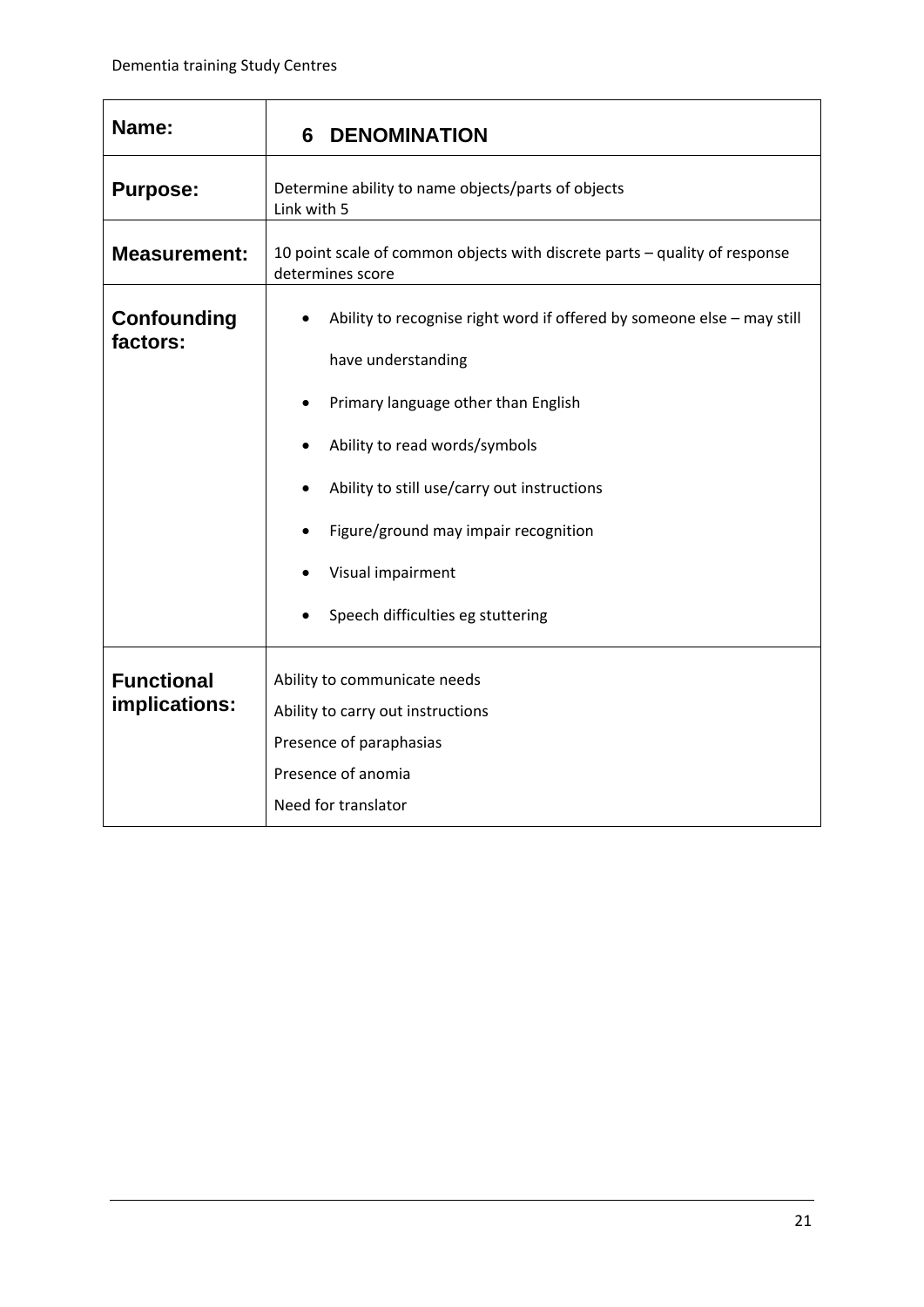| Name: | 6 DENOMINATION |
|---|---|
| **Purpose:** | Determine ability to name objects/parts of objects<br>Link with 5 |
| **Measurement:** | 10 point scale of common objects with discrete parts – quality of response determines score |
| **Confounding factors:** | • Ability to recognise right word if offered by someone else – may still have understanding<br>• Primary language other than English<br>• Ability to read words/symbols<br>• Ability to still use/carry out instructions<br>• Figure/ground may impair recognition<br>• Visual impairment<br>• Speech difficulties eg stuttering |
| **Functional implications:** | Ability to communicate needs<br>Ability to carry out instructions<br>Presence of paraphasias<br>Presence of anomia<br>Need for translator |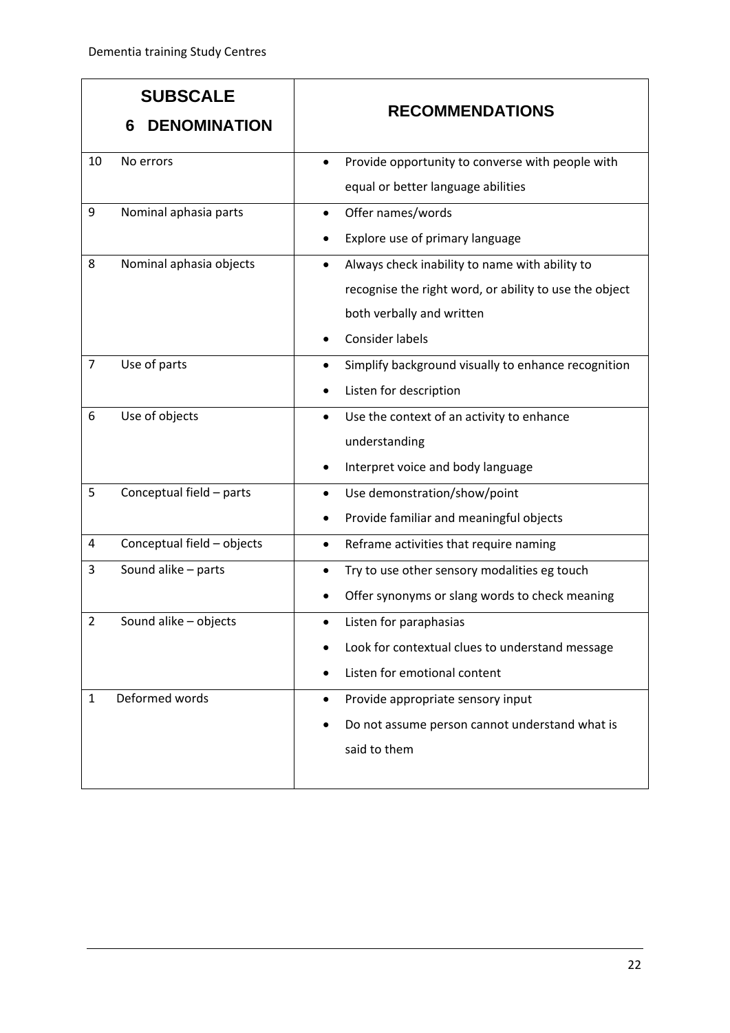| SUBSCALE 6 DENOMINATION | | RECOMMENDATIONS |
|---|---|---|
| 10 | No errors | • Provide opportunity to converse with people with equal or better language abilities |
| 9 | Nominal aphasia parts | • Offer names/words<br>• Explore use of primary language |
| 8 | Nominal aphasia objects | • Always check inability to name with ability to recognise the right word, or ability to use the object both verbally and written<br>• Consider labels |
| 7 | Use of parts | • Simplify background visually to enhance recognition<br>• Listen for description |
| 6 | Use of objects | • Use the context of an activity to enhance understanding<br>• Interpret voice and body language |
| 5 | Conceptual field – parts | • Use demonstration/show/point<br>• Provide familiar and meaningful objects |
| 4 | Conceptual field – objects | • Reframe activities that require naming |
| 3 | Sound alike – parts | • Try to use other sensory modalities eg touch<br>• Offer synonyms or slang words to check meaning |
| 2 | Sound alike – objects | • Listen for paraphasias<br>• Look for contextual clues to understand message<br>• Listen for emotional content |
| 1 | Deformed words | • Provide appropriate sensory input<br>• Do not assume person cannot understand what is said to them |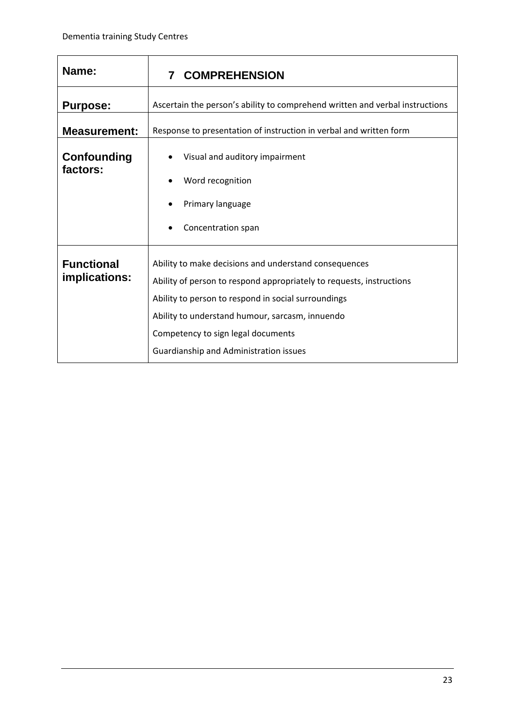| Name: | 7 COMPREHENSION |
|---|---|
| **Purpose:** | Ascertain the person's ability to comprehend written and verbal instructions |
| **Measurement:** | Response to presentation of instruction in verbal and written form |
| **Confounding factors:** | • Visual and auditory impairment<br>• Word recognition<br>• Primary language<br>• Concentration span |
| **Functional implications:** | Ability to make decisions and understand consequences<br>Ability of person to respond appropriately to requests, instructions<br>Ability to person to respond in social surroundings<br>Ability to understand humour, sarcasm, innuendo<br>Competency to sign legal documents<br>Guardianship and Administration issues |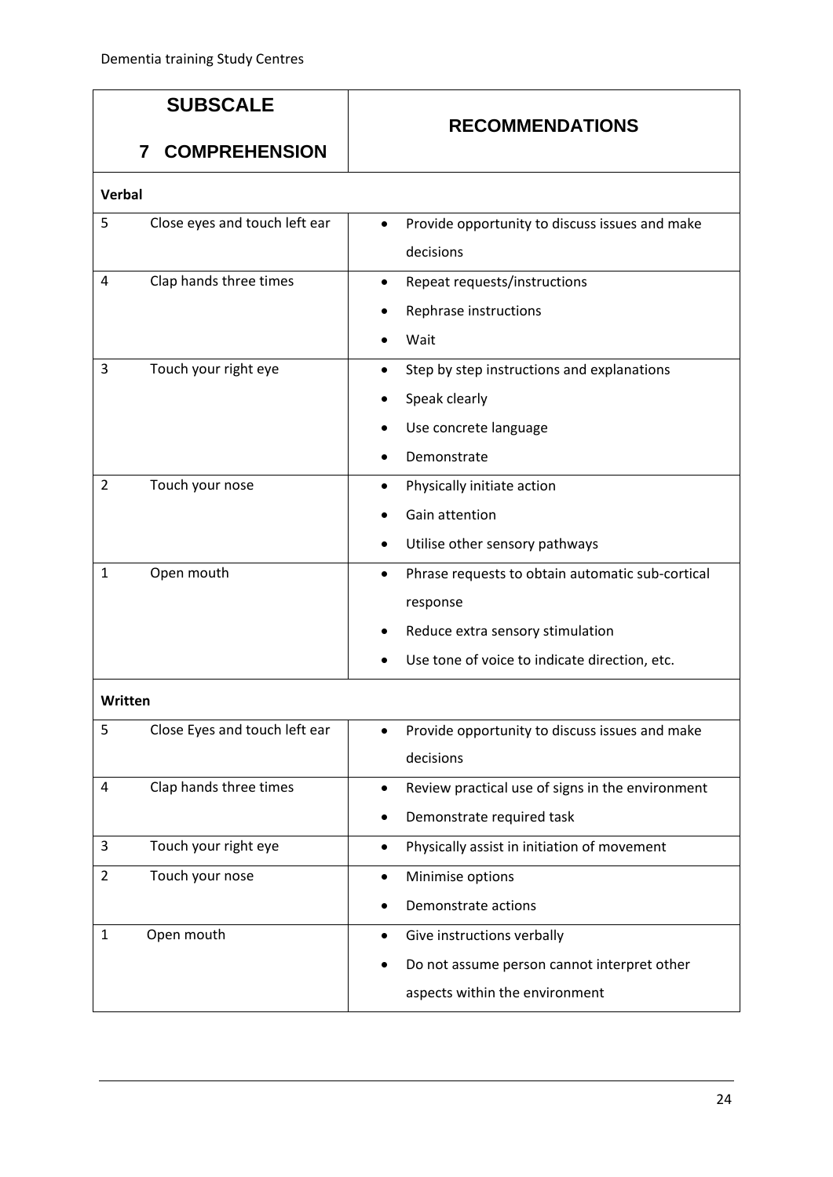| SUBSCALE 7 COMPREHENSION | | RECOMMENDATIONS |
|---|---|---|
| **Verbal** | | |
| 5 | Close eyes and touch left ear | • Provide opportunity to discuss issues and make decisions |
| 4 | Clap hands three times | • Repeat requests/instructions<br>• Rephrase instructions<br>• Wait |
| 3 | Touch your right eye | • Step by step instructions and explanations<br>• Speak clearly<br>• Use concrete language<br>• Demonstrate |
| 2 | Touch your nose | • Physically initiate action<br>• Gain attention<br>• Utilise other sensory pathways |
| 1 | Open mouth | • Phrase requests to obtain automatic sub-cortical response<br>• Reduce extra sensory stimulation<br>• Use tone of voice to indicate direction, etc. |
| **Written** | | |
| 5 | Close Eyes and touch left ear | • Provide opportunity to discuss issues and make decisions |
| 4 | Clap hands three times | • Review practical use of signs in the environment<br>• Demonstrate required task |
| 3 | Touch your right eye | • Physically assist in initiation of movement |
| 2 | Touch your nose | • Minimise options<br>• Demonstrate actions |
| 1 | Open mouth | • Give instructions verbally<br>• Do not assume person cannot interpret other aspects within the environment |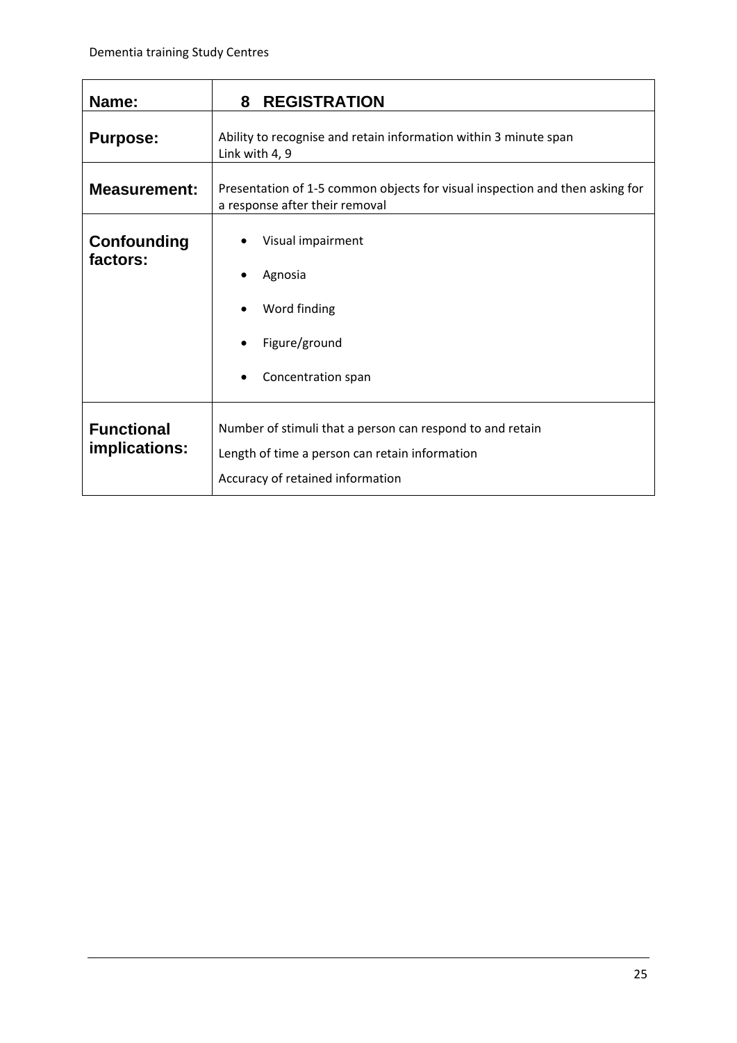| Name: | 8 REGISTRATION |
|---|---|
| **Purpose:** | Ability to recognise and retain information within 3 minute span<br>Link with 4, 9 |
| **Measurement:** | Presentation of 1-5 common objects for visual inspection and then asking for a response after their removal |
| **Confounding factors:** | • Visual impairment<br>• Agnosia<br>• Word finding<br>• Figure/ground<br>• Concentration span |
| **Functional implications:** | Number of stimuli that a person can respond to and retain<br>Length of time a person can retain information<br>Accuracy of retained information |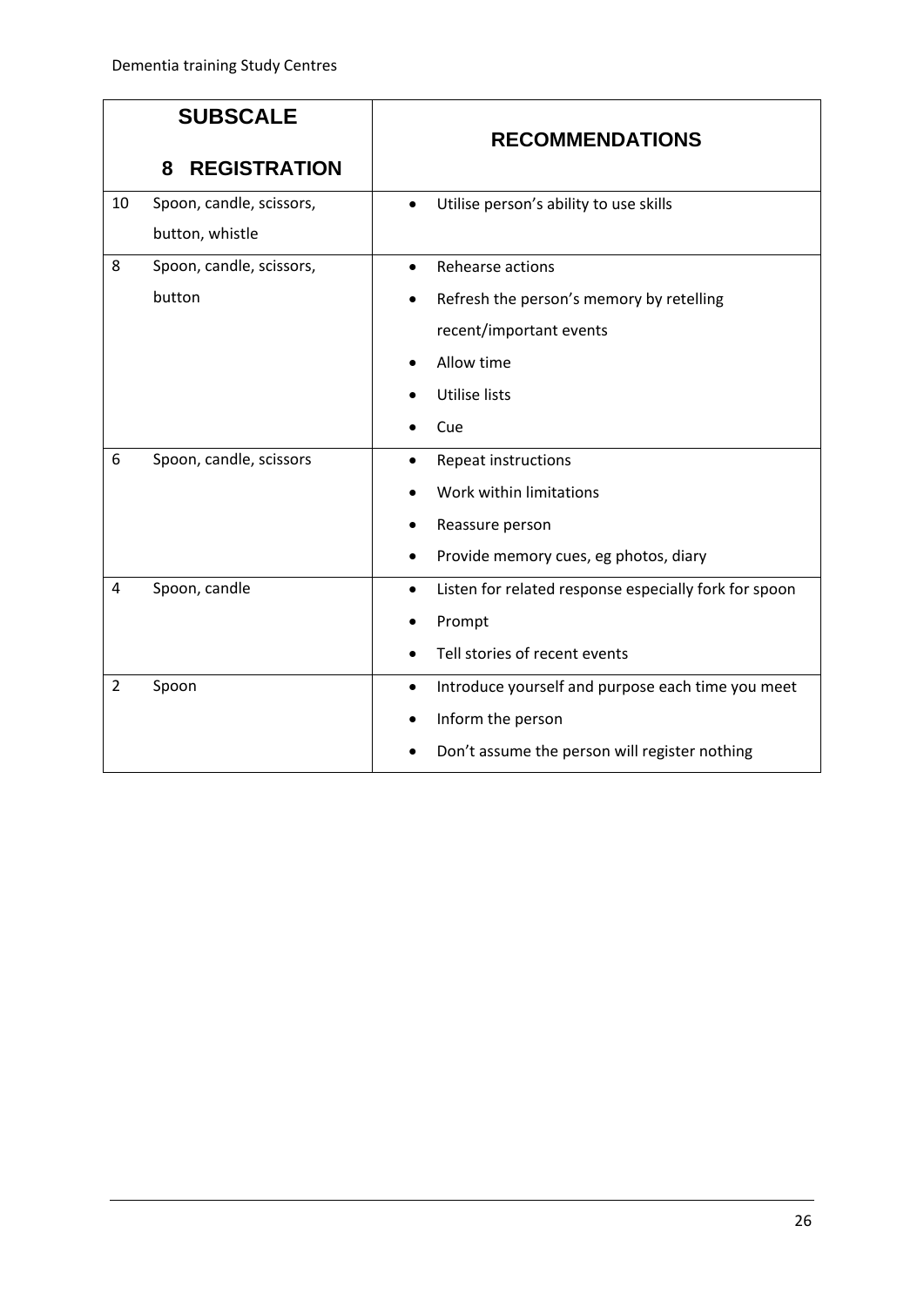| SUBSCALE<br>8 REGISTRATION | | RECOMMENDATIONS |
|---|---|---|
| 10 | Spoon, candle, scissors, button, whistle | • Utilise person's ability to use skills |
| 8 | Spoon, candle, scissors, button | • Rehearse actions<br>• Refresh the person's memory by retelling recent/important events<br>• Allow time<br>• Utilise lists<br>• Cue |
| 6 | Spoon, candle, scissors | • Repeat instructions<br>• Work within limitations<br>• Reassure person<br>• Provide memory cues, eg photos, diary |
| 4 | Spoon, candle | • Listen for related response especially fork for spoon<br>• Prompt<br>• Tell stories of recent events |
| 2 | Spoon | • Introduce yourself and purpose each time you meet<br>• Inform the person<br>• Don't assume the person will register nothing |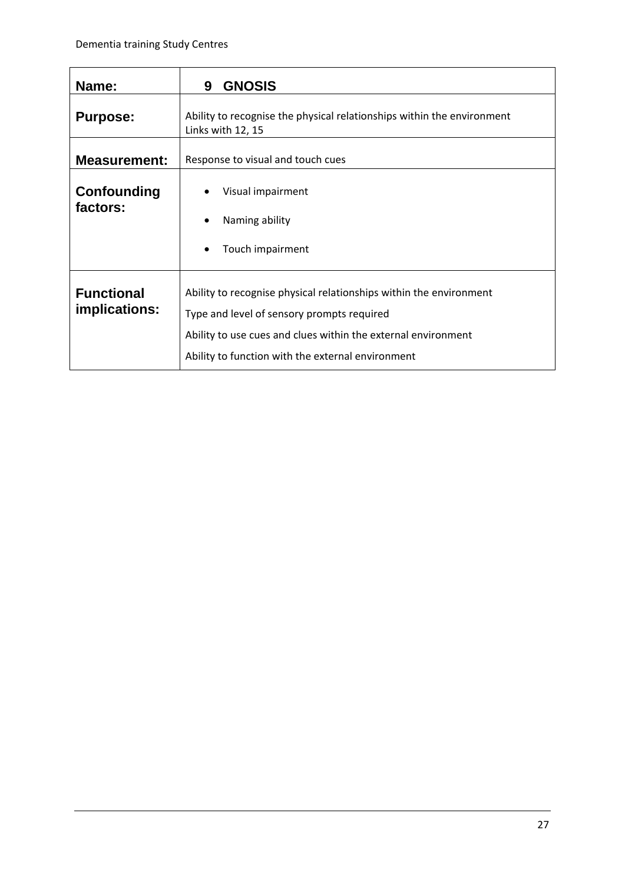| Name: | 9 GNOSIS |
|---|---|
| **Purpose:** | Ability to recognise the physical relationships within the environment<br>Links with 12, 15 |
| **Measurement:** | Response to visual and touch cues |
| **Confounding factors:** | • Visual impairment<br>• Naming ability<br>• Touch impairment |
| **Functional implications:** | Ability to recognise physical relationships within the environment<br>Type and level of sensory prompts required<br>Ability to use cues and clues within the external environment<br>Ability to function with the external environment |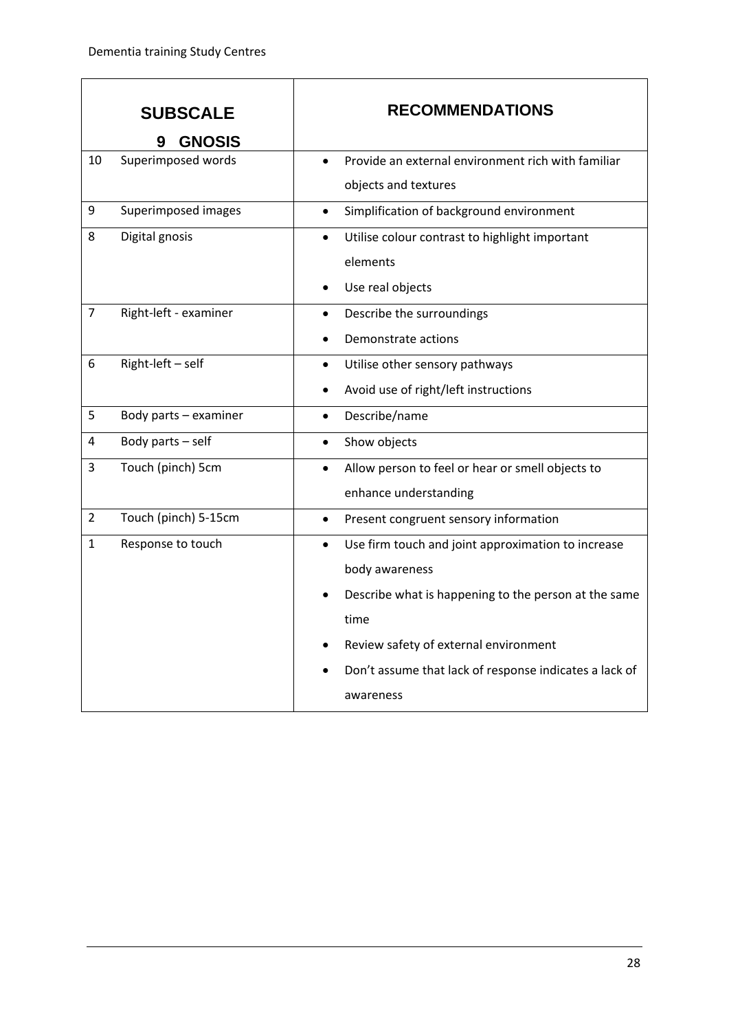| SUBSCALE<br>9 GNOSIS | | RECOMMENDATIONS |
|---|---|---|
| 10 | Superimposed words | • Provide an external environment rich with familiar objects and textures |
| 9 | Superimposed images | • Simplification of background environment |
| 8 | Digital gnosis | • Utilise colour contrast to highlight important elements<br>• Use real objects |
| 7 | Right-left - examiner | • Describe the surroundings<br>• Demonstrate actions |
| 6 | Right-left – self | • Utilise other sensory pathways<br>• Avoid use of right/left instructions |
| 5 | Body parts – examiner | • Describe/name |
| 4 | Body parts – self | • Show objects |
| 3 | Touch (pinch) 5cm | • Allow person to feel or hear or smell objects to enhance understanding |
| 2 | Touch (pinch) 5-15cm | • Present congruent sensory information |
| 1 | Response to touch | • Use firm touch and joint approximation to increase body awareness<br>• Describe what is happening to the person at the same time<br>• Review safety of external environment<br>• Don't assume that lack of response indicates a lack of awareness |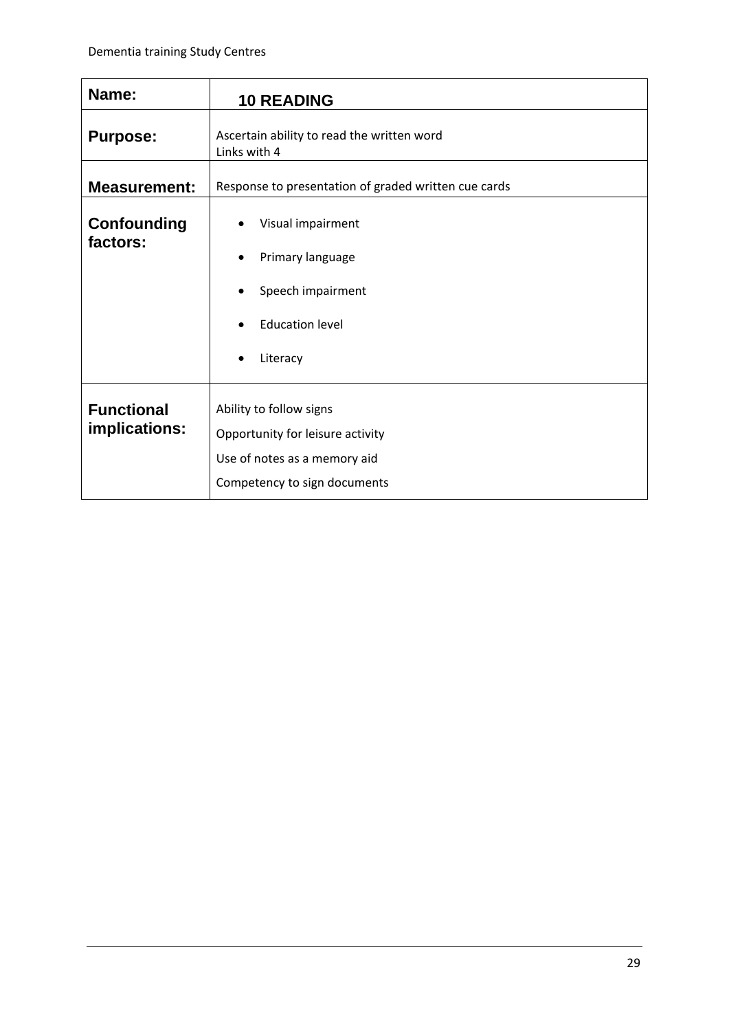| Name: | 10 READING |
|---|---|
| **Purpose:** | Ascertain ability to read the written word<br>Links with 4 |
| **Measurement:** | Response to presentation of graded written cue cards |
| **Confounding factors:** | • Visual impairment<br>• Primary language<br>• Speech impairment<br>• Education level<br>• Literacy |
| **Functional implications:** | Ability to follow signs<br>Opportunity for leisure activity<br>Use of notes as a memory aid<br>Competency to sign documents |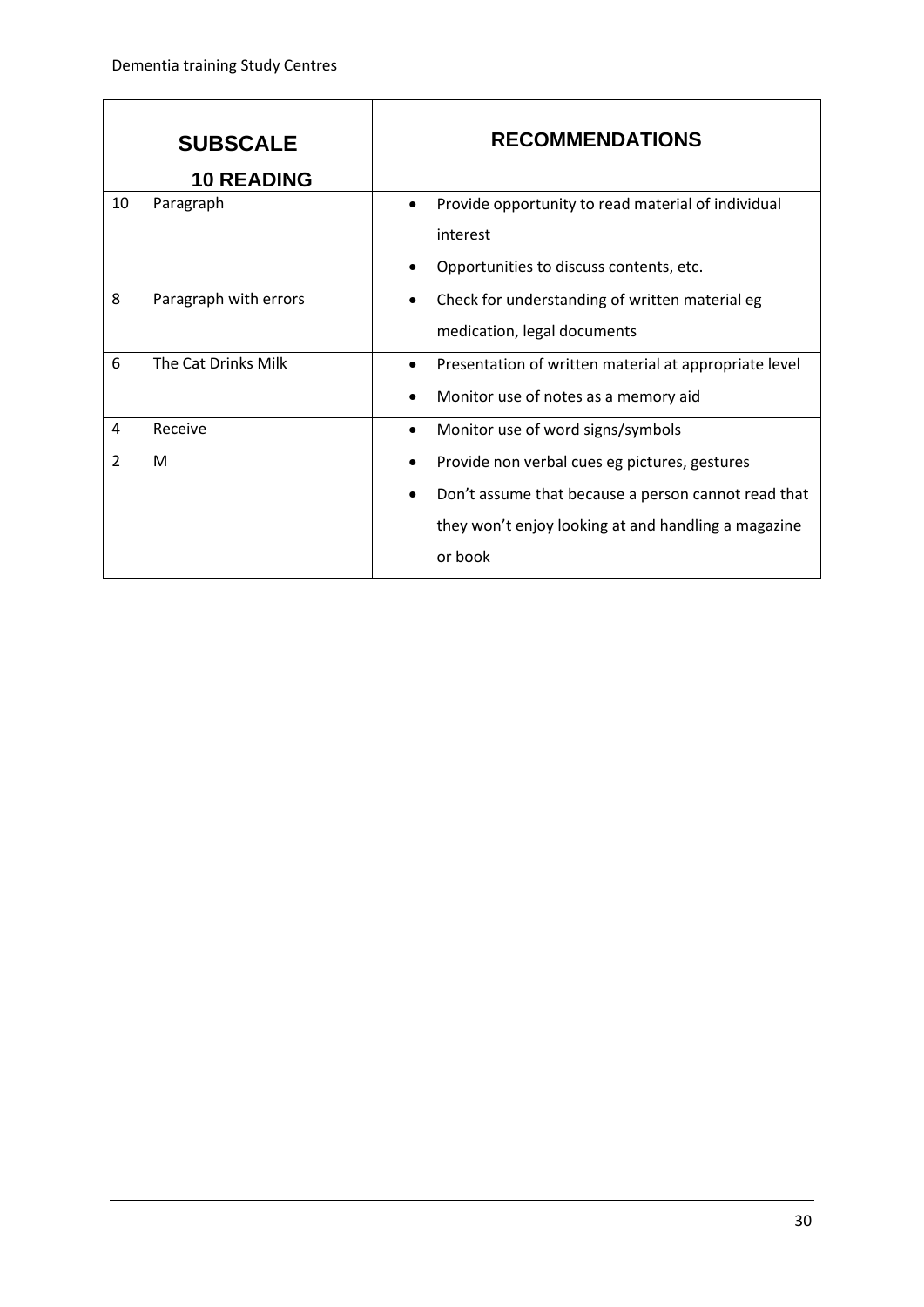| SUBSCALE<br>10 READING | | RECOMMENDATIONS |
|---|---|---|
| 10 | Paragraph | • Provide opportunity to read material of individual interest<br>• Opportunities to discuss contents, etc. |
| 8 | Paragraph with errors | • Check for understanding of written material eg medication, legal documents |
| 6 | The Cat Drinks Milk | • Presentation of written material at appropriate level<br>• Monitor use of notes as a memory aid |
| 4 | Receive | • Monitor use of word signs/symbols |
| 2 | M | • Provide non verbal cues eg pictures, gestures<br>• Don't assume that because a person cannot read that they won't enjoy looking at and handling a magazine or book |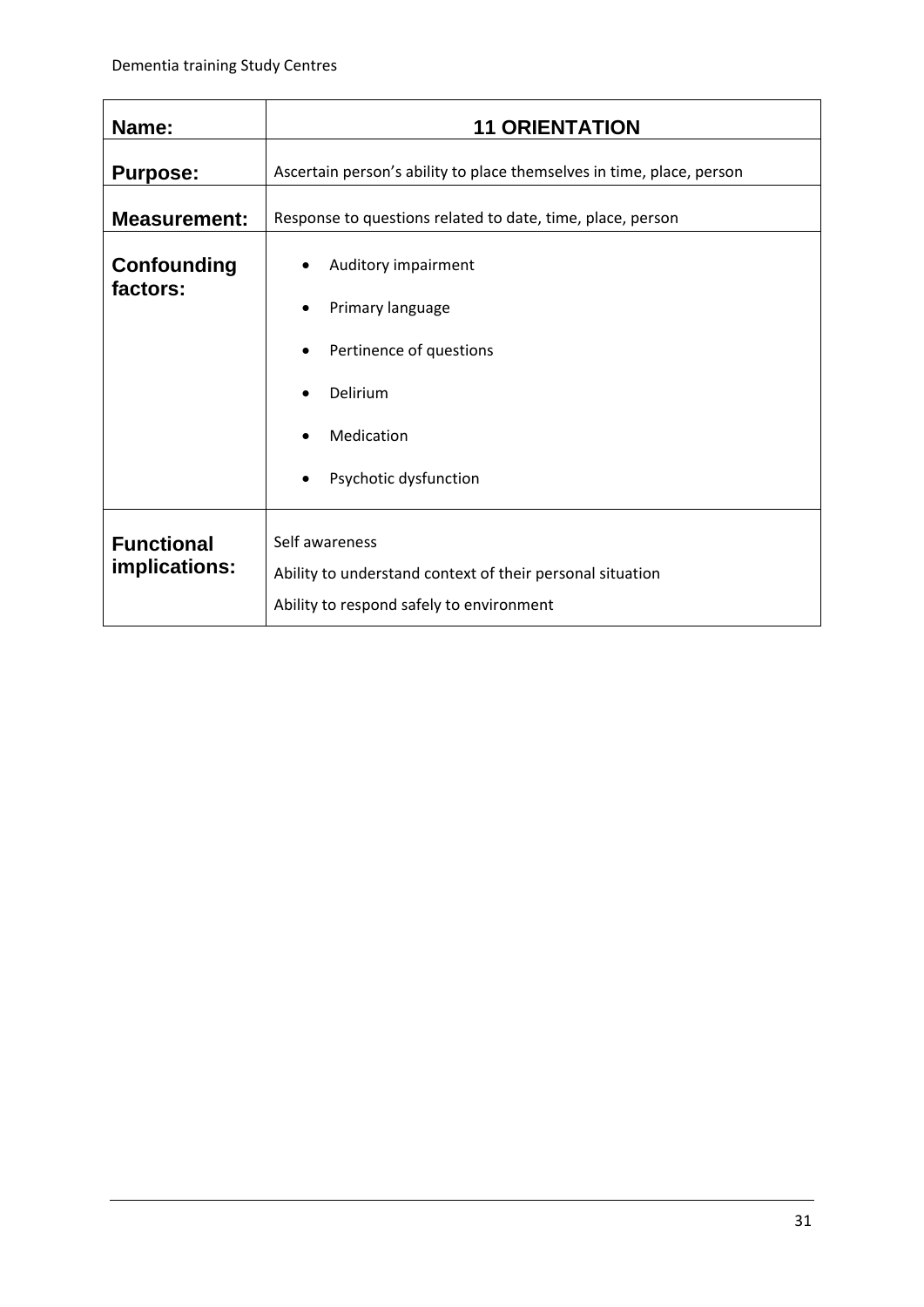| Name: | 11 ORIENTATION |
|---|---|
| **Purpose:** | Ascertain person's ability to place themselves in time, place, person |
| **Measurement:** | Response to questions related to date, time, place, person |
| **Confounding factors:** | • Auditory impairment<br>• Primary language<br>• Pertinence of questions<br>• Delirium<br>• Medication<br>• Psychotic dysfunction |
| **Functional implications:** | Self awareness<br>Ability to understand context of their personal situation<br>Ability to respond safely to environment |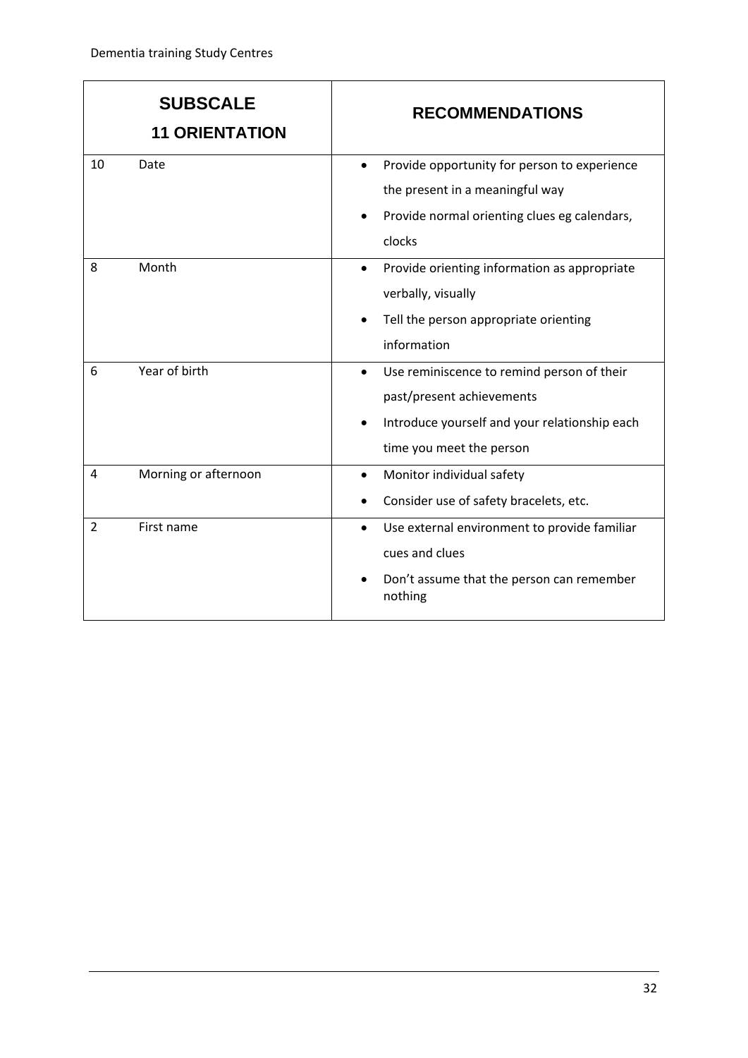| SUBSCALE 11 ORIENTATION | | RECOMMENDATIONS |
|---|---|---|
| 10 | Date | • Provide opportunity for person to experience the present in a meaningful way<br>• Provide normal orienting clues eg calendars, clocks |
| 8 | Month | • Provide orienting information as appropriate verbally, visually<br>• Tell the person appropriate orienting information |
| 6 | Year of birth | • Use reminiscence to remind person of their past/present achievements<br>• Introduce yourself and your relationship each time you meet the person |
| 4 | Morning or afternoon | • Monitor individual safety<br>• Consider use of safety bracelets, etc. |
| 2 | First name | • Use external environment to provide familiar cues and clues<br>• Don't assume that the person can remember nothing |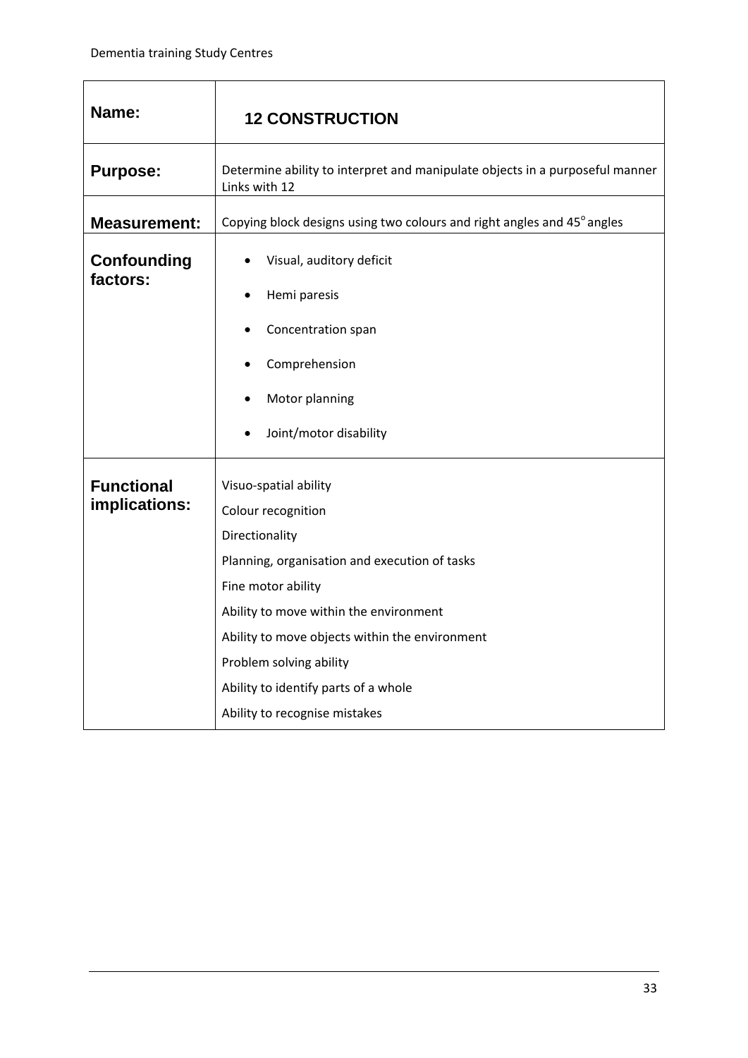| **Name:** | **12 CONSTRUCTION** |
|---|---|
| **Purpose:** | Determine ability to interpret and manipulate objects in a purposeful manner<br>Links with 12 |
| **Measurement:** | Copying block designs using two colours and right angles and $45^{o}$ angles |
| **Confounding factors:** | • Visual, auditory deficit<br>• Hemi paresis<br>• Concentration span<br>• Comprehension<br>• Motor planning<br>• Joint/motor disability |
| **Functional implications:** | Visuo-spatial ability<br>Colour recognition<br>Directionality<br>Planning, organisation and execution of tasks<br>Fine motor ability<br>Ability to move within the environment<br>Ability to move objects within the environment<br>Problem solving ability<br>Ability to identify parts of a whole<br>Ability to recognise mistakes |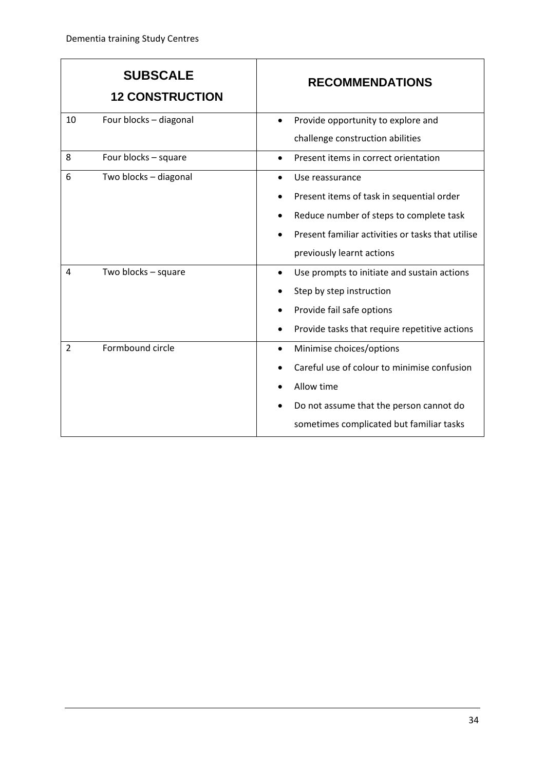| SUBSCALE 12 CONSTRUCTION | | RECOMMENDATIONS |
|---|---|---|
| 10 | Four blocks – diagonal | • Provide opportunity to explore and challenge construction abilities |
| 8 | Four blocks – square | • Present items in correct orientation |
| 6 | Two blocks – diagonal | • Use reassurance<br>• Present items of task in sequential order<br>• Reduce number of steps to complete task<br>• Present familiar activities or tasks that utilise previously learnt actions |
| 4 | Two blocks – square | • Use prompts to initiate and sustain actions<br>• Step by step instruction<br>• Provide fail safe options<br>• Provide tasks that require repetitive actions |
| 2 | Formbound circle | • Minimise choices/options<br>• Careful use of colour to minimise confusion<br>• Allow time<br>• Do not assume that the person cannot do sometimes complicated but familiar tasks |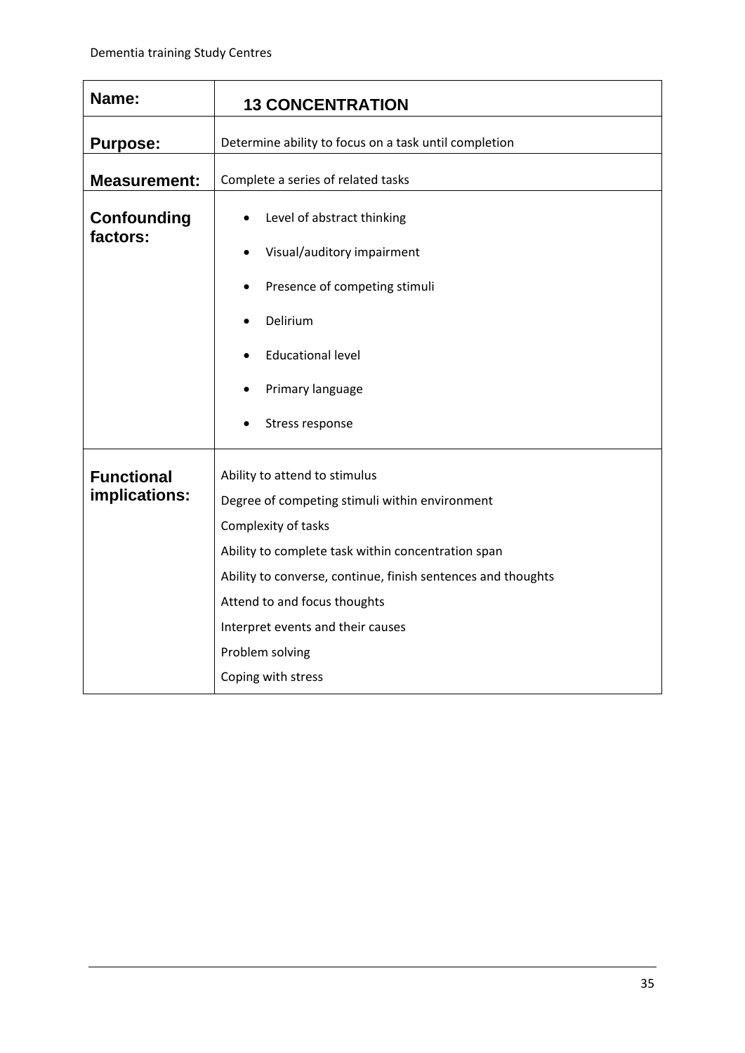| Name: | 13 CONCENTRATION |
|---|---|
| Purpose: | Determine ability to focus on a task until completion |
| Measurement: | Complete a series of related tasks |
| Confounding factors: | • Level of abstract thinking<br>• Visual/auditory impairment<br>• Presence of competing stimuli<br>• Delirium<br>• Educational level<br>• Primary language<br>• Stress response |
| Functional implications: | Ability to attend to stimulus<br>Degree of competing stimuli within environment<br>Complexity of tasks<br>Ability to complete task within concentration span<br>Ability to converse, continue, finish sentences and thoughts<br>Attend to and focus thoughts<br>Interpret events and their causes<br>Problem solving<br>Coping with stress |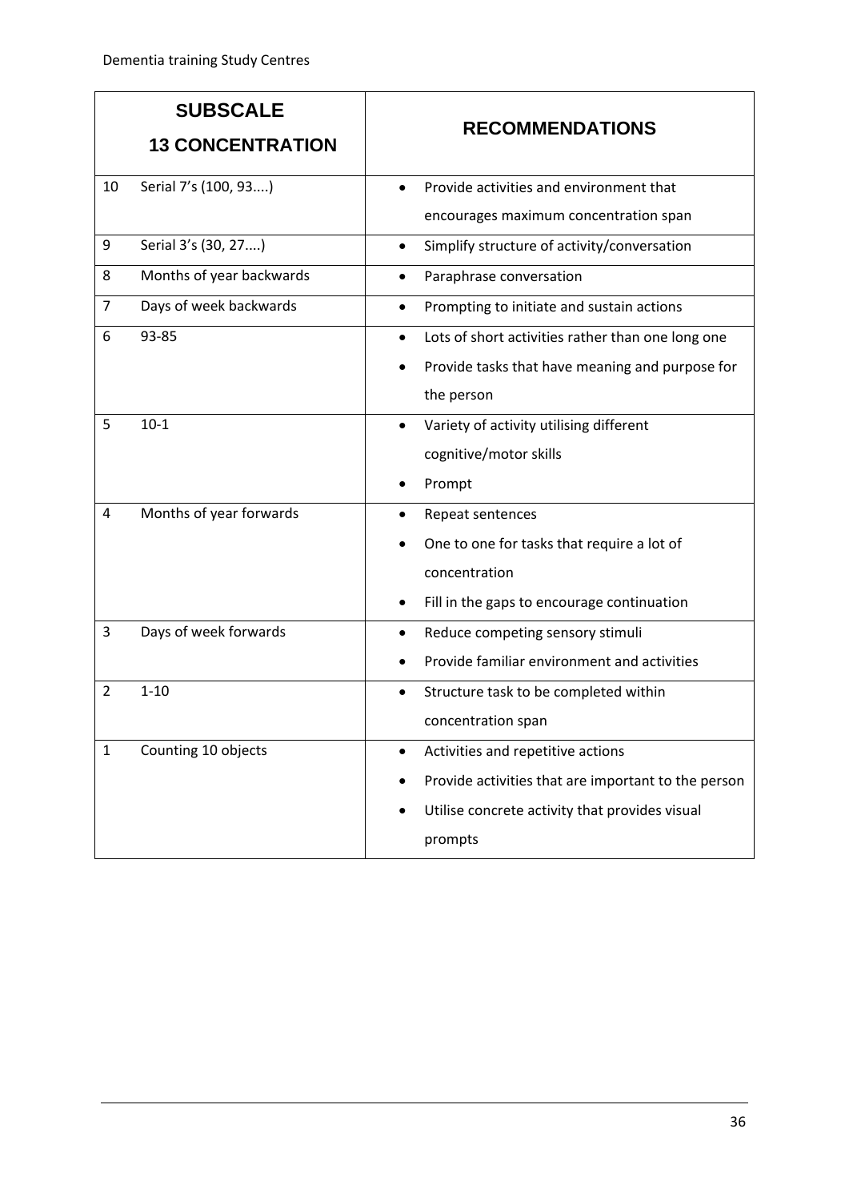| SUBSCALE<br>13 CONCENTRATION | | RECOMMENDATIONS |
|---|---|---|
| 10 | Serial 7's (100, 93....) | • Provide activities and environment that encourages maximum concentration span |
| 9 | Serial 3's (30, 27....) | • Simplify structure of activity/conversation |
| 8 | Months of year backwards | • Paraphrase conversation |
| 7 | Days of week backwards | • Prompting to initiate and sustain actions |
| 6 | 93-85 | • Lots of short activities rather than one long one<br>• Provide tasks that have meaning and purpose for the person |
| 5 | 10-1 | • Variety of activity utilising different cognitive/motor skills<br>• Prompt |
| 4 | Months of year forwards | • Repeat sentences<br>• One to one for tasks that require a lot of concentration<br>• Fill in the gaps to encourage continuation |
| 3 | Days of week forwards | • Reduce competing sensory stimuli<br>• Provide familiar environment and activities |
| 2 | 1-10 | • Structure task to be completed within concentration span |
| 1 | Counting 10 objects | • Activities and repetitive actions<br>• Provide activities that are important to the person<br>• Utilise concrete activity that provides visual prompts |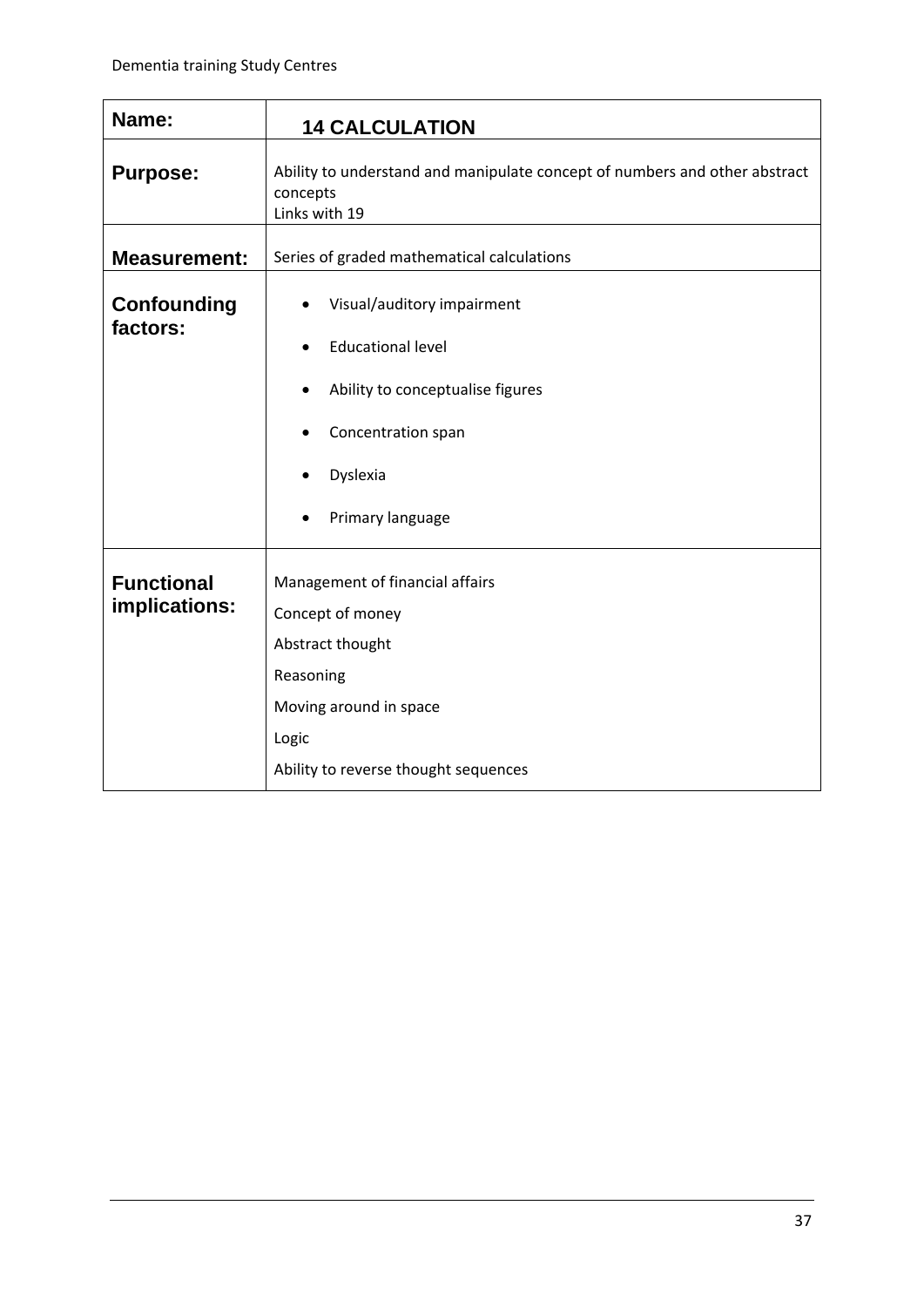| Name: | 14 CALCULATION |
| --- | --- |
| **Purpose:** | Ability to understand and manipulate concept of numbers and other abstract concepts<br>Links with 19 |
| **Measurement:** | Series of graded mathematical calculations |
| **Confounding factors:** | • Visual/auditory impairment<br>• Educational level<br>• Ability to conceptualise figures<br>• Concentration span<br>• Dyslexia<br>• Primary language |
| **Functional implications:** | Management of financial affairs<br>Concept of money<br>Abstract thought<br>Reasoning<br>Moving around in space<br>Logic<br>Ability to reverse thought sequences |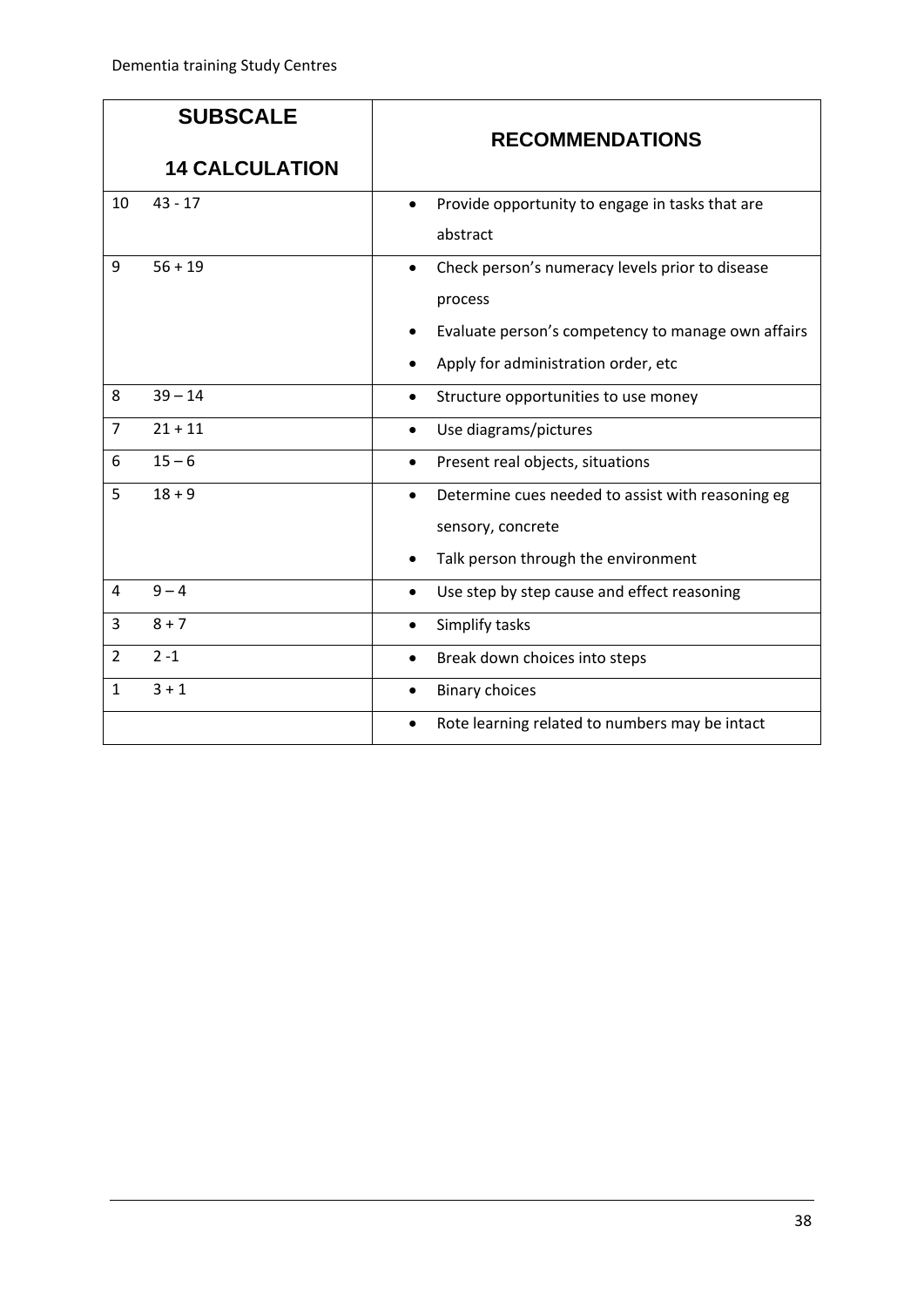| SUBSCALE<br><br>14 CALCULATION | | RECOMMENDATIONS |
|---|---|---|
| 10 | 43 - 17 | • Provide opportunity to engage in tasks that are abstract |
| 9 | 56 + 19 | • Check person's numeracy levels prior to disease process<br>• Evaluate person's competency to manage own affairs<br>• Apply for administration order, etc |
| 8 | 39 – 14 | • Structure opportunities to use money |
| 7 | 21 + 11 | • Use diagrams/pictures |
| 6 | 15 – 6 | • Present real objects, situations |
| 5 | 18 + 9 | • Determine cues needed to assist with reasoning eg sensory, concrete<br>• Talk person through the environment |
| 4 | 9 – 4 | • Use step by step cause and effect reasoning |
| 3 | 8 + 7 | • Simplify tasks |
| 2 | 2 -1 | • Break down choices into steps |
| 1 | 3 + 1 | • Binary choices |
| | | • Rote learning related to numbers may be intact |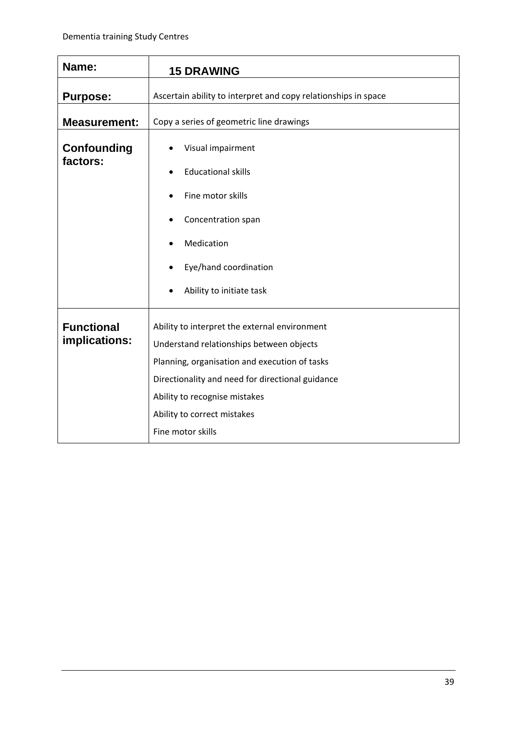| Name: | 15 DRAWING |
|---|---|
| **Purpose:** | Ascertain ability to interpret and copy relationships in space |
| **Measurement:** | Copy a series of geometric line drawings |
| **Confounding factors:** | • Visual impairment<br>• Educational skills<br>• Fine motor skills<br>• Concentration span<br>• Medication<br>• Eye/hand coordination<br>• Ability to initiate task |
| **Functional implications:** | Ability to interpret the external environment<br>Understand relationships between objects<br>Planning, organisation and execution of tasks<br>Directionality and need for directional guidance<br>Ability to recognise mistakes<br>Ability to correct mistakes<br>Fine motor skills |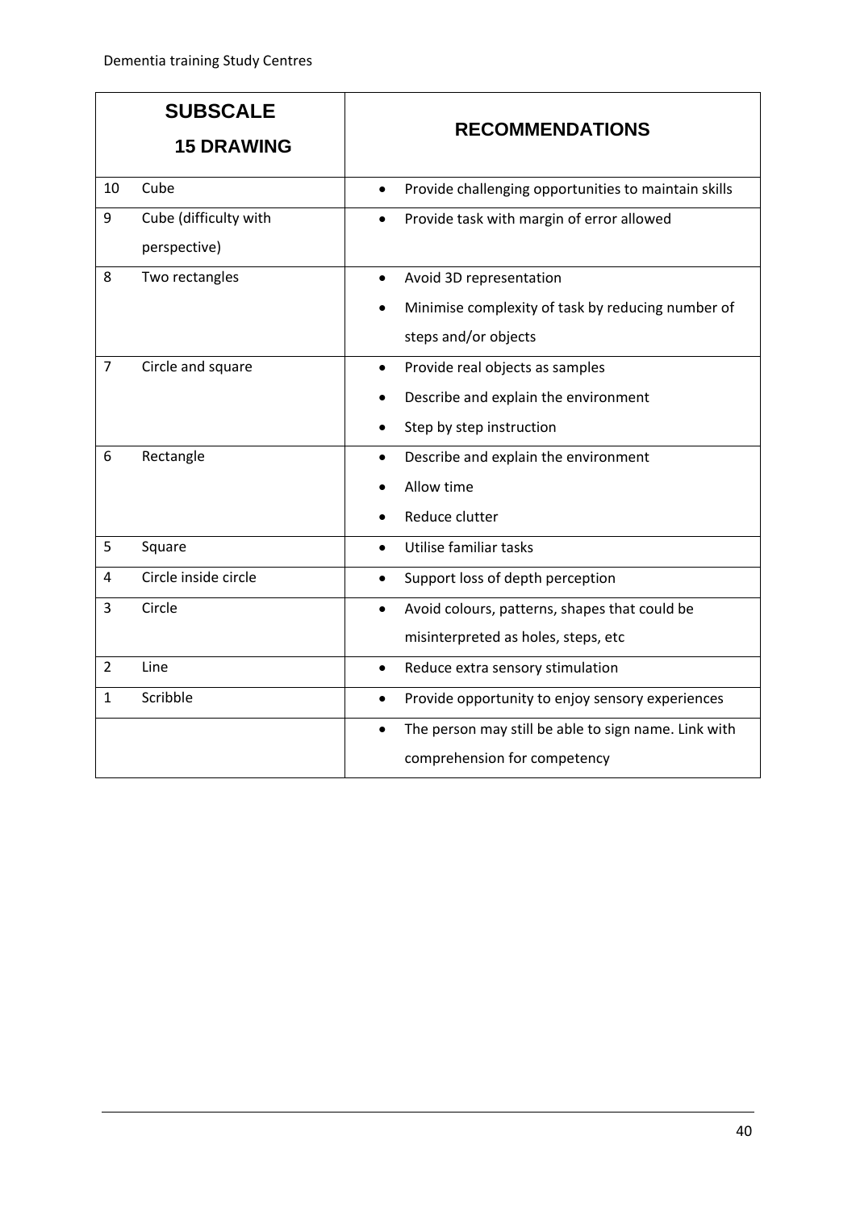| SUBSCALE 15 DRAWING | | RECOMMENDATIONS |
|---|---|---|
| 10 | Cube | • Provide challenging opportunities to maintain skills |
| 9 | Cube (difficulty with perspective) | • Provide task with margin of error allowed |
| 8 | Two rectangles | • Avoid 3D representation<br>• Minimise complexity of task by reducing number of steps and/or objects |
| 7 | Circle and square | • Provide real objects as samples<br>• Describe and explain the environment<br>• Step by step instruction |
| 6 | Rectangle | • Describe and explain the environment<br>• Allow time<br>• Reduce clutter |
| 5 | Square | • Utilise familiar tasks |
| 4 | Circle inside circle | • Support loss of depth perception |
| 3 | Circle | • Avoid colours, patterns, shapes that could be misinterpreted as holes, steps, etc |
| 2 | Line | • Reduce extra sensory stimulation |
| 1 | Scribble | • Provide opportunity to enjoy sensory experiences |
| | | • The person may still be able to sign name. Link with comprehension for competency |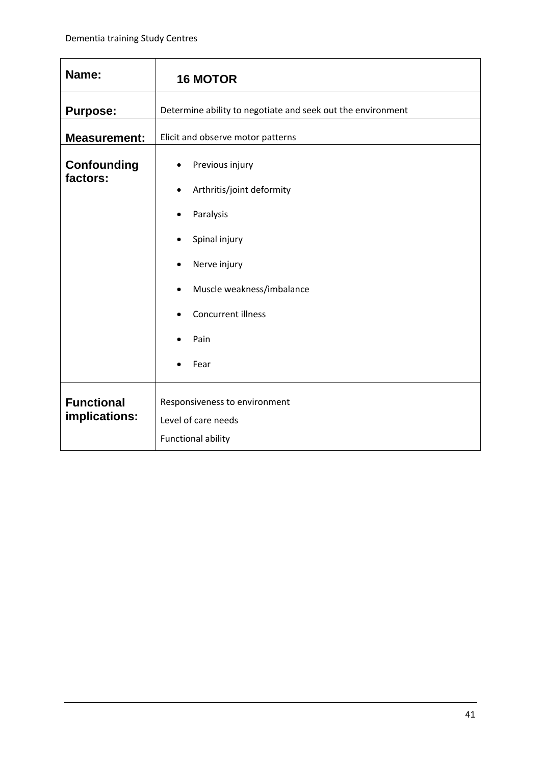| Name: | **16 MOTOR** |
|---|---|
| **Purpose:** | Determine ability to negotiate and seek out the environment |
| **Measurement:** | Elicit and observe motor patterns |
| **Confounding factors:** | • Previous injury<br>• Arthritis/joint deformity<br>• Paralysis<br>• Spinal injury<br>• Nerve injury<br>• Muscle weakness/imbalance<br>• Concurrent illness<br>• Pain<br>• Fear |
| **Functional implications:** | Responsiveness to environment<br>Level of care needs<br>Functional ability |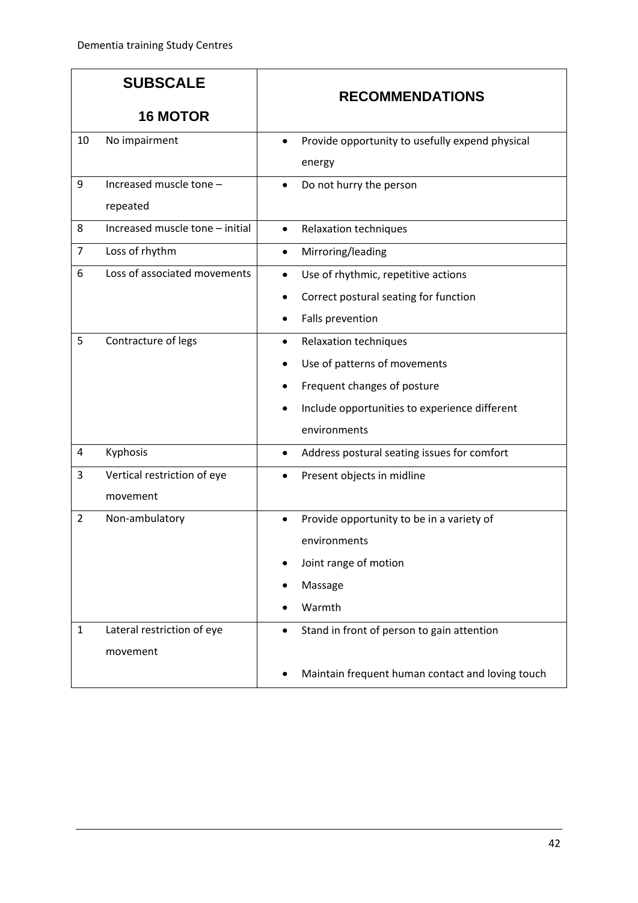| SUBSCALE 16 MOTOR | | RECOMMENDATIONS |
|---|---|---|
| 10 | No impairment | • Provide opportunity to usefully expend physical energy |
| 9 | Increased muscle tone – repeated | • Do not hurry the person |
| 8 | Increased muscle tone – initial | • Relaxation techniques |
| 7 | Loss of rhythm | • Mirroring/leading |
| 6 | Loss of associated movements | • Use of rhythmic, repetitive actions<br>• Correct postural seating for function<br>• Falls prevention |
| 5 | Contracture of legs | • Relaxation techniques<br>• Use of patterns of movements<br>• Frequent changes of posture<br>• Include opportunities to experience different environments |
| 4 | Kyphosis | • Address postural seating issues for comfort |
| 3 | Vertical restriction of eye movement | • Present objects in midline |
| 2 | Non-ambulatory | • Provide opportunity to be in a variety of environments<br>• Joint range of motion<br>• Massage<br>• Warmth |
| 1 | Lateral restriction of eye movement | • Stand in front of person to gain attention<br>• Maintain frequent human contact and loving touch |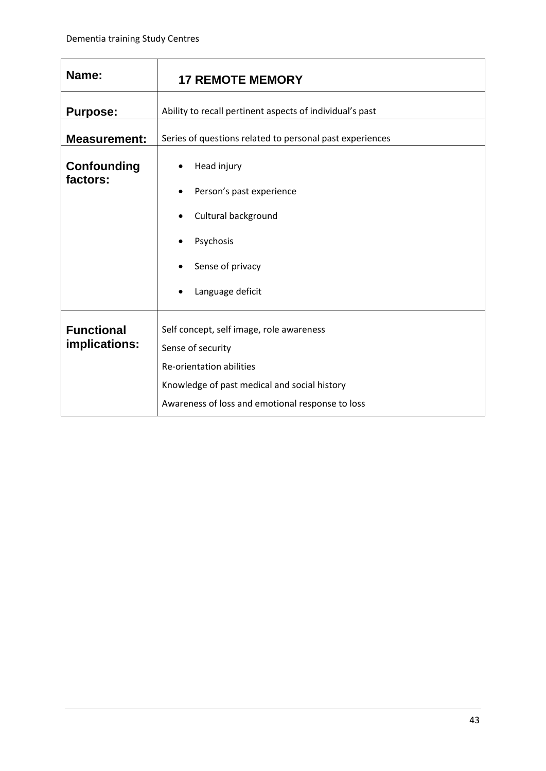| Name: | 17 REMOTE MEMORY |
|---|---|
| Purpose: | Ability to recall pertinent aspects of individual's past |
| Measurement: | Series of questions related to personal past experiences |
| Confounding factors: | • Head injury<br>• Person's past experience<br>• Cultural background<br>• Psychosis<br>• Sense of privacy<br>• Language deficit |
| Functional implications: | Self concept, self image, role awareness<br>Sense of security<br>Re-orientation abilities<br>Knowledge of past medical and social history<br>Awareness of loss and emotional response to loss |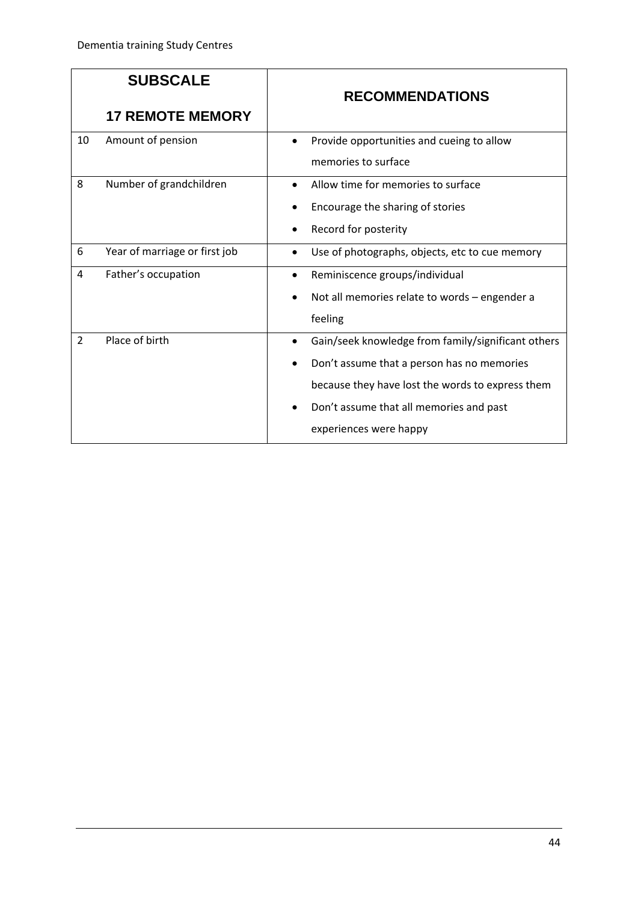| SUBSCALE<br>17 REMOTE MEMORY | | RECOMMENDATIONS |
|---|---|---|
| 10 | Amount of pension | • Provide opportunities and cueing to allow memories to surface |
| 8 | Number of grandchildren | • Allow time for memories to surface<br>• Encourage the sharing of stories<br>• Record for posterity |
| 6 | Year of marriage or first job | • Use of photographs, objects, etc to cue memory |
| 4 | Father's occupation | • Reminiscence groups/individual<br>• Not all memories relate to words – engender a feeling |
| 2 | Place of birth | • Gain/seek knowledge from family/significant others<br>• Don't assume that a person has no memories because they have lost the words to express them<br>• Don't assume that all memories and past experiences were happy |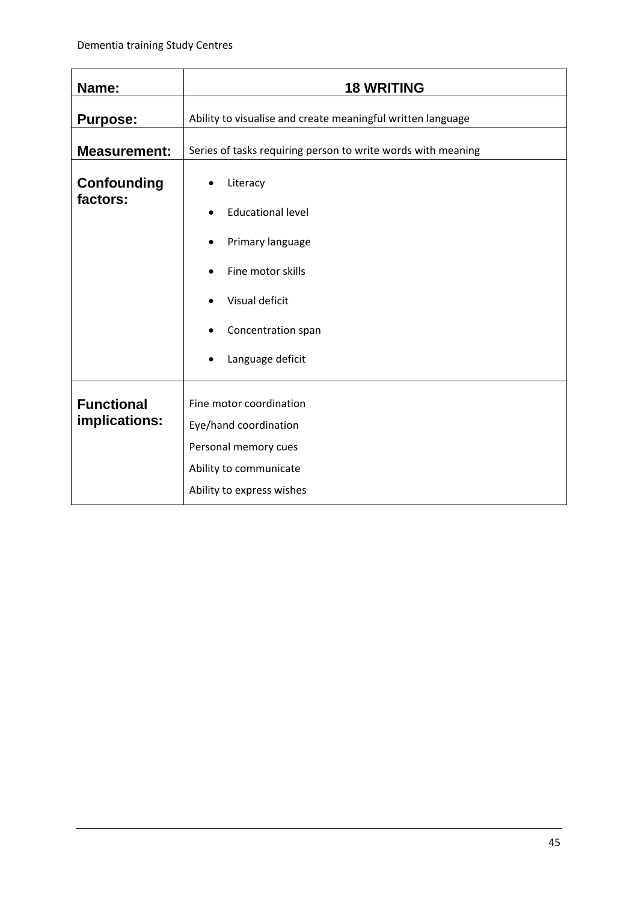| Name: | 18 WRITING |
|---|---|
| Purpose: | Ability to visualise and create meaningful written language |
| Measurement: | Series of tasks requiring person to write words with meaning |
| Confounding factors: | • Literacy<br>• Educational level<br>• Primary language<br>• Fine motor skills<br>• Visual deficit<br>• Concentration span<br>• Language deficit |
| Functional implications: | Fine motor coordination<br>Eye/hand coordination<br>Personal memory cues<br>Ability to communicate<br>Ability to express wishes |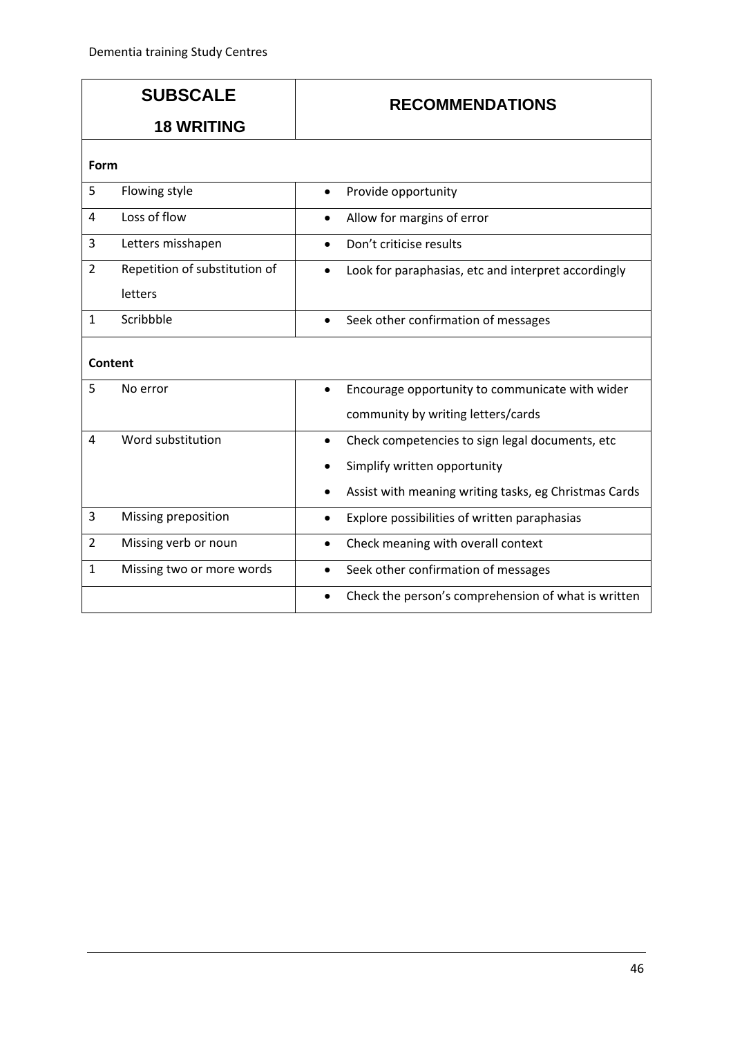| SUBSCALE<br>18 WRITING | | RECOMMENDATIONS |
|---|---|---|
| **Form** | | |
| 5 | Flowing style | • Provide opportunity |
| 4 | Loss of flow | • Allow for margins of error |
| 3 | Letters misshapen | • Don't criticise results |
| 2 | Repetition of substitution of letters | • Look for paraphasias, etc and interpret accordingly |
| 1 | Scribbble | • Seek other confirmation of messages |
| **Content** | | |
| 5 | No error | • Encourage opportunity to communicate with wider community by writing letters/cards |
| 4 | Word substitution | • Check competencies to sign legal documents, etc<br>• Simplify written opportunity<br>• Assist with meaning writing tasks, eg Christmas Cards |
| 3 | Missing preposition | • Explore possibilities of written paraphasias |
| 2 | Missing verb or noun | • Check meaning with overall context |
| 1 | Missing two or more words | • Seek other confirmation of messages |
| | | • Check the person's comprehension of what is written |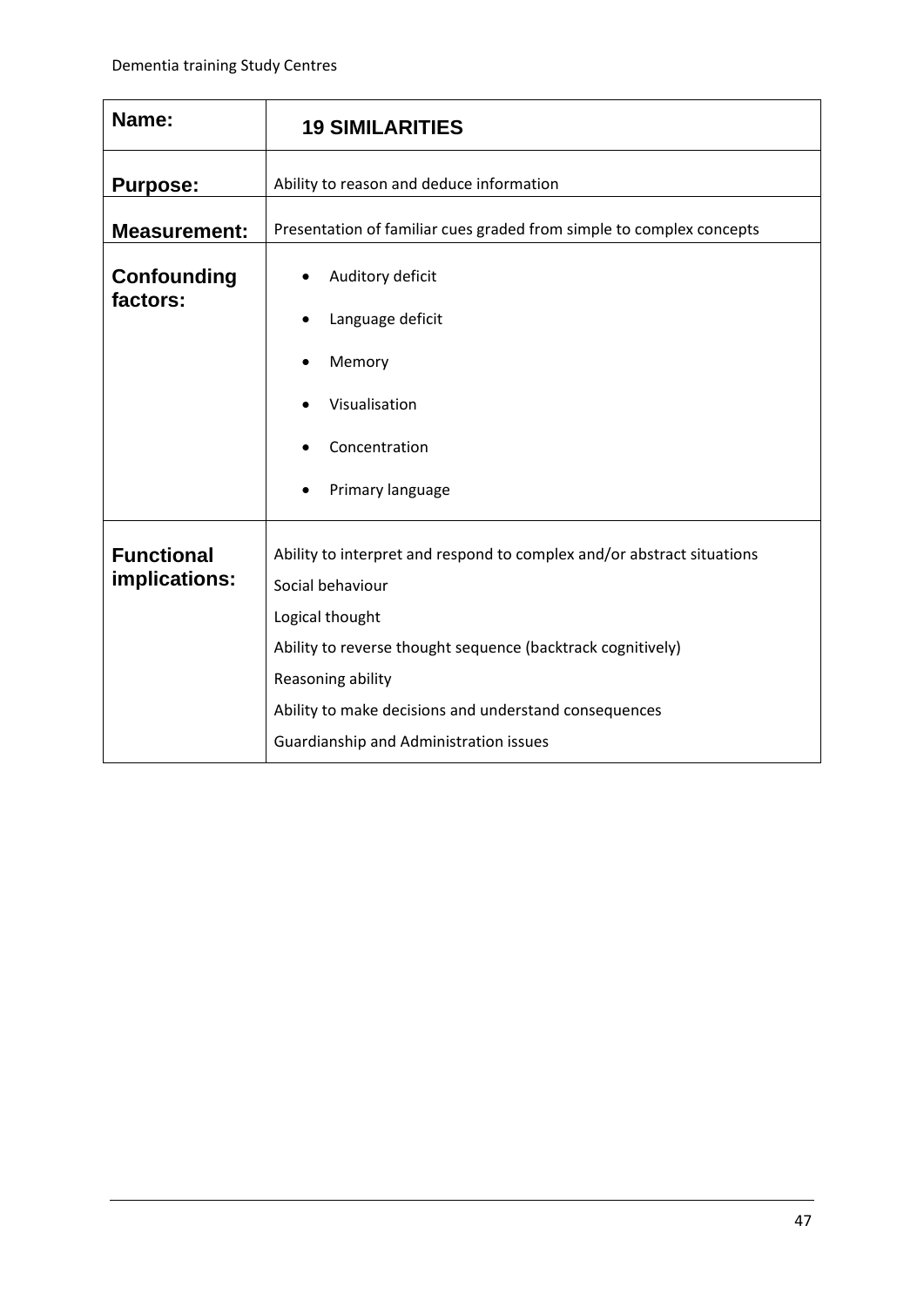| Name: | **19 SIMILARITIES** |
| --- | --- |
| **Purpose:** | Ability to reason and deduce information |
| **Measurement:** | Presentation of familiar cues graded from simple to complex concepts |
| **Confounding factors:** | • Auditory deficit<br>• Language deficit<br>• Memory<br>• Visualisation<br>• Concentration<br>• Primary language |
| **Functional implications:** | Ability to interpret and respond to complex and/or abstract situations<br>Social behaviour<br>Logical thought<br>Ability to reverse thought sequence (backtrack cognitively)<br>Reasoning ability<br>Ability to make decisions and understand consequences<br>Guardianship and Administration issues |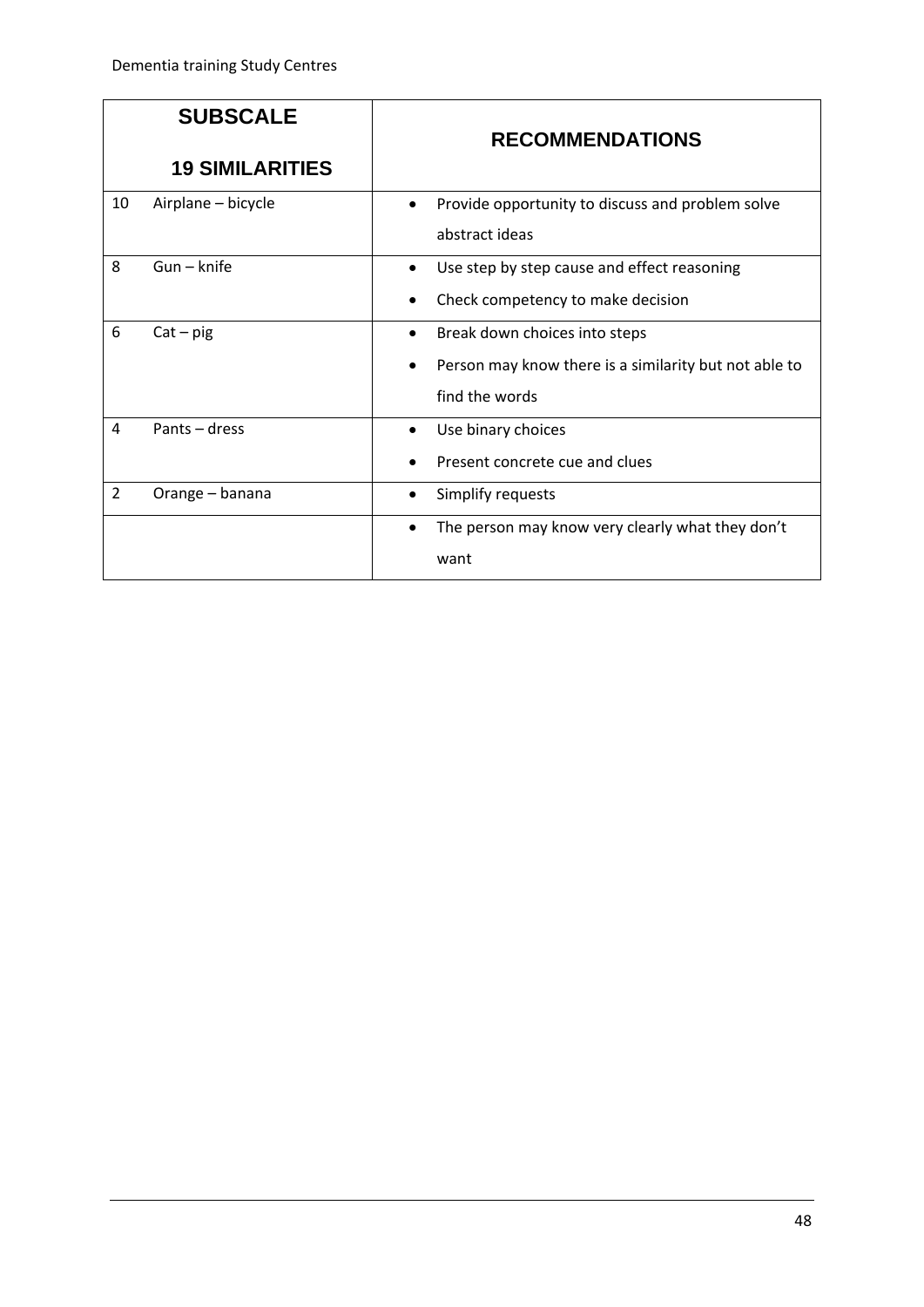| SUBSCALE<br><br>19 SIMILARITIES | | RECOMMENDATIONS |
|---|---|---|
| 10 | Airplane – bicycle | • Provide opportunity to discuss and problem solve abstract ideas |
| 8 | Gun – knife | • Use step by step cause and effect reasoning<br>• Check competency to make decision |
| 6 | Cat – pig | • Break down choices into steps<br>• Person may know there is a similarity but not able to find the words |
| 4 | Pants – dress | • Use binary choices<br>• Present concrete cue and clues |
| 2 | Orange – banana | • Simplify requests |
| | | • The person may know very clearly what they don't want |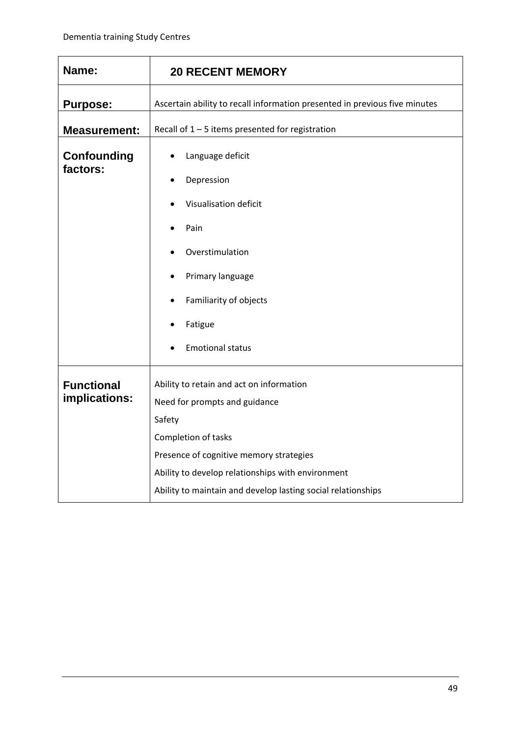| Name: | 20 RECENT MEMORY |
|---|---|
| Purpose: | Ascertain ability to recall information presented in previous five minutes |
| Measurement: | Recall of 1 – 5 items presented for registration |
| Confounding factors: | • Language deficit<br>• Depression<br>• Visualisation deficit<br>• Pain<br>• Overstimulation<br>• Primary language<br>• Familiarity of objects<br>• Fatigue<br>• Emotional status |
| Functional implications: | Ability to retain and act on information<br>Need for prompts and guidance<br>Safety<br>Completion of tasks<br>Presence of cognitive memory strategies<br>Ability to develop relationships with environment<br>Ability to maintain and develop lasting social relationships |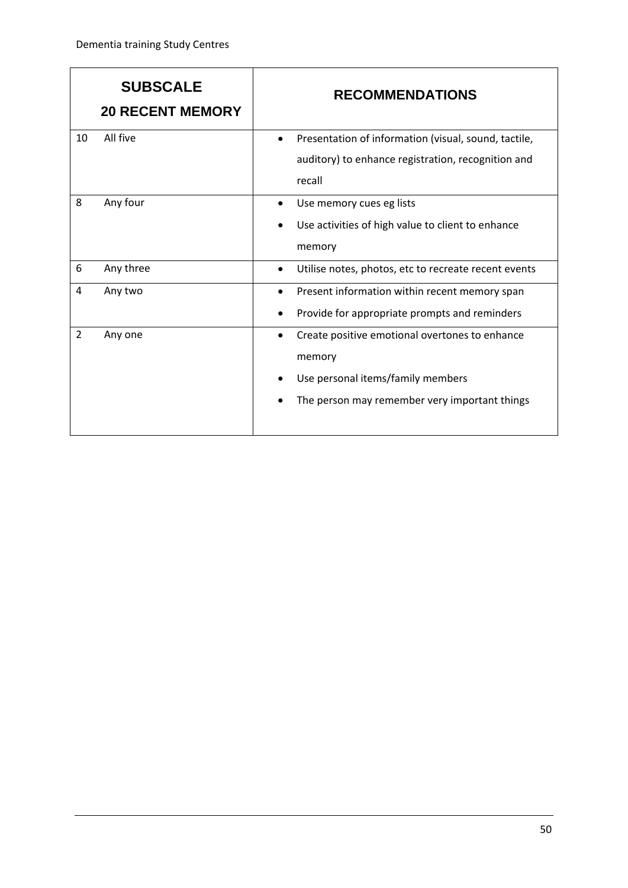| SUBSCALE<br>20 RECENT MEMORY | | RECOMMENDATIONS |
|---|---|---|
| 10 | All five | • Presentation of information (visual, sound, tactile, auditory) to enhance registration, recognition and recall |
| 8 | Any four | • Use memory cues eg lists<br>• Use activities of high value to client to enhance memory |
| 6 | Any three | • Utilise notes, photos, etc to recreate recent events |
| 4 | Any two | • Present information within recent memory span<br>• Provide for appropriate prompts and reminders |
| 2 | Any one | • Create positive emotional overtones to enhance memory<br>• Use personal items/family members<br>• The person may remember very important things |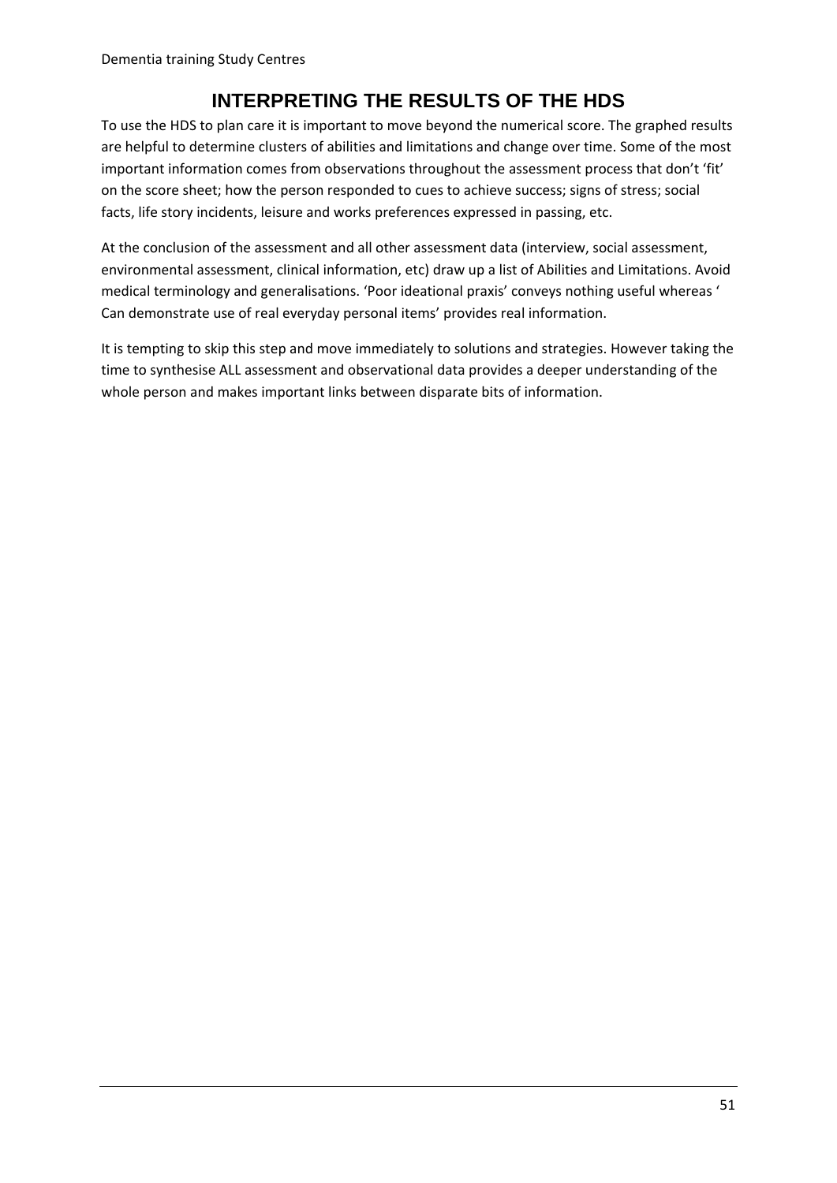# INTERPRETING THE RESULTS OF THE HDS

To use the HDS to plan care it is important to move beyond the numerical score. The graphed results are helpful to determine clusters of abilities and limitations and change over time. Some of the most important information comes from observations throughout the assessment process that don't 'fit' on the score sheet; how the person responded to cues to achieve success; signs of stress; social facts, life story incidents, leisure and works preferences expressed in passing, etc.

At the conclusion of the assessment and all other assessment data (interview, social assessment, environmental assessment, clinical information, etc) draw up a list of Abilities and Limitations. Avoid medical terminology and generalisations. 'Poor ideational praxis' conveys nothing useful whereas ' Can demonstrate use of real everyday personal items' provides real information.

It is tempting to skip this step and move immediately to solutions and strategies. However taking the time to synthesise ALL assessment and observational data provides a deeper understanding of the whole person and makes important links between disparate bits of information.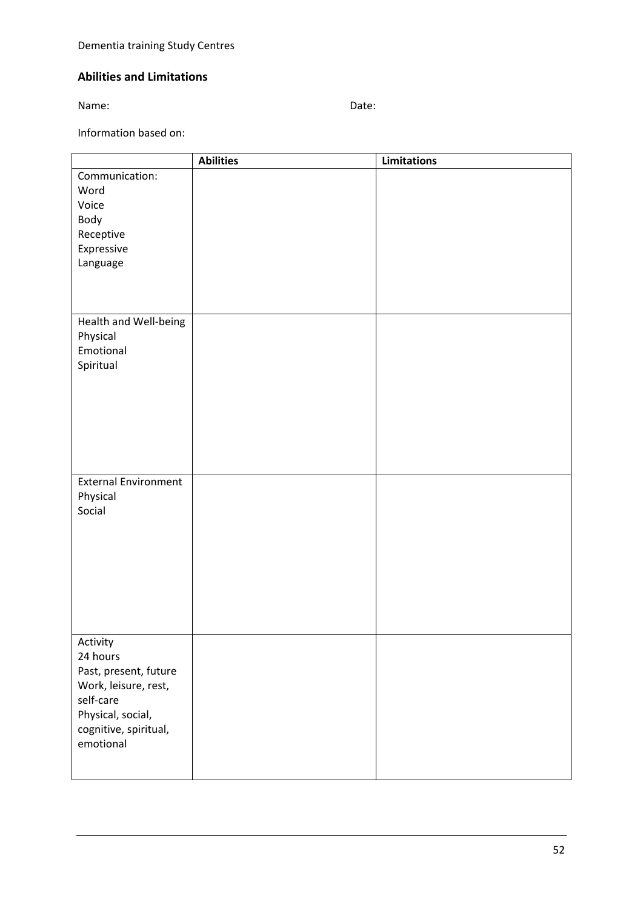## Abilities and Limitations

Name: Date:

Information based on:

| | **Abilities** | **Limitations** |
|---|---|---|
| Communication:<br>Word<br>Voice<br>Body<br>Receptive<br>Expressive<br>Language | | |
| Health and Well-being<br>Physical<br>Emotional<br>Spiritual | | |
| External Environment<br>Physical<br>Social | | |
| Activity<br>24 hours<br>Past, present, future<br>Work, leisure, rest, self-care<br>Physical, social, cognitive, spiritual, emotional | | |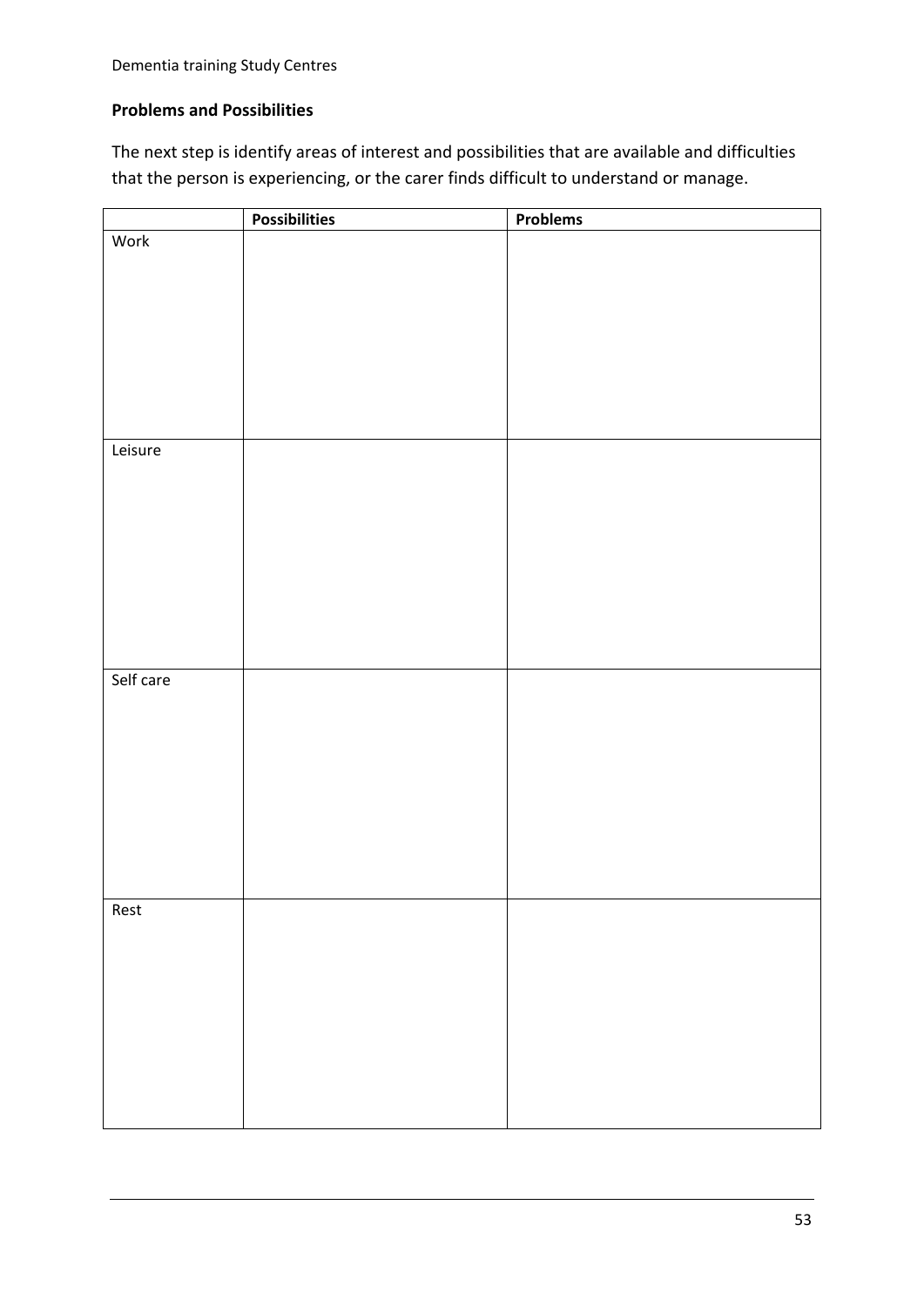**Problems and Possibilities**

The next step is identify areas of interest and possibilities that are available and difficulties that the person is experiencing, or the carer finds difficult to understand or manage.

| | Possibilities | Problems |
|---|---|---|
| Work | | |
| Leisure | | |
| Self care | | |
| Rest | | |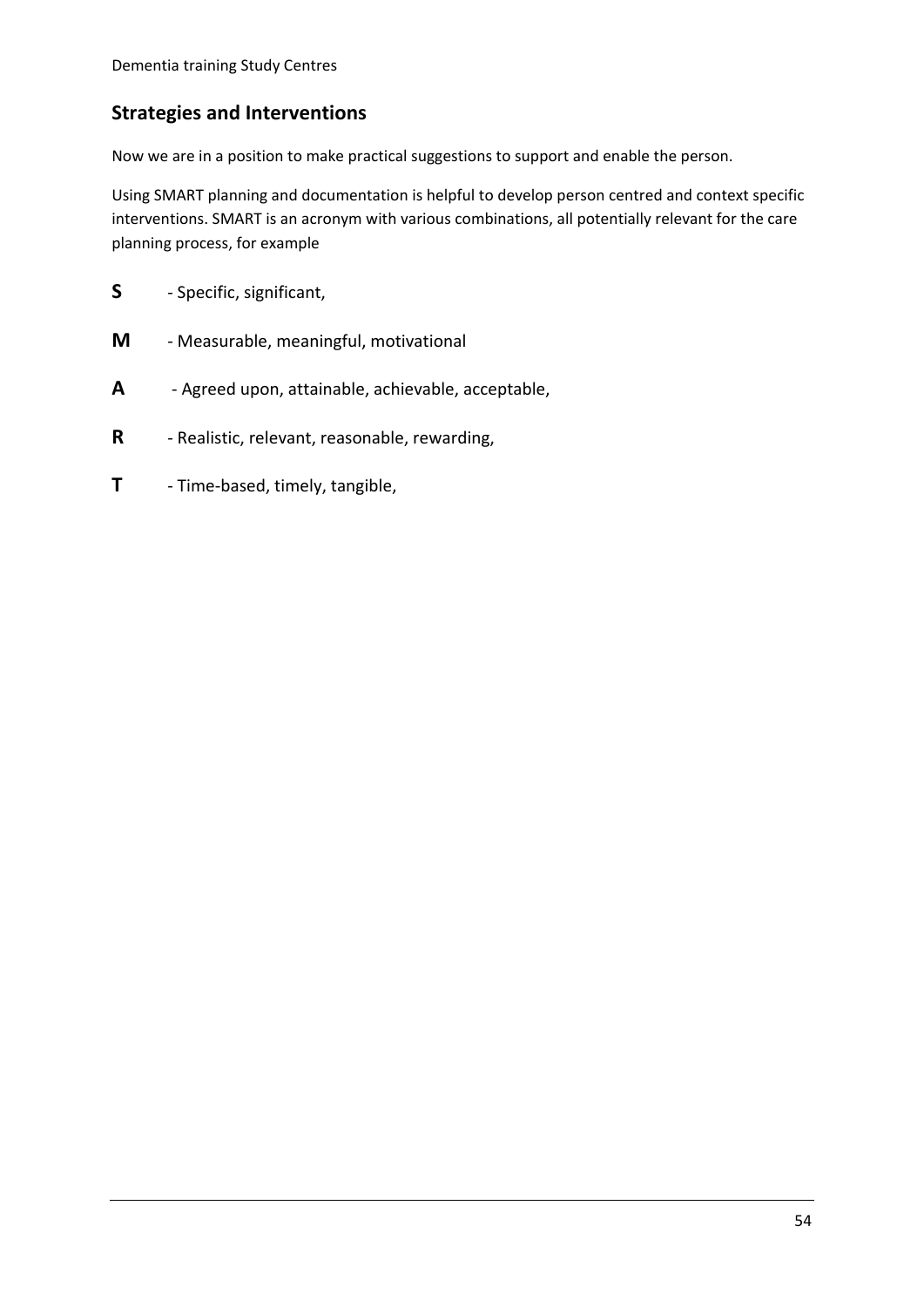## Strategies and Interventions

Now we are in a position to make practical suggestions to support and enable the person.

Using SMART planning and documentation is helpful to develop person centred and context specific interventions. SMART is an acronym with various combinations, all potentially relevant for the care planning process, for example

**S** - Specific, significant,

**M** - Measurable, meaningful, motivational

**A** - Agreed upon, attainable, achievable, acceptable,

**R** - Realistic, relevant, reasonable, rewarding,

**T** - Time-based, timely, tangible,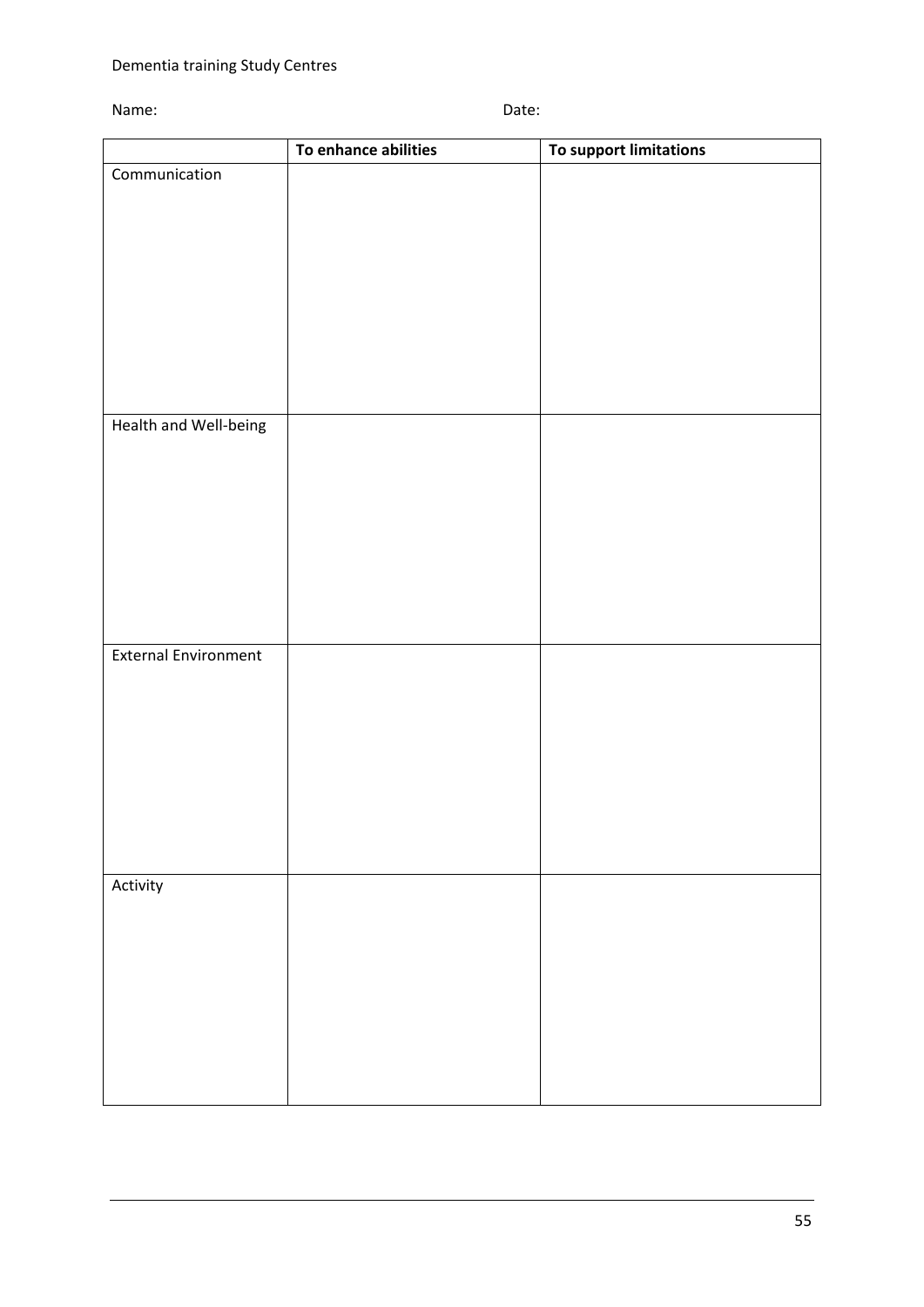Dementia training Study Centres

Name: Date:

| | To enhance abilities | To support limitations |
|---|---|---|
| Communication | | |
| Health and Well-being | | |
| External Environment | | |
| Activity | | |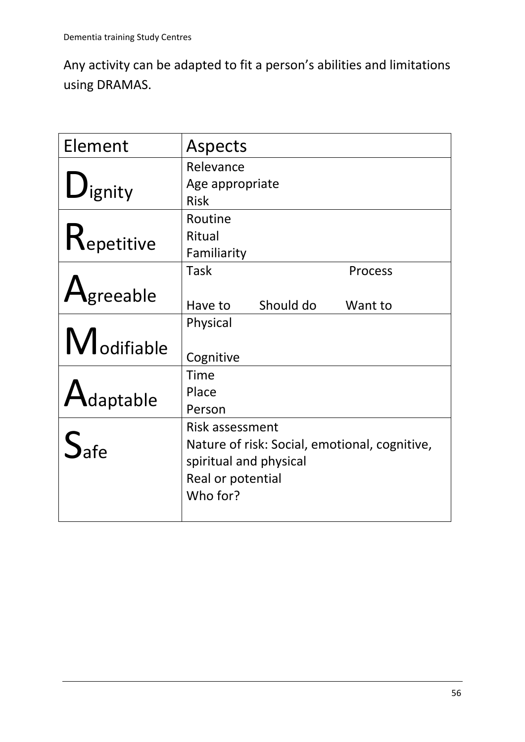Any activity can be adapted to fit a person's abilities and limitations using DRAMAS.

| Element | Aspects |
| --- | --- |
| **D**ignity | Relevance<br>Age appropriate<br>Risk |
| **R**epetitive | Routine<br>Ritual<br>Familiarity |
| **A**greeable | Task Process<br><br>Have to Should do Want to |
| **M**odifiable | Physical<br><br>Cognitive |
| **A**daptable | Time<br>Place<br>Person |
| **S**afe | Risk assessment<br>Nature of risk: Social, emotional, cognitive, spiritual and physical<br>Real or potential<br>Who for? |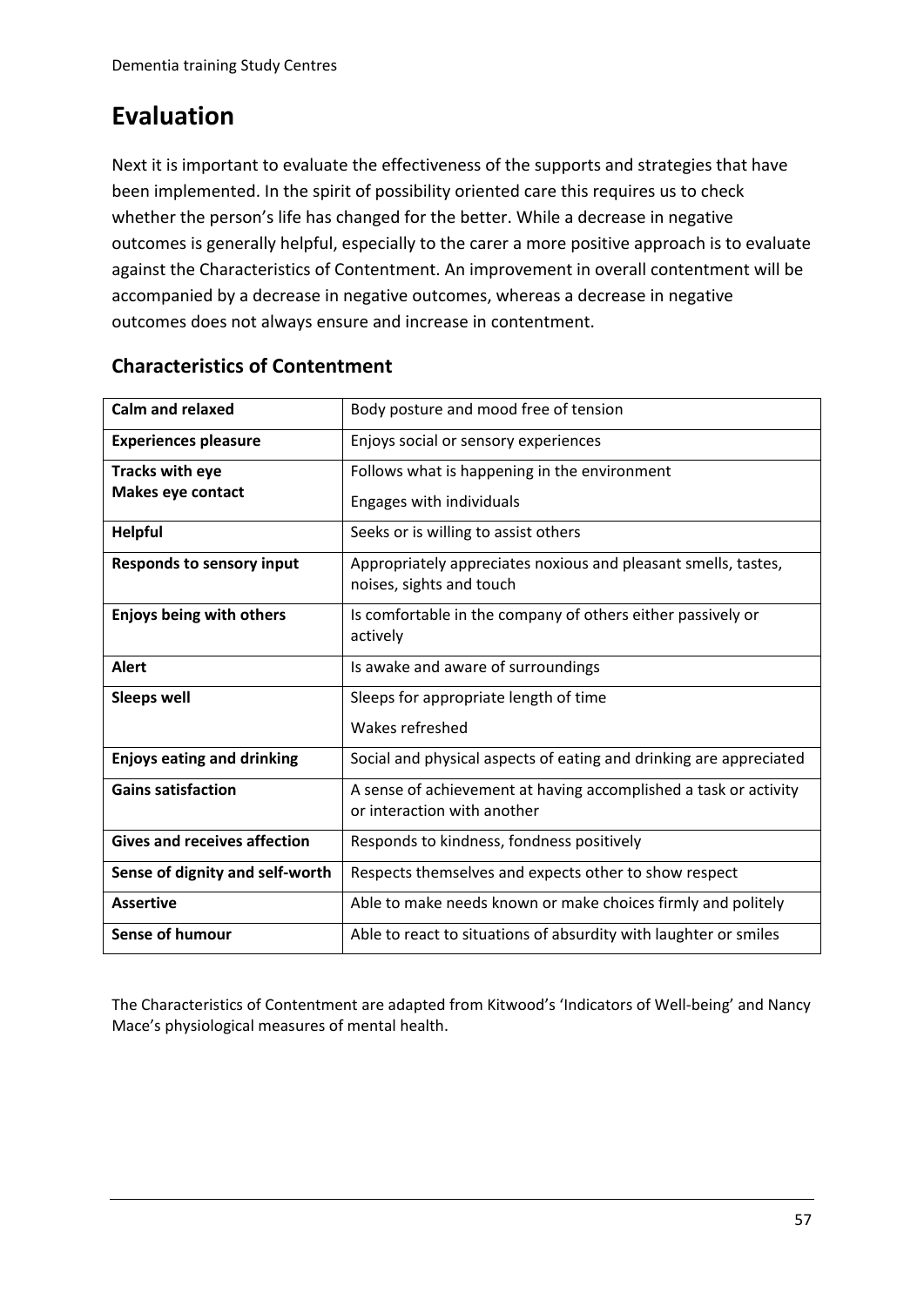# Evaluation

Next it is important to evaluate the effectiveness of the supports and strategies that have been implemented. In the spirit of possibility oriented care this requires us to check whether the person's life has changed for the better. While a decrease in negative outcomes is generally helpful, especially to the carer a more positive approach is to evaluate against the Characteristics of Contentment. An improvement in overall contentment will be accompanied by a decrease in negative outcomes, whereas a decrease in negative outcomes does not always ensure and increase in contentment.

## Characteristics of Contentment

| | |
|---|---|
| **Calm and relaxed** | Body posture and mood free of tension |
| **Experiences pleasure** | Enjoys social or sensory experiences |
| **Tracks with eye**<br>**Makes eye contact** | Follows what is happening in the environment<br>Engages with individuals |
| **Helpful** | Seeks or is willing to assist others |
| **Responds to sensory input** | Appropriately appreciates noxious and pleasant smells, tastes, noises, sights and touch |
| **Enjoys being with others** | Is comfortable in the company of others either passively or actively |
| **Alert** | Is awake and aware of surroundings |
| **Sleeps well** | Sleeps for appropriate length of time<br>Wakes refreshed |
| **Enjoys eating and drinking** | Social and physical aspects of eating and drinking are appreciated |
| **Gains satisfaction** | A sense of achievement at having accomplished a task or activity or interaction with another |
| **Gives and receives affection** | Responds to kindness, fondness positively |
| **Sense of dignity and self-worth** | Respects themselves and expects other to show respect |
| **Assertive** | Able to make needs known or make choices firmly and politely |
| **Sense of humour** | Able to react to situations of absurdity with laughter or smiles |

The Characteristics of Contentment are adapted from Kitwood's 'Indicators of Well-being' and Nancy Mace's physiological measures of mental health.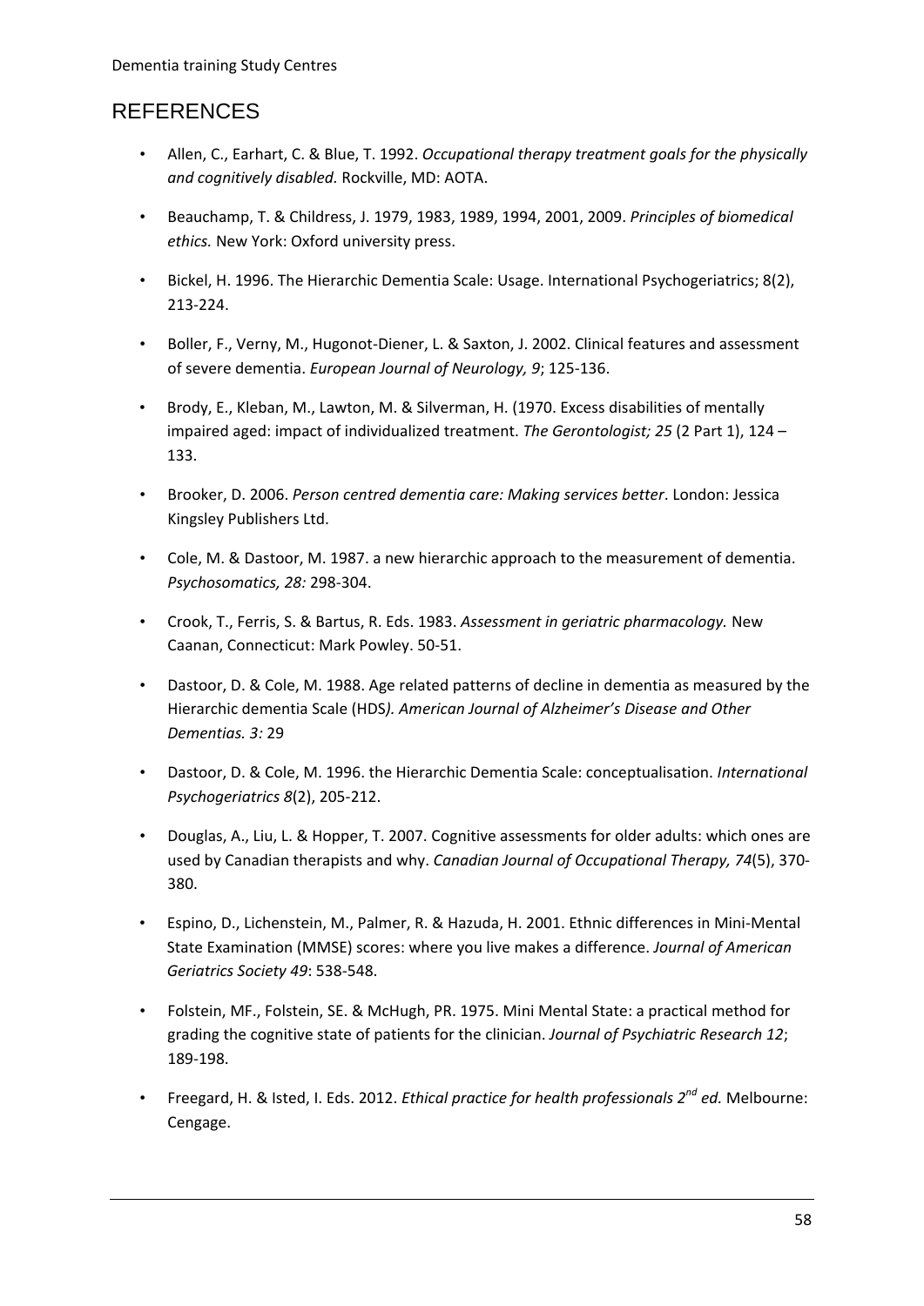## REFERENCES

- Allen, C., Earhart, C. & Blue, T. 1992. *Occupational therapy treatment goals for the physically and cognitively disabled.* Rockville, MD: AOTA.
- Beauchamp, T. & Childress, J. 1979, 1983, 1989, 1994, 2001, 2009. *Principles of biomedical ethics.* New York: Oxford university press.
- Bickel, H. 1996. The Hierarchic Dementia Scale: Usage. International Psychogeriatrics; 8(2), 213-224.
- Boller, F., Verny, M., Hugonot-Diener, L. & Saxton, J. 2002. Clinical features and assessment of severe dementia. *European Journal of Neurology, 9*; 125-136.
- Brody, E., Kleban, M., Lawton, M. & Silverman, H. (1970. Excess disabilities of mentally impaired aged: impact of individualized treatment. *The Gerontologist; 25* (2 Part 1), 124 – 133.
- Brooker, D. 2006. *Person centred dementia care: Making services better*. London: Jessica Kingsley Publishers Ltd.
- Cole, M. & Dastoor, M. 1987. a new hierarchic approach to the measurement of dementia. *Psychosomatics, 28:* 298-304.
- Crook, T., Ferris, S. & Bartus, R. Eds. 1983. *Assessment in geriatric pharmacology.* New Caanan, Connecticut: Mark Powley. 50-51.
- Dastoor, D. & Cole, M. 1988. Age related patterns of decline in dementia as measured by the Hierarchic dementia Scale (HDS*). American Journal of Alzheimer's Disease and Other Dementias. 3:* 29
- Dastoor, D. & Cole, M. 1996. the Hierarchic Dementia Scale: conceptualisation. *International Psychogeriatrics 8*(2), 205-212.
- Douglas, A., Liu, L. & Hopper, T. 2007. Cognitive assessments for older adults: which ones are used by Canadian therapists and why. *Canadian Journal of Occupational Therapy, 74*(5), 370-380.
- Espino, D., Lichenstein, M., Palmer, R. & Hazuda, H. 2001. Ethnic differences in Mini-Mental State Examination (MMSE) scores: where you live makes a difference. *Journal of American Geriatrics Society 49*: 538-548.
- Folstein, MF., Folstein, SE. & McHugh, PR. 1975. Mini Mental State: a practical method for grading the cognitive state of patients for the clinician. *Journal of Psychiatric Research 12*; 189-198.
- Freegard, H. & Isted, I. Eds. 2012. *Ethical practice for health professionals 2nd ed.* Melbourne: Cengage.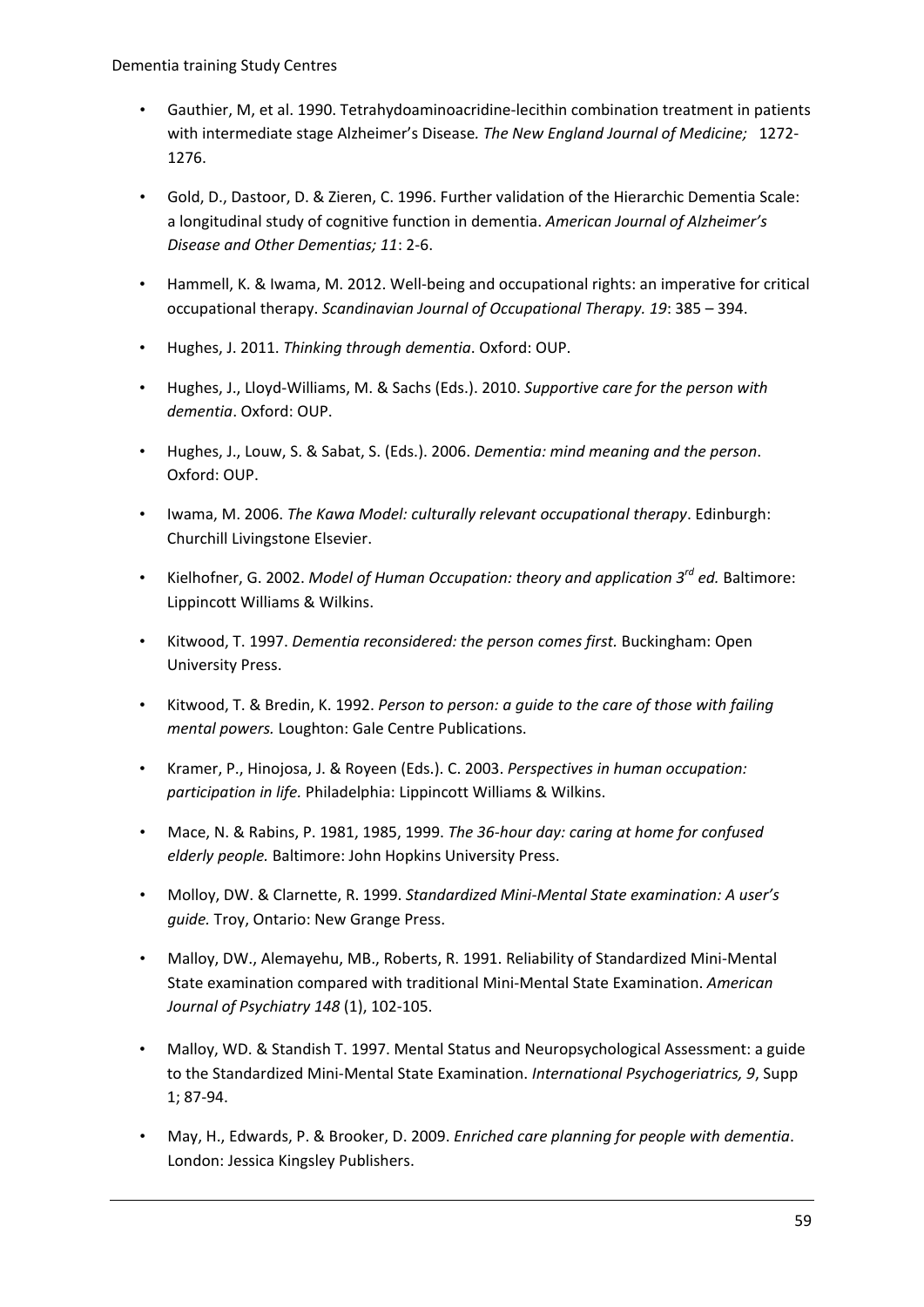- Gauthier, M, et al. 1990. Tetrahydoaminoacridine-lecithin combination treatment in patients with intermediate stage Alzheimer's Disease. *The New England Journal of Medicine;* 1272-1276.

- Gold, D., Dastoor, D. & Zieren, C. 1996. Further validation of the Hierarchic Dementia Scale: a longitudinal study of cognitive function in dementia. *American Journal of Alzheimer's Disease and Other Dementias; 11*: 2-6.

- Hammell, K. & Iwama, M. 2012. Well-being and occupational rights: an imperative for critical occupational therapy. *Scandinavian Journal of Occupational Therapy. 19*: 385 – 394.

- Hughes, J. 2011. *Thinking through dementia*. Oxford: OUP.

- Hughes, J., Lloyd-Williams, M. & Sachs (Eds.). 2010. *Supportive care for the person with dementia*. Oxford: OUP.

- Hughes, J., Louw, S. & Sabat, S. (Eds.). 2006. *Dementia: mind meaning and the person*. Oxford: OUP.

- Iwama, M. 2006. *The Kawa Model: culturally relevant occupational therapy*. Edinburgh: Churchill Livingstone Elsevier.

- Kielhofner, G. 2002. *Model of Human Occupation: theory and application 3rd ed.* Baltimore: Lippincott Williams & Wilkins.

- Kitwood, T. 1997. *Dementia reconsidered: the person comes first.* Buckingham: Open University Press.

- Kitwood, T. & Bredin, K. 1992. *Person to person: a guide to the care of those with failing mental powers.* Loughton: Gale Centre Publications.

- Kramer, P., Hinojosa, J. & Royeen (Eds.). C. 2003. *Perspectives in human occupation: participation in life.* Philadelphia: Lippincott Williams & Wilkins.

- Mace, N. & Rabins, P. 1981, 1985, 1999. *The 36-hour day: caring at home for confused elderly people.* Baltimore: John Hopkins University Press.

- Molloy, DW. & Clarnette, R. 1999. *Standardized Mini-Mental State examination: A user's guide.* Troy, Ontario: New Grange Press.

- Malloy, DW., Alemayehu, MB., Roberts, R. 1991. Reliability of Standardized Mini-Mental State examination compared with traditional Mini-Mental State Examination. *American Journal of Psychiatry 148* (1), 102-105.

- Malloy, WD. & Standish T. 1997. Mental Status and Neuropsychological Assessment: a guide to the Standardized Mini-Mental State Examination. *International Psychogeriatrics, 9*, Supp 1; 87-94.

- May, H., Edwards, P. & Brooker, D. 2009. *Enriched care planning for people with dementia*. London: Jessica Kingsley Publishers.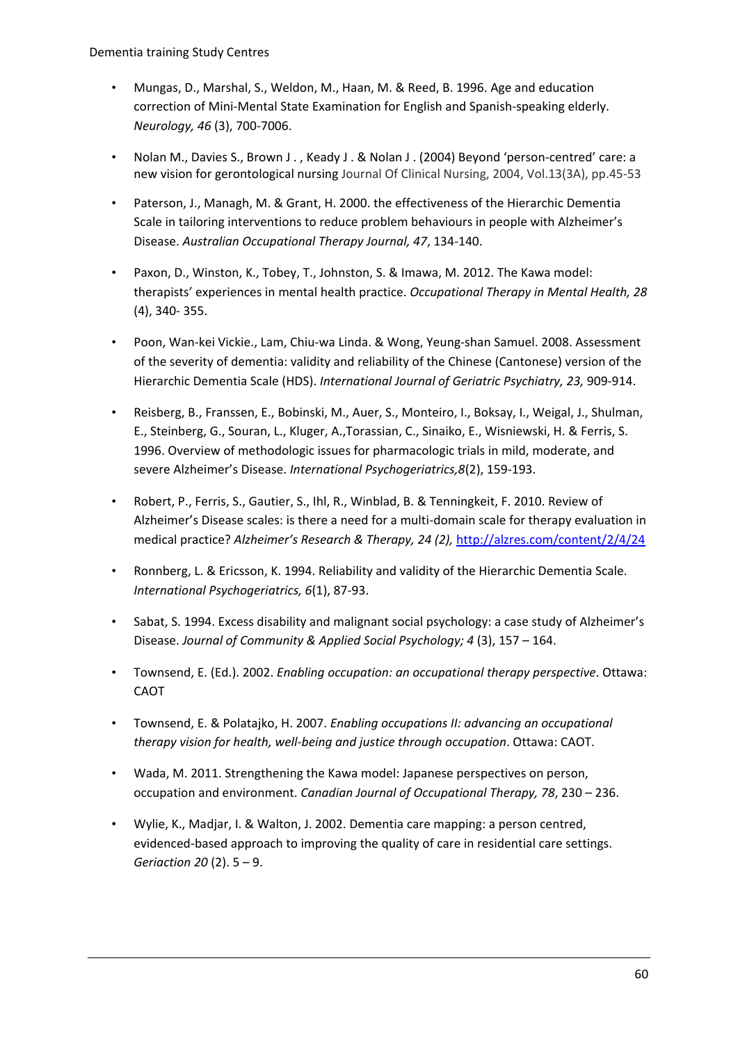- Mungas, D., Marshal, S., Weldon, M., Haan, M. & Reed, B. 1996. Age and education correction of Mini-Mental State Examination for English and Spanish-speaking elderly. *Neurology, 46* (3), 700-7006.

- Nolan M., Davies S., Brown J . , Keady J . & Nolan J . (2004) Beyond 'person-centred' care: a new vision for gerontological nursing Journal Of Clinical Nursing, 2004, Vol.13(3A), pp.45-53

- Paterson, J., Managh, M. & Grant, H. 2000. the effectiveness of the Hierarchic Dementia Scale in tailoring interventions to reduce problem behaviours in people with Alzheimer's Disease. *Australian Occupational Therapy Journal, 47*, 134-140.

- Paxon, D., Winston, K., Tobey, T., Johnston, S. & Imawa, M. 2012. The Kawa model: therapists' experiences in mental health practice. *Occupational Therapy in Mental Health, 28* (4), 340- 355.

- Poon, Wan-kei Vickie., Lam, Chiu-wa Linda. & Wong, Yeung-shan Samuel. 2008. Assessment of the severity of dementia: validity and reliability of the Chinese (Cantonese) version of the Hierarchic Dementia Scale (HDS). *International Journal of Geriatric Psychiatry, 23,* 909-914.

- Reisberg, B., Franssen, E., Bobinski, M., Auer, S., Monteiro, I., Boksay, I., Weigal, J., Shulman, E., Steinberg, G., Souran, L., Kluger, A.,Torassian, C., Sinaiko, E., Wisniewski, H. & Ferris, S. 1996. Overview of methodologic issues for pharmacologic trials in mild, moderate, and severe Alzheimer's Disease. *International Psychogeriatrics,8*(2), 159-193.

- Robert, P., Ferris, S., Gautier, S., Ihl, R., Winblad, B. & Tenningkeit, F. 2010. Review of Alzheimer's Disease scales: is there a need for a multi-domain scale for therapy evaluation in medical practice? *Alzheimer's Research & Therapy, 24 (2),* http://alzres.com/content/2/4/24

- Ronnberg, L. & Ericsson, K. 1994. Reliability and validity of the Hierarchic Dementia Scale. *International Psychogeriatrics, 6*(1), 87-93.

- Sabat, S. 1994. Excess disability and malignant social psychology: a case study of Alzheimer's Disease. *Journal of Community & Applied Social Psychology; 4* (3), 157 – 164.

- Townsend, E. (Ed.). 2002. *Enabling occupation: an occupational therapy perspective*. Ottawa: CAOT

- Townsend, E. & Polatajko, H. 2007. *Enabling occupations II: advancing an occupational therapy vision for health, well-being and justice through occupation*. Ottawa: CAOT.

- Wada, M. 2011. Strengthening the Kawa model: Japanese perspectives on person, occupation and environment. *Canadian Journal of Occupational Therapy, 78*, 230 – 236.

- Wylie, K., Madjar, I. & Walton, J. 2002. Dementia care mapping: a person centred, evidenced-based approach to improving the quality of care in residential care settings. *Geriaction 20* (2). 5 – 9.